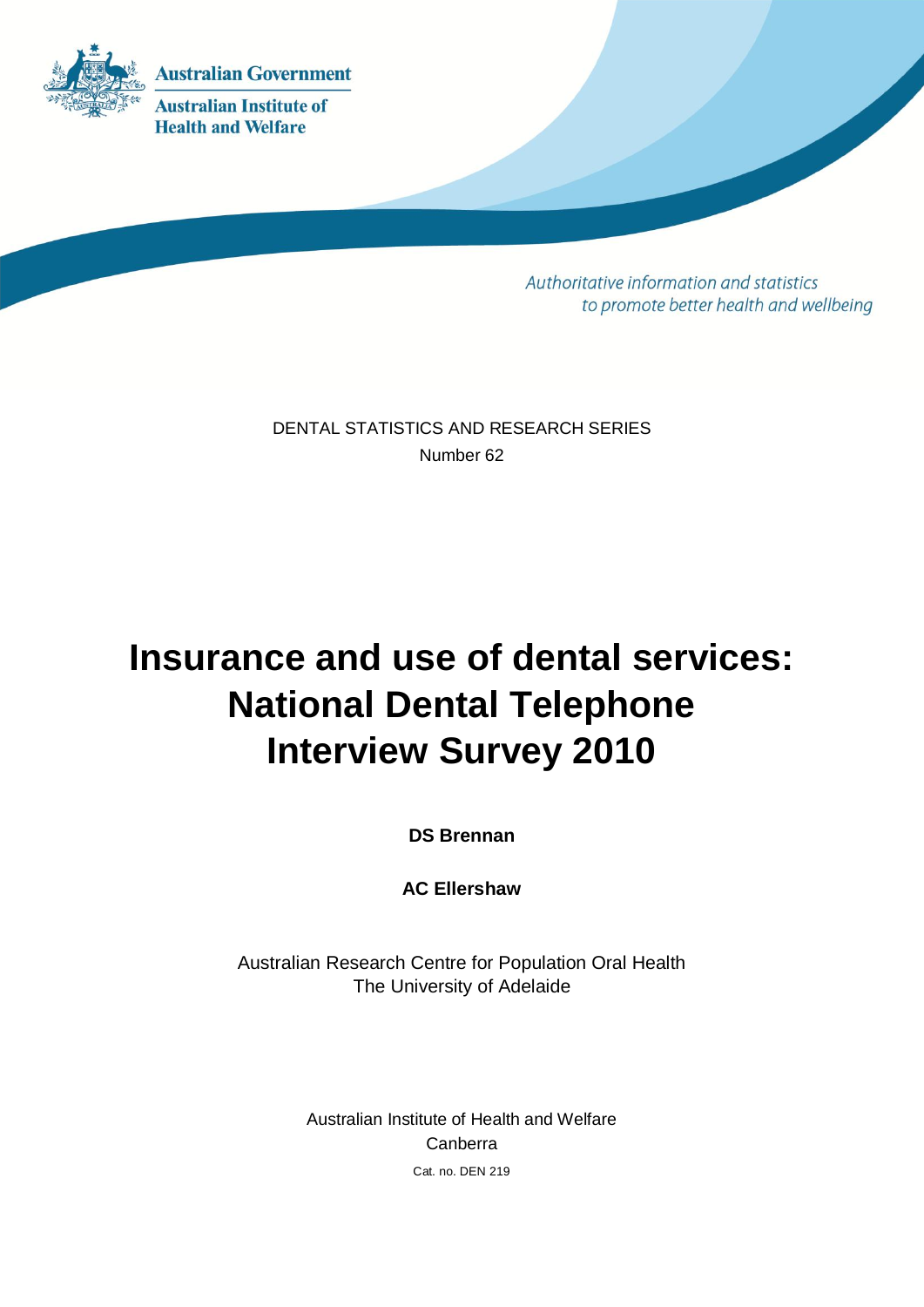Australian Government

Australian Institute of Health and Welfare

*Authoritative information and statistics to promote better health and wellbeing*

DENTAL STATISTICS AND RESEARCH SERIES

Number 62

# Insurance and use of dental services: National Dental Telephone Interview Survey 2010

**DS Brennan**

**AC Ellershaw**

Australian Research Centre for Population Oral Health
The University of Adelaide

Australian Institute of Health and Welfare
Canberra

Cat. no. DEN 219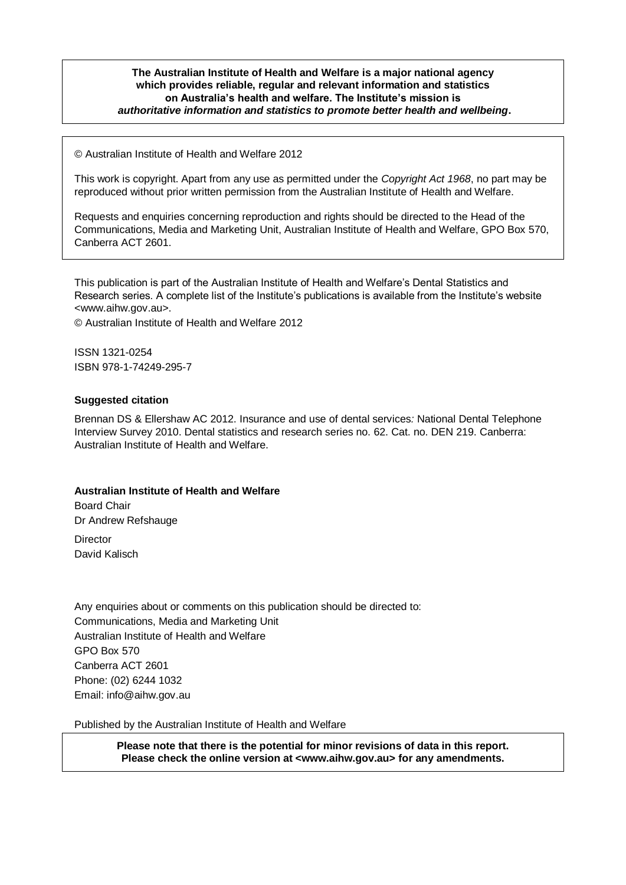**The Australian Institute of Health and Welfare is a major national agency which provides reliable, regular and relevant information and statistics on Australia's health and welfare. The Institute's mission is *authoritative information and statistics to promote better health and wellbeing*.**

© Australian Institute of Health and Welfare 2012

This work is copyright. Apart from any use as permitted under the *Copyright Act 1968*, no part may be reproduced without prior written permission from the Australian Institute of Health and Welfare.

Requests and enquiries concerning reproduction and rights should be directed to the Head of the Communications, Media and Marketing Unit, Australian Institute of Health and Welfare, GPO Box 570, Canberra ACT 2601.

This publication is part of the Australian Institute of Health and Welfare's Dental Statistics and Research series. A complete list of the Institute's publications is available from the Institute's website <www.aihw.gov.au>.

© Australian Institute of Health and Welfare 2012

ISSN 1321-0254
ISBN 978-1-74249-295-7

**Suggested citation**

Brennan DS & Ellershaw AC 2012. Insurance and use of dental services*:* National Dental Telephone Interview Survey 2010. Dental statistics and research series no. 62. Cat. no. DEN 219. Canberra: Australian Institute of Health and Welfare.

**Australian Institute of Health and Welfare**

Board Chair
Dr Andrew Refshauge

Director
David Kalisch

Any enquiries about or comments on this publication should be directed to:
Communications, Media and Marketing Unit
Australian Institute of Health and Welfare
GPO Box 570
Canberra ACT 2601
Phone: (02) 6244 1032
Email: info@aihw.gov.au

Published by the Australian Institute of Health and Welfare

**Please note that there is the potential for minor revisions of data in this report. Please check the online version at <www.aihw.gov.au> for any amendments.**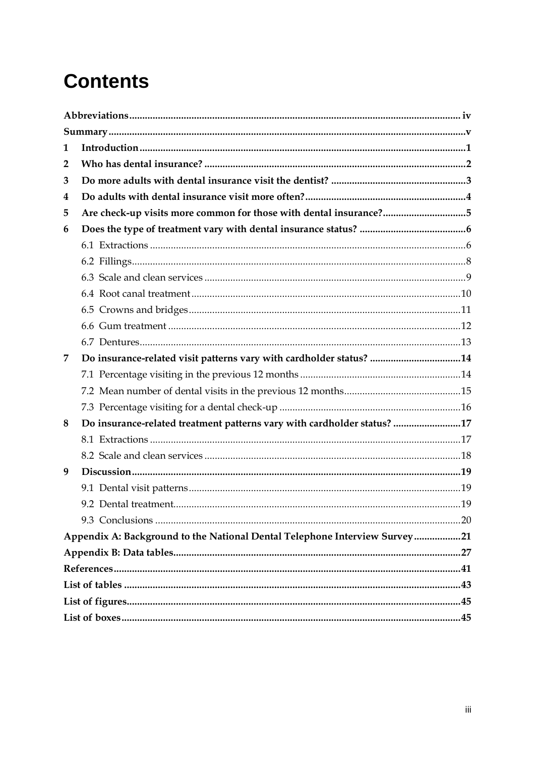# Contents

**Abbreviations** ............................................................ iv

**Summary** ............................................................ v

**1 Introduction** ............................................................ 1

**2 Who has dental insurance?** ............................................................ 2

**3 Do more adults with dental insurance visit the dentist?** ............................................................ 3

**4 Do adults with dental insurance visit more often?** ............................................................ 4

**5 Are check-up visits more common for those with dental insurance?** ............................................................ 5

**6 Does the type of treatment vary with dental insurance status?** ............................................................ 6

- 6.1 Extractions ............................................................ 6
- 6.2 Fillings ............................................................ 8
- 6.3 Scale and clean services ............................................................ 9
- 6.4 Root canal treatment ............................................................ 10
- 6.5 Crowns and bridges ............................................................ 11
- 6.6 Gum treatment ............................................................ 12
- 6.7 Dentures ............................................................ 13

**7 Do insurance-related visit patterns vary with cardholder status?** ............................................................ 14

- 7.1 Percentage visiting in the previous 12 months ............................................................ 14
- 7.2 Mean number of dental visits in the previous 12 months ............................................................ 15
- 7.3 Percentage visiting for a dental check-up ............................................................ 16

**8 Do insurance-related treatment patterns vary with cardholder status?** ............................................................ 17

- 8.1 Extractions ............................................................ 17
- 8.2 Scale and clean services ............................................................ 18

**9 Discussion** ............................................................ 19

- 9.1 Dental visit patterns ............................................................ 19
- 9.2 Dental treatment ............................................................ 19
- 9.3 Conclusions ............................................................ 20

**Appendix A: Background to the National Dental Telephone Interview Survey** ............................................................ 21

**Appendix B: Data tables** ............................................................ 27

**References** ............................................................ 41

**List of tables** ............................................................ 43

**List of figures** ............................................................ 45

**List of boxes** ............................................................ 45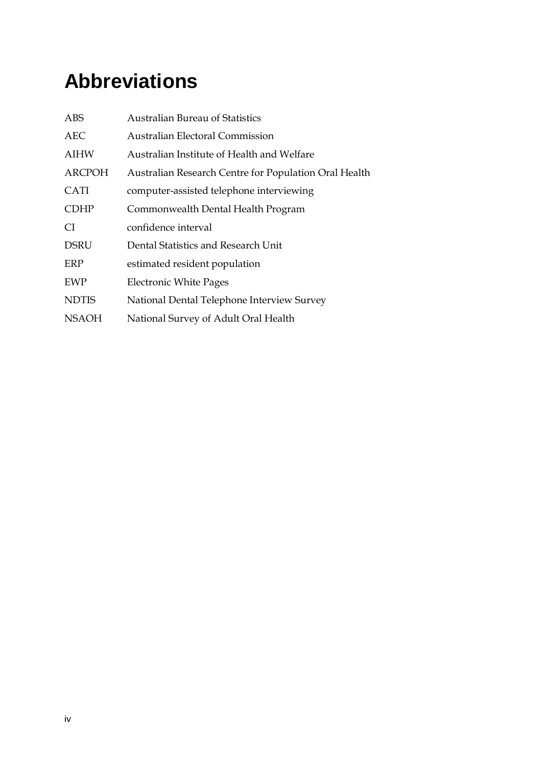# Abbreviations

| | |
|---|---|
| ABS | Australian Bureau of Statistics |
| AEC | Australian Electoral Commission |
| AIHW | Australian Institute of Health and Welfare |
| ARCPOH | Australian Research Centre for Population Oral Health |
| CATI | computer-assisted telephone interviewing |
| CDHP | Commonwealth Dental Health Program |
| CI | confidence interval |
| DSRU | Dental Statistics and Research Unit |
| ERP | estimated resident population |
| EWP | Electronic White Pages |
| NDTIS | National Dental Telephone Interview Survey |
| NSAOH | National Survey of Adult Oral Health |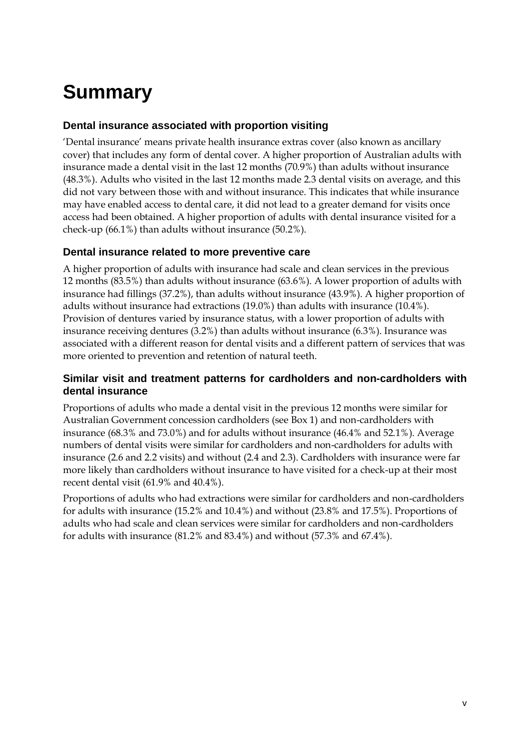# Summary

## Dental insurance associated with proportion visiting

'Dental insurance' means private health insurance extras cover (also known as ancillary cover) that includes any form of dental cover. A higher proportion of Australian adults with insurance made a dental visit in the last 12 months (70.9%) than adults without insurance (48.3%). Adults who visited in the last 12 months made 2.3 dental visits on average, and this did not vary between those with and without insurance. This indicates that while insurance may have enabled access to dental care, it did not lead to a greater demand for visits once access had been obtained. A higher proportion of adults with dental insurance visited for a check-up (66.1%) than adults without insurance (50.2%).

## Dental insurance related to more preventive care

A higher proportion of adults with insurance had scale and clean services in the previous 12 months (83.5%) than adults without insurance (63.6%). A lower proportion of adults with insurance had fillings (37.2%), than adults without insurance (43.9%). A higher proportion of adults without insurance had extractions (19.0%) than adults with insurance (10.4%). Provision of dentures varied by insurance status, with a lower proportion of adults with insurance receiving dentures (3.2%) than adults without insurance (6.3%). Insurance was associated with a different reason for dental visits and a different pattern of services that was more oriented to prevention and retention of natural teeth.

## Similar visit and treatment patterns for cardholders and non-cardholders with dental insurance

Proportions of adults who made a dental visit in the previous 12 months were similar for Australian Government concession cardholders (see Box 1) and non-cardholders with insurance (68.3% and 73.0%) and for adults without insurance (46.4% and 52.1%). Average numbers of dental visits were similar for cardholders and non-cardholders for adults with insurance (2.6 and 2.2 visits) and without (2.4 and 2.3). Cardholders with insurance were far more likely than cardholders without insurance to have visited for a check-up at their most recent dental visit (61.9% and 40.4%).

Proportions of adults who had extractions were similar for cardholders and non-cardholders for adults with insurance (15.2% and 10.4%) and without (23.8% and 17.5%). Proportions of adults who had scale and clean services were similar for cardholders and non-cardholders for adults with insurance (81.2% and 83.4%) and without (57.3% and 67.4%).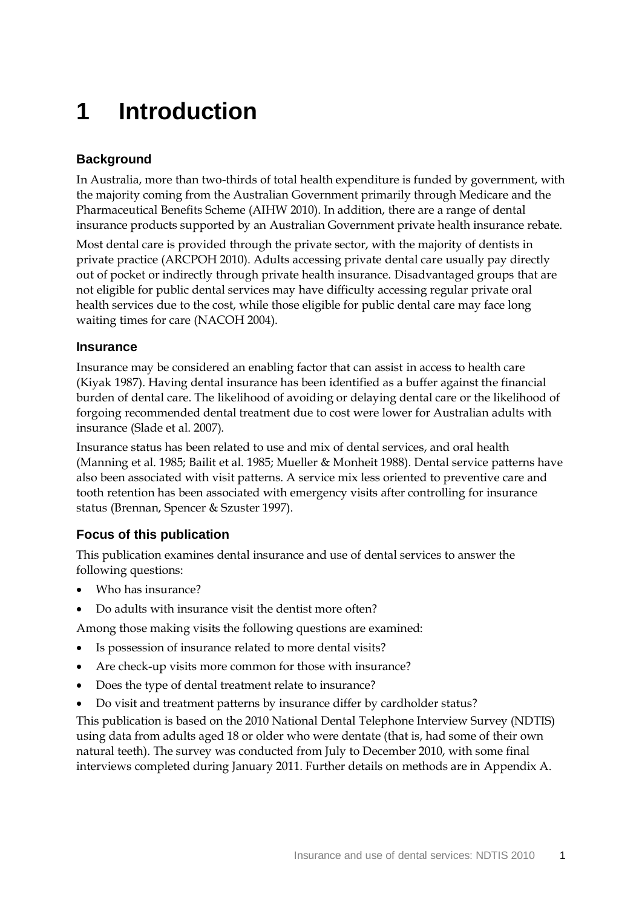# 1 Introduction

### Background

In Australia, more than two-thirds of total health expenditure is funded by government, with the majority coming from the Australian Government primarily through Medicare and the Pharmaceutical Benefits Scheme (AIHW 2010). In addition, there are a range of dental insurance products supported by an Australian Government private health insurance rebate.

Most dental care is provided through the private sector, with the majority of dentists in private practice (ARCPOH 2010). Adults accessing private dental care usually pay directly out of pocket or indirectly through private health insurance. Disadvantaged groups that are not eligible for public dental services may have difficulty accessing regular private oral health services due to the cost, while those eligible for public dental care may face long waiting times for care (NACOH 2004).

### Insurance

Insurance may be considered an enabling factor that can assist in access to health care (Kiyak 1987). Having dental insurance has been identified as a buffer against the financial burden of dental care. The likelihood of avoiding or delaying dental care or the likelihood of forgoing recommended dental treatment due to cost were lower for Australian adults with insurance (Slade et al. 2007).

Insurance status has been related to use and mix of dental services, and oral health (Manning et al. 1985; Bailit et al. 1985; Mueller & Monheit 1988). Dental service patterns have also been associated with visit patterns. A service mix less oriented to preventive care and tooth retention has been associated with emergency visits after controlling for insurance status (Brennan, Spencer & Szuster 1997).

### Focus of this publication

This publication examines dental insurance and use of dental services to answer the following questions:

- Who has insurance?
- Do adults with insurance visit the dentist more often?

Among those making visits the following questions are examined:

- Is possession of insurance related to more dental visits?
- Are check-up visits more common for those with insurance?
- Does the type of dental treatment relate to insurance?
- Do visit and treatment patterns by insurance differ by cardholder status?

This publication is based on the 2010 National Dental Telephone Interview Survey (NDTIS) using data from adults aged 18 or older who were dentate (that is, had some of their own natural teeth). The survey was conducted from July to December 2010, with some final interviews completed during January 2011. Further details on methods are in Appendix A.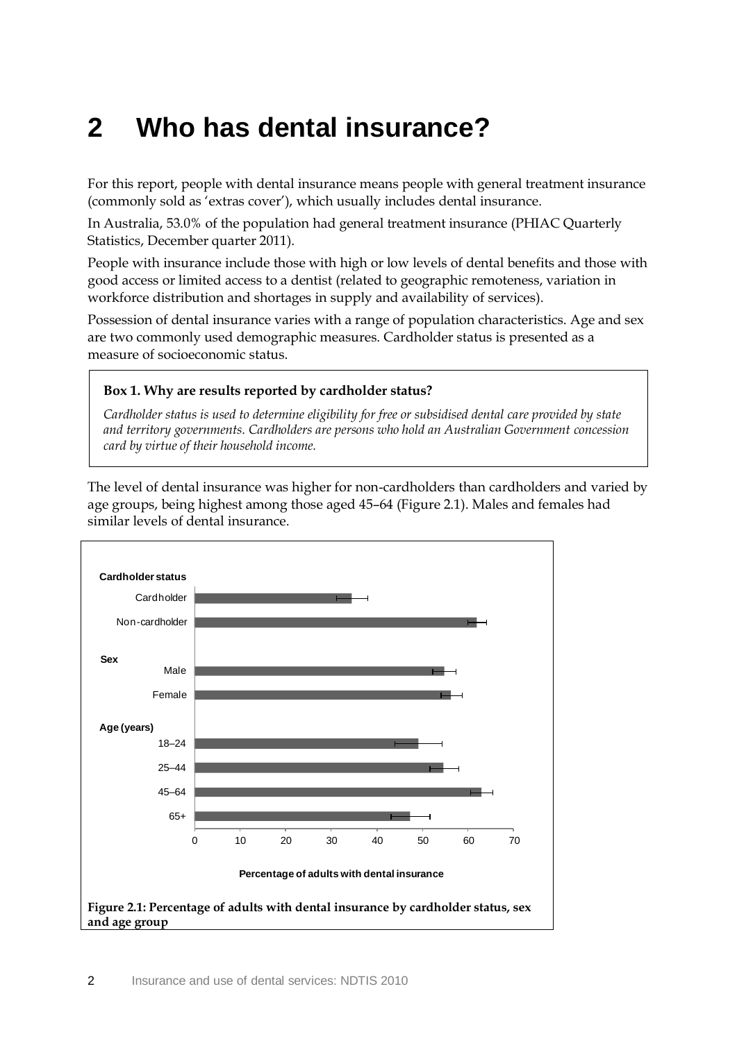# 2 Who has dental insurance?

For this report, people with dental insurance means people with general treatment insurance (commonly sold as 'extras cover'), which usually includes dental insurance.

In Australia, 53.0% of the population had general treatment insurance (PHIAC Quarterly Statistics, December quarter 2011).

People with insurance include those with high or low levels of dental benefits and those with good access or limited access to a dentist (related to geographic remoteness, variation in workforce distribution and shortages in supply and availability of services).

Possession of dental insurance varies with a range of population characteristics. Age and sex are two commonly used demographic measures. Cardholder status is presented as a measure of socioeconomic status.

> **Box 1. Why are results reported by cardholder status?**
>
> *Cardholder status is used to determine eligibility for free or subsidised dental care provided by state and territory governments. Cardholders are persons who hold an Australian Government concession card by virtue of their household income.*

The level of dental insurance was higher for non-cardholders than cardholders and varied by age groups, being highest among those aged 45–64 (Figure 2.1). Males and females had similar levels of dental insurance.

**Figure 2.1: Percentage of adults with dental insurance by cardholder status, sex and age group**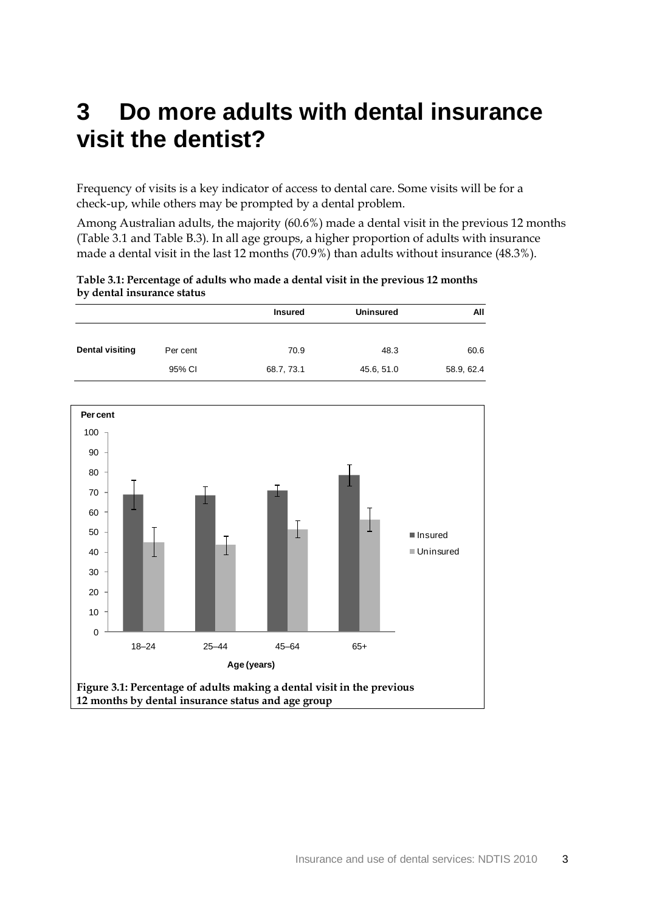# 3 Do more adults with dental insurance visit the dentist?

Frequency of visits is a key indicator of access to dental care. Some visits will be for a check-up, while others may be prompted by a dental problem.

Among Australian adults, the majority (60.6%) made a dental visit in the previous 12 months (Table 3.1 and Table B.3). In all age groups, a higher proportion of adults with insurance made a dental visit in the last 12 months (70.9%) than adults without insurance (48.3%).

**Table 3.1: Percentage of adults who made a dental visit in the previous 12 months by dental insurance status**

| | | Insured | Uninsured | All |
|---|---|---|---|---|
| **Dental visiting** | Per cent | 70.9 | 48.3 | 60.6 |
| | 95% CI | 68.7, 73.1 | 45.6, 51.0 | 58.9, 62.4 |

**Figure 3.1: Percentage of adults making a dental visit in the previous 12 months by dental insurance status and age group**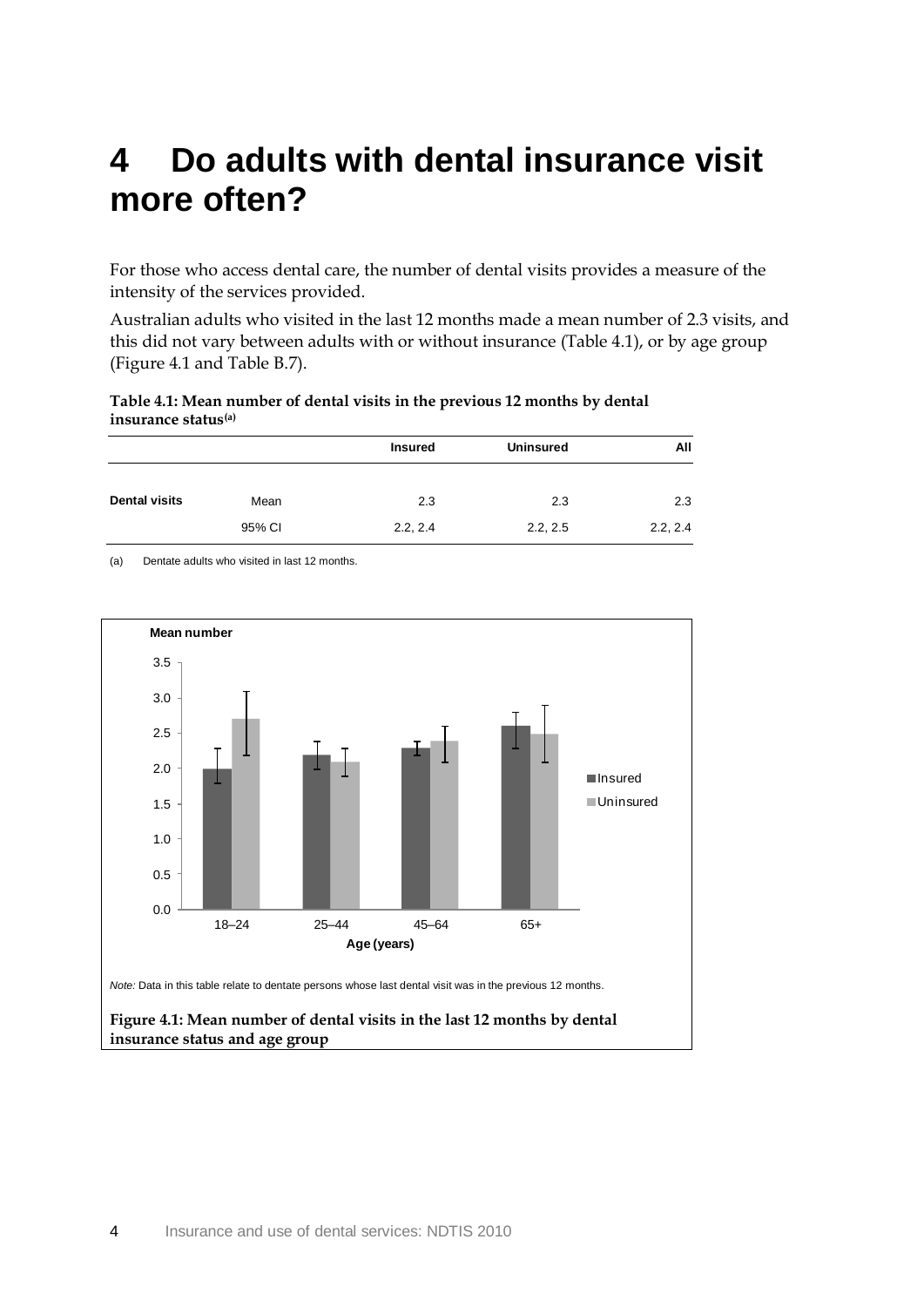# 4 Do adults with dental insurance visit more often?

For those who access dental care, the number of dental visits provides a measure of the intensity of the services provided.

Australian adults who visited in the last 12 months made a mean number of 2.3 visits, and this did not vary between adults with or without insurance (Table 4.1), or by age group (Figure 4.1 and Table B.7).

**Table 4.1: Mean number of dental visits in the previous 12 months by dental insurance status[(a)]**

| | | Insured | Uninsured | All |
|---|---|---|---|---|
| **Dental visits** | Mean | 2.3 | 2.3 | 2.3 |
| | 95% CI | 2.2, 2.4 | 2.2, 2.5 | 2.2, 2.4 |

(a) Dentate adults who visited in last 12 months.

*Note:* Data in this table relate to dentate persons whose last dental visit was in the previous 12 months.

**Figure 4.1: Mean number of dental visits in the last 12 months by dental insurance status and age group**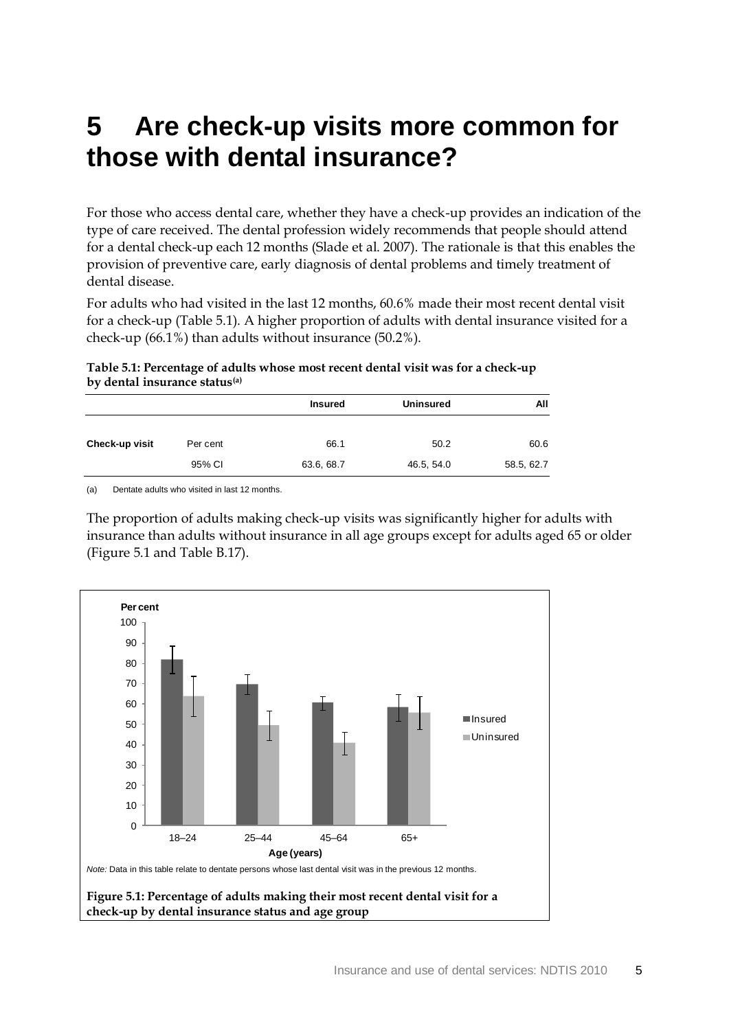// Transcribing page 11: heading, two prose paragraphs, Table 5.1, a note line; chart has no detected image so only its caption and note are kept.
# 5 Are check-up visits more common for those with dental insurance?

For those who access dental care, whether they have a check-up provides an indication of the type of care received. The dental profession widely recommends that people should attend for a dental check-up each 12 months (Slade et al. 2007). The rationale is that this enables the provision of preventive care, early diagnosis of dental problems and timely treatment of dental disease.

For adults who had visited in the last 12 months, 60.6% made their most recent dental visit for a check-up (Table 5.1). A higher proportion of adults with dental insurance visited for a check-up (66.1%) than adults without insurance (50.2%).

**Table 5.1: Percentage of adults whose most recent dental visit was for a check-up by dental insurance status[(a)]**

| | | Insured | Uninsured | All |
|---|---|---|---|---|
| **Check-up visit** | Per cent | 66.1 | 50.2 | 60.6 |
| | 95% CI | 63.6, 68.7 | 46.5, 54.0 | 58.5, 62.7 |

(a) Dentate adults who visited in last 12 months.

The proportion of adults making check-up visits was significantly higher for adults with insurance than adults without insurance in all age groups except for adults aged 65 or older (Figure 5.1 and Table B.17).

*Note:* Data in this table relate to dentate persons whose last dental visit was in the previous 12 months.

**Figure 5.1: Percentage of adults making their most recent dental visit for a check-up by dental insurance status and age group**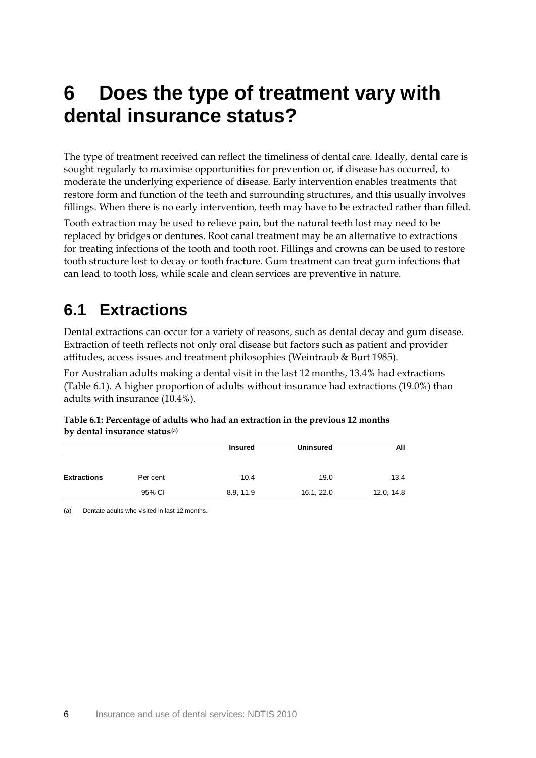# 6 Does the type of treatment vary with dental insurance status?

The type of treatment received can reflect the timeliness of dental care. Ideally, dental care is sought regularly to maximise opportunities for prevention or, if disease has occurred, to moderate the underlying experience of disease. Early intervention enables treatments that restore form and function of the teeth and surrounding structures, and this usually involves fillings. When there is no early intervention, teeth may have to be extracted rather than filled.

Tooth extraction may be used to relieve pain, but the natural teeth lost may need to be replaced by bridges or dentures. Root canal treatment may be an alternative to extractions for treating infections of the tooth and tooth root. Fillings and crowns can be used to restore tooth structure lost to decay or tooth fracture. Gum treatment can treat gum infections that can lead to tooth loss, while scale and clean services are preventive in nature.

## 6.1 Extractions

Dental extractions can occur for a variety of reasons, such as dental decay and gum disease. Extraction of teeth reflects not only oral disease but factors such as patient and provider attitudes, access issues and treatment philosophies (Weintraub & Burt 1985).

For Australian adults making a dental visit in the last 12 months, 13.4% had extractions (Table 6.1). A higher proportion of adults without insurance had extractions (19.0%) than adults with insurance (10.4%).

**Table 6.1: Percentage of adults who had an extraction in the previous 12 months by dental insurance status[(a)]**

| | | Insured | Uninsured | All |
|---|---|---|---|---|
| **Extractions** | Per cent | 10.4 | 19.0 | 13.4 |
| | 95% CI | 8.9, 11.9 | 16.1, 22.0 | 12.0, 14.8 |

(a) Dentate adults who visited in last 12 months.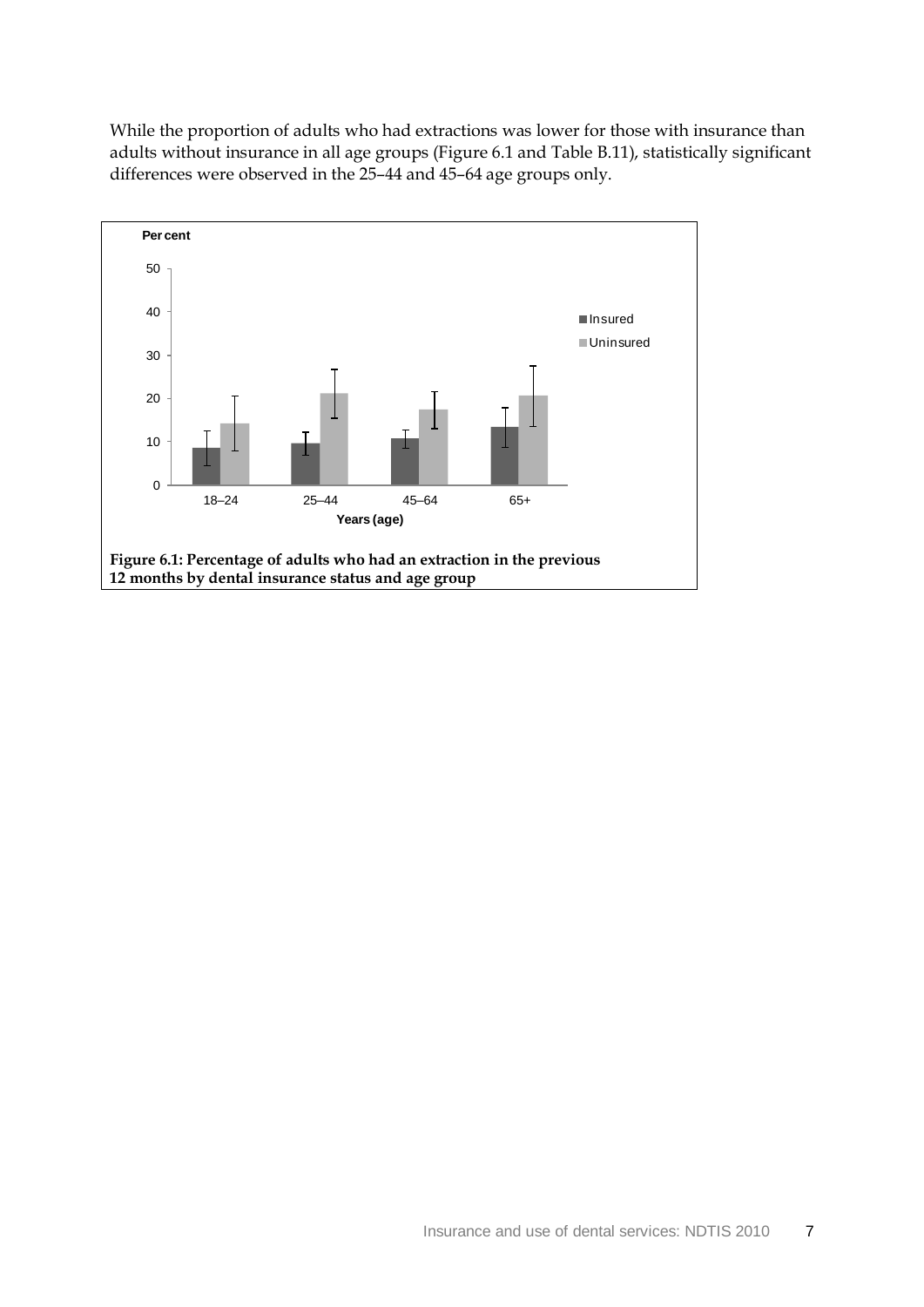While the proportion of adults who had extractions was lower for those with insurance than adults without insurance in all age groups (Figure 6.1 and Table B.11), statistically significant differences were observed in the 25–44 and 45–64 age groups only.

**Figure 6.1: Percentage of adults who had an extraction in the previous 12 months by dental insurance status and age group**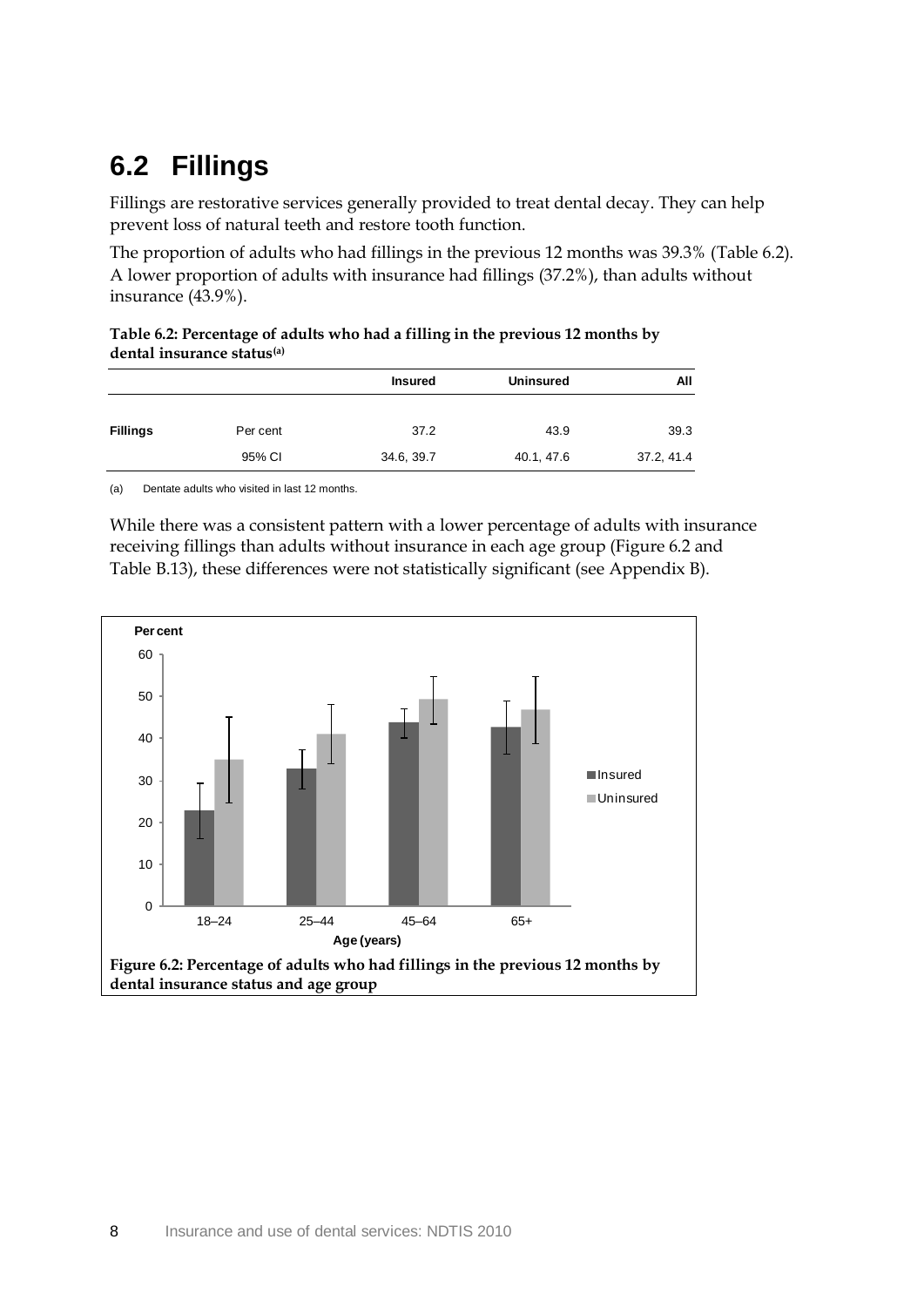## 6.2 Fillings

Fillings are restorative services generally provided to treat dental decay. They can help prevent loss of natural teeth and restore tooth function.

The proportion of adults who had fillings in the previous 12 months was 39.3% (Table 6.2). A lower proportion of adults with insurance had fillings (37.2%), than adults without insurance (43.9%).

**Table 6.2: Percentage of adults who had a filling in the previous 12 months by dental insurance status[(a)]**

| | | Insured | Uninsured | All |
|---|---|---|---|---|
| **Fillings** | Per cent | 37.2 | 43.9 | 39.3 |
| | 95% CI | 34.6, 39.7 | 40.1, 47.6 | 37.2, 41.4 |

(a) Dentate adults who visited in last 12 months.

While there was a consistent pattern with a lower percentage of adults with insurance receiving fillings than adults without insurance in each age group (Figure 6.2 and Table B.13), these differences were not statistically significant (see Appendix B).

**Figure 6.2: Percentage of adults who had fillings in the previous 12 months by dental insurance status and age group**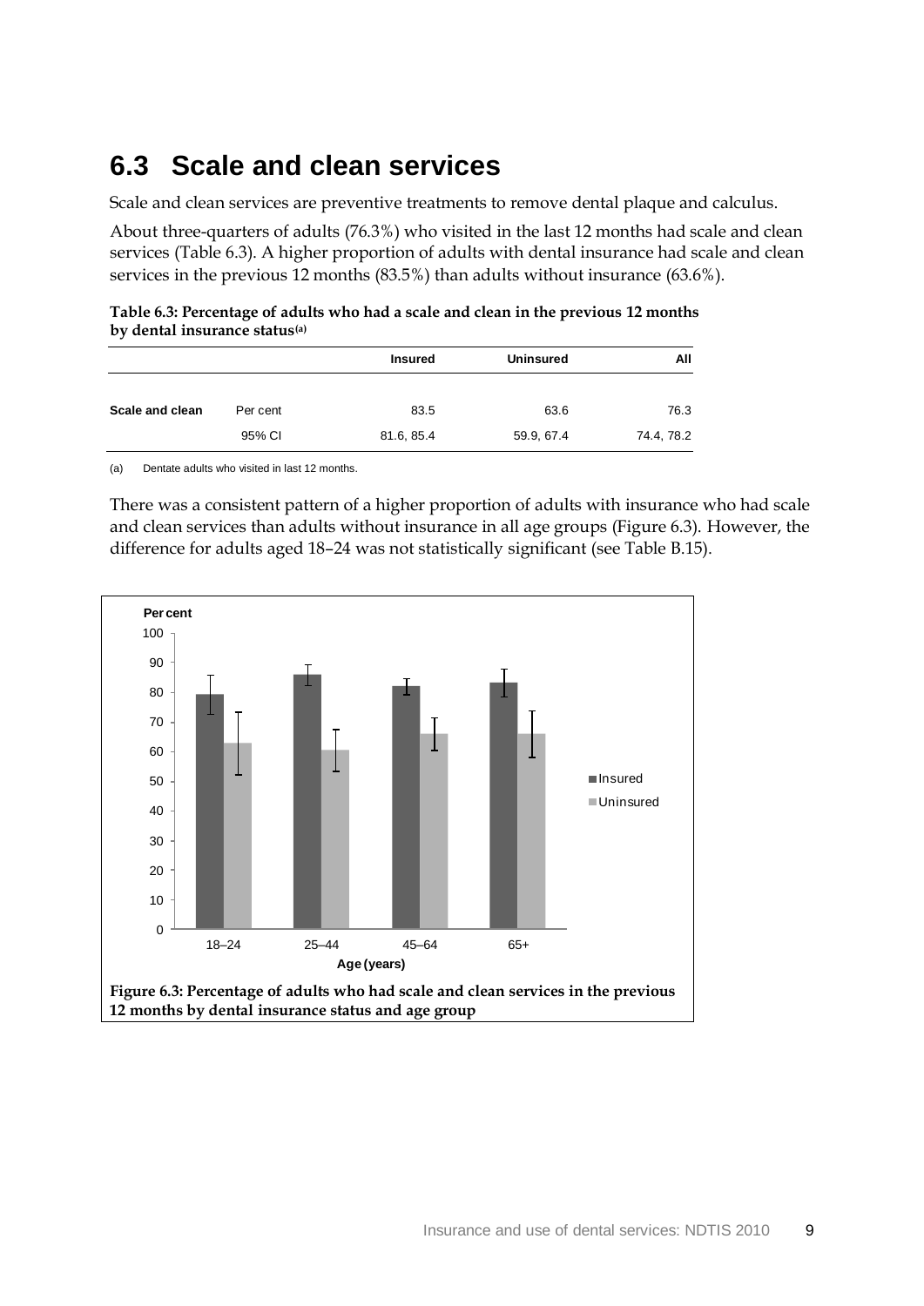# 6.3 Scale and clean services

Scale and clean services are preventive treatments to remove dental plaque and calculus.

About three-quarters of adults (76.3%) who visited in the last 12 months had scale and clean services (Table 6.3). A higher proportion of adults with dental insurance had scale and clean services in the previous 12 months (83.5%) than adults without insurance (63.6%).

**Table 6.3: Percentage of adults who had a scale and clean in the previous 12 months by dental insurance status(a)**

| | | Insured | Uninsured | All |
|---|---|---|---|---|
| **Scale and clean** | Per cent | 83.5 | 63.6 | 76.3 |
| | 95% CI | 81.6, 85.4 | 59.9, 67.4 | 74.4, 78.2 |

(a) Dentate adults who visited in last 12 months.

There was a consistent pattern of a higher proportion of adults with insurance who had scale and clean services than adults without insurance in all age groups (Figure 6.3). However, the difference for adults aged 18–24 was not statistically significant (see Table B.15).

**Figure 6.3: Percentage of adults who had scale and clean services in the previous 12 months by dental insurance status and age group**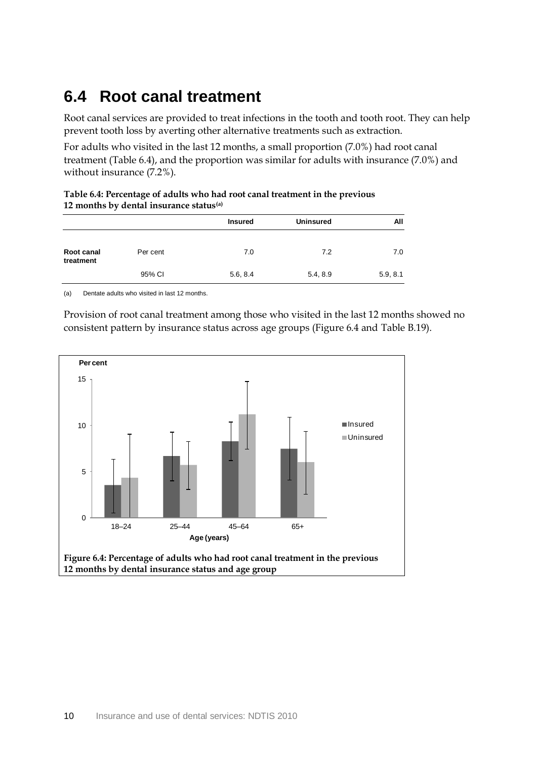## 6.4 Root canal treatment

Root canal services are provided to treat infections in the tooth and tooth root. They can help prevent tooth loss by averting other alternative treatments such as extraction.

For adults who visited in the last 12 months, a small proportion (7.0%) had root canal treatment (Table 6.4), and the proportion was similar for adults with insurance (7.0%) and without insurance (7.2%).

**Table 6.4: Percentage of adults who had root canal treatment in the previous 12 months by dental insurance status[(a)]**

| | | Insured | Uninsured | All |
|---|---|---|---|---|
| Root canal treatment | Per cent | 7.0 | 7.2 | 7.0 |
| | 95% CI | 5.6, 8.4 | 5.4, 8.9 | 5.9, 8.1 |

(a) Dentate adults who visited in last 12 months.

Provision of root canal treatment among those who visited in the last 12 months showed no consistent pattern by insurance status across age groups (Figure 6.4 and Table B.19).

**Figure 6.4: Percentage of adults who had root canal treatment in the previous 12 months by dental insurance status and age group**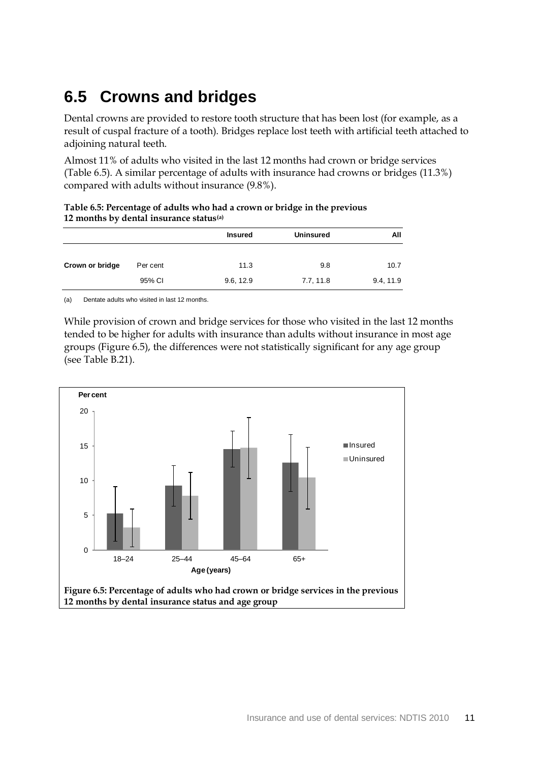## 6.5 Crowns and bridges

Dental crowns are provided to restore tooth structure that has been lost (for example, as a result of cuspal fracture of a tooth). Bridges replace lost teeth with artificial teeth attached to adjoining natural teeth.

Almost 11% of adults who visited in the last 12 months had crown or bridge services (Table 6.5). A similar percentage of adults with insurance had crowns or bridges (11.3%) compared with adults without insurance (9.8%).

**Table 6.5: Percentage of adults who had a crown or bridge in the previous 12 months by dental insurance status(a)**

| | | Insured | Uninsured | All |
|---|---|---|---|---|
| **Crown or bridge** | Per cent | 11.3 | 9.8 | 10.7 |
| | 95% CI | 9.6, 12.9 | 7.7, 11.8 | 9.4, 11.9 |

(a) Dentate adults who visited in last 12 months.

While provision of crown and bridge services for those who visited in the last 12 months tended to be higher for adults with insurance than adults without insurance in most age groups (Figure 6.5), the differences were not statistically significant for any age group (see Table B.21).

**Figure 6.5: Percentage of adults who had crown or bridge services in the previous 12 months by dental insurance status and age group**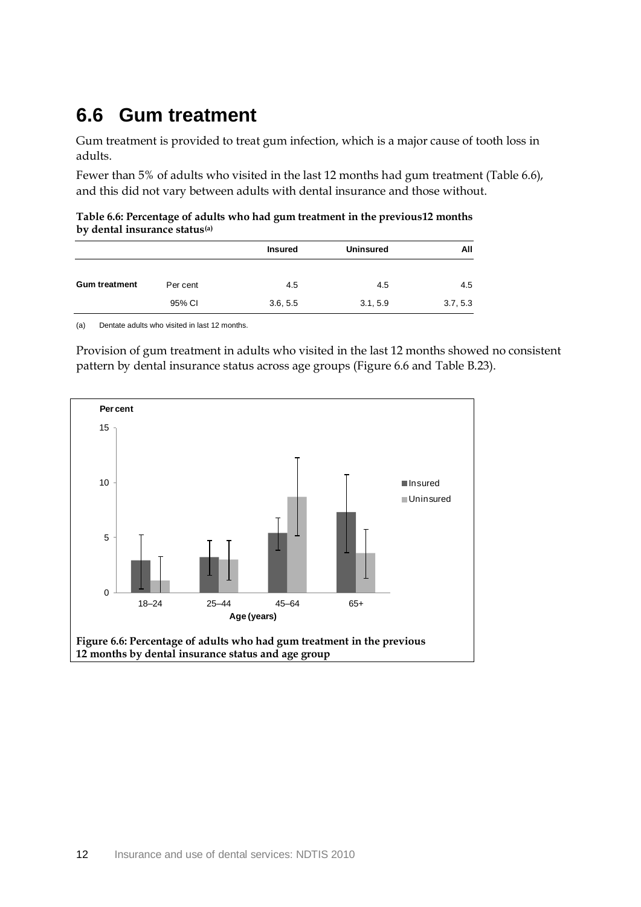## 6.6 Gum treatment

Gum treatment is provided to treat gum infection, which is a major cause of tooth loss in adults.

Fewer than 5% of adults who visited in the last 12 months had gum treatment (Table 6.6), and this did not vary between adults with dental insurance and those without.

**Table 6.6: Percentage of adults who had gum treatment in the previous12 months by dental insurance status(a)**

| | | Insured | Uninsured | All |
|---|---|---|---|---|
| **Gum treatment** | Per cent | 4.5 | 4.5 | 4.5 |
| | 95% CI | 3.6, 5.5 | 3.1, 5.9 | 3.7, 5.3 |

(a) Dentate adults who visited in last 12 months.

Provision of gum treatment in adults who visited in the last 12 months showed no consistent pattern by dental insurance status across age groups (Figure 6.6 and Table B.23).

**Figure 6.6: Percentage of adults who had gum treatment in the previous 12 months by dental insurance status and age group**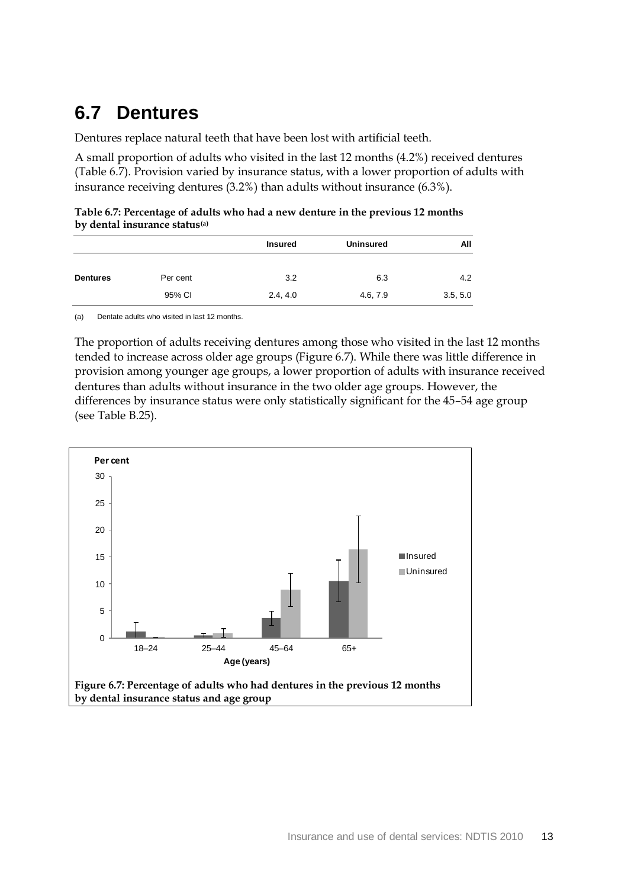## 6.7 Dentures

Dentures replace natural teeth that have been lost with artificial teeth.

A small proportion of adults who visited in the last 12 months (4.2%) received dentures (Table 6.7). Provision varied by insurance status, with a lower proportion of adults with insurance receiving dentures (3.2%) than adults without insurance (6.3%).

**Table 6.7: Percentage of adults who had a new denture in the previous 12 months by dental insurance status[(a)]**

| | | Insured | Uninsured | All |
|---|---|---|---|---|
| **Dentures** | Per cent | 3.2 | 6.3 | 4.2 |
| | 95% CI | 2.4, 4.0 | 4.6, 7.9 | 3.5, 5.0 |

(a) Dentate adults who visited in last 12 months.

The proportion of adults receiving dentures among those who visited in the last 12 months tended to increase across older age groups (Figure 6.7). While there was little difference in provision among younger age groups, a lower proportion of adults with insurance received dentures than adults without insurance in the two older age groups. However, the differences by insurance status were only statistically significant for the 45–54 age group (see Table B.25).

**Figure 6.7: Percentage of adults who had dentures in the previous 12 months by dental insurance status and age group**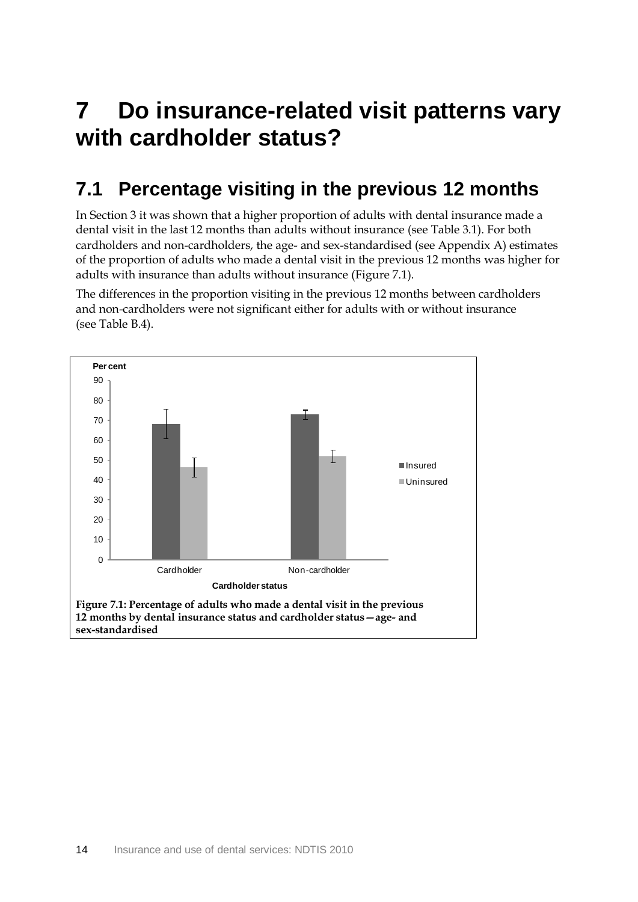# 7 Do insurance-related visit patterns vary with cardholder status?

## 7.1 Percentage visiting in the previous 12 months

In Section 3 it was shown that a higher proportion of adults with dental insurance made a dental visit in the last 12 months than adults without insurance (see Table 3.1). For both cardholders and non-cardholders, the age- and sex-standardised (see Appendix A) estimates of the proportion of adults who made a dental visit in the previous 12 months was higher for adults with insurance than adults without insurance (Figure 7.1).

The differences in the proportion visiting in the previous 12 months between cardholders and non-cardholders were not significant either for adults with or without insurance (see Table B.4).

**Figure 7.1: Percentage of adults who made a dental visit in the previous 12 months by dental insurance status and cardholder status—age- and sex-standardised**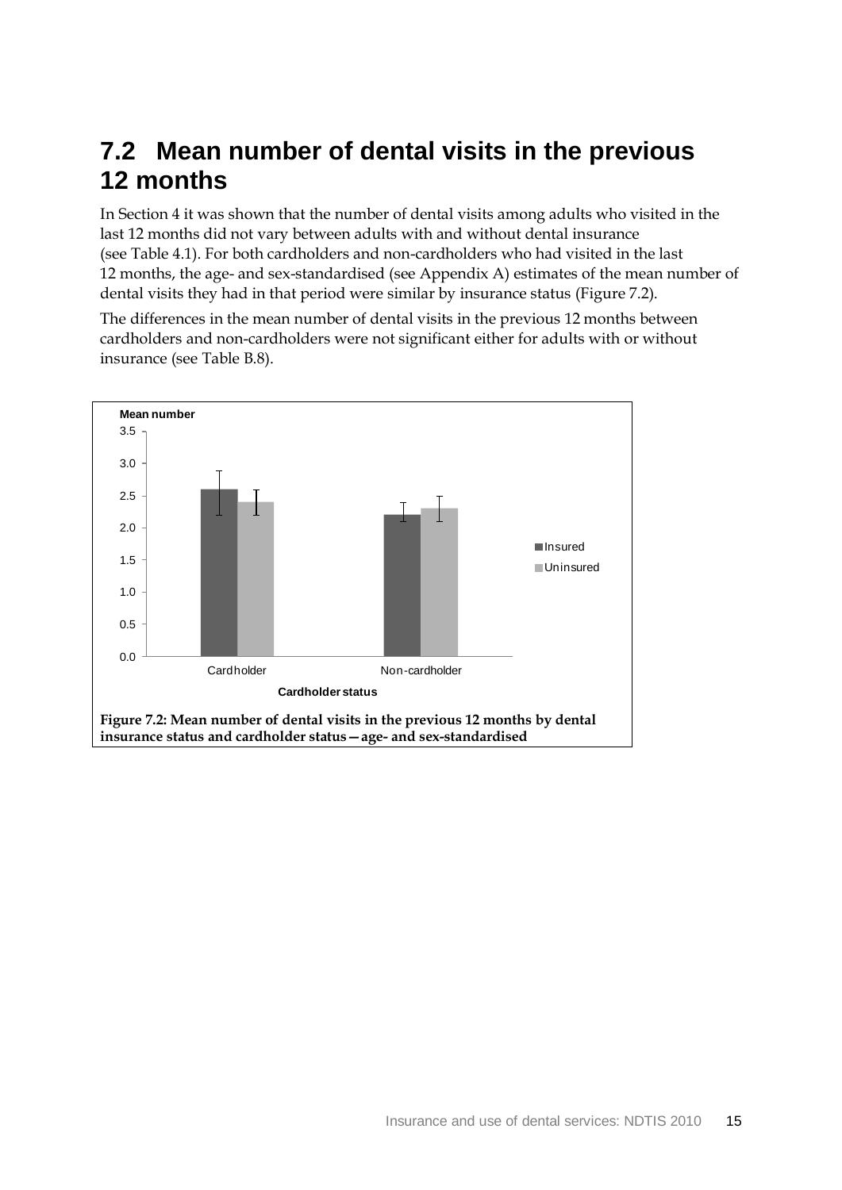## 7.2 Mean number of dental visits in the previous 12 months

In Section 4 it was shown that the number of dental visits among adults who visited in the last 12 months did not vary between adults with and without dental insurance (see Table 4.1). For both cardholders and non-cardholders who had visited in the last 12 months, the age- and sex-standardised (see Appendix A) estimates of the mean number of dental visits they had in that period were similar by insurance status (Figure 7.2).

The differences in the mean number of dental visits in the previous 12 months between cardholders and non-cardholders were not significant either for adults with or without insurance (see Table B.8).

**Figure 7.2: Mean number of dental visits in the previous 12 months by dental insurance status and cardholder status—age- and sex-standardised**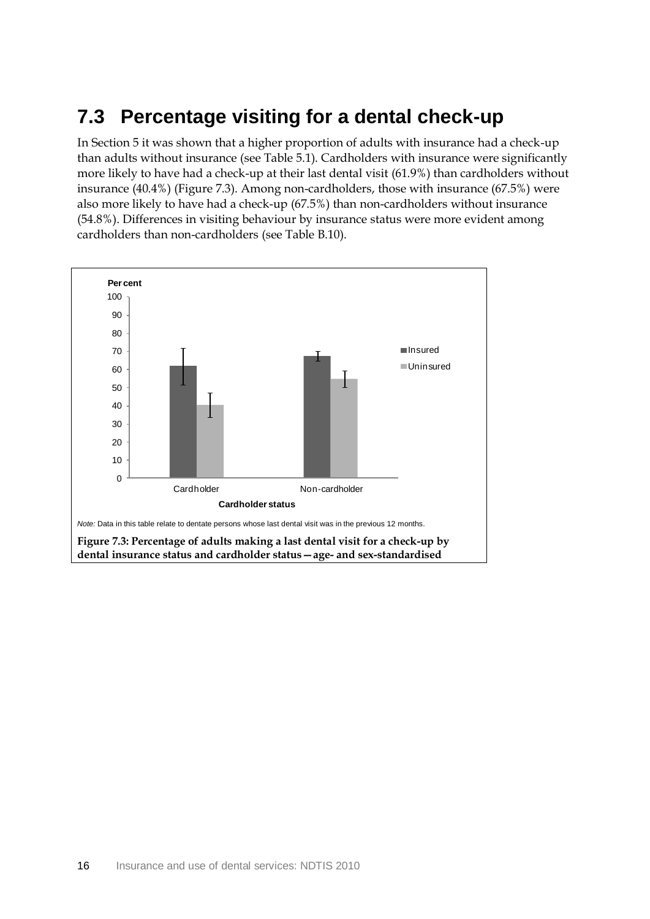## 7.3 Percentage visiting for a dental check-up

In Section 5 it was shown that a higher proportion of adults with insurance had a check-up than adults without insurance (see Table 5.1). Cardholders with insurance were significantly more likely to have had a check-up at their last dental visit (61.9%) than cardholders without insurance (40.4%) (Figure 7.3). Among non-cardholders, those with insurance (67.5%) were also more likely to have had a check-up (67.5%) than non-cardholders without insurance (54.8%). Differences in visiting behaviour by insurance status were more evident among cardholders than non-cardholders (see Table B.10).

*Note:* Data in this table relate to dentate persons whose last dental visit was in the previous 12 months.

**Figure 7.3: Percentage of adults making a last dental visit for a check-up by dental insurance status and cardholder status—age- and sex-standardised**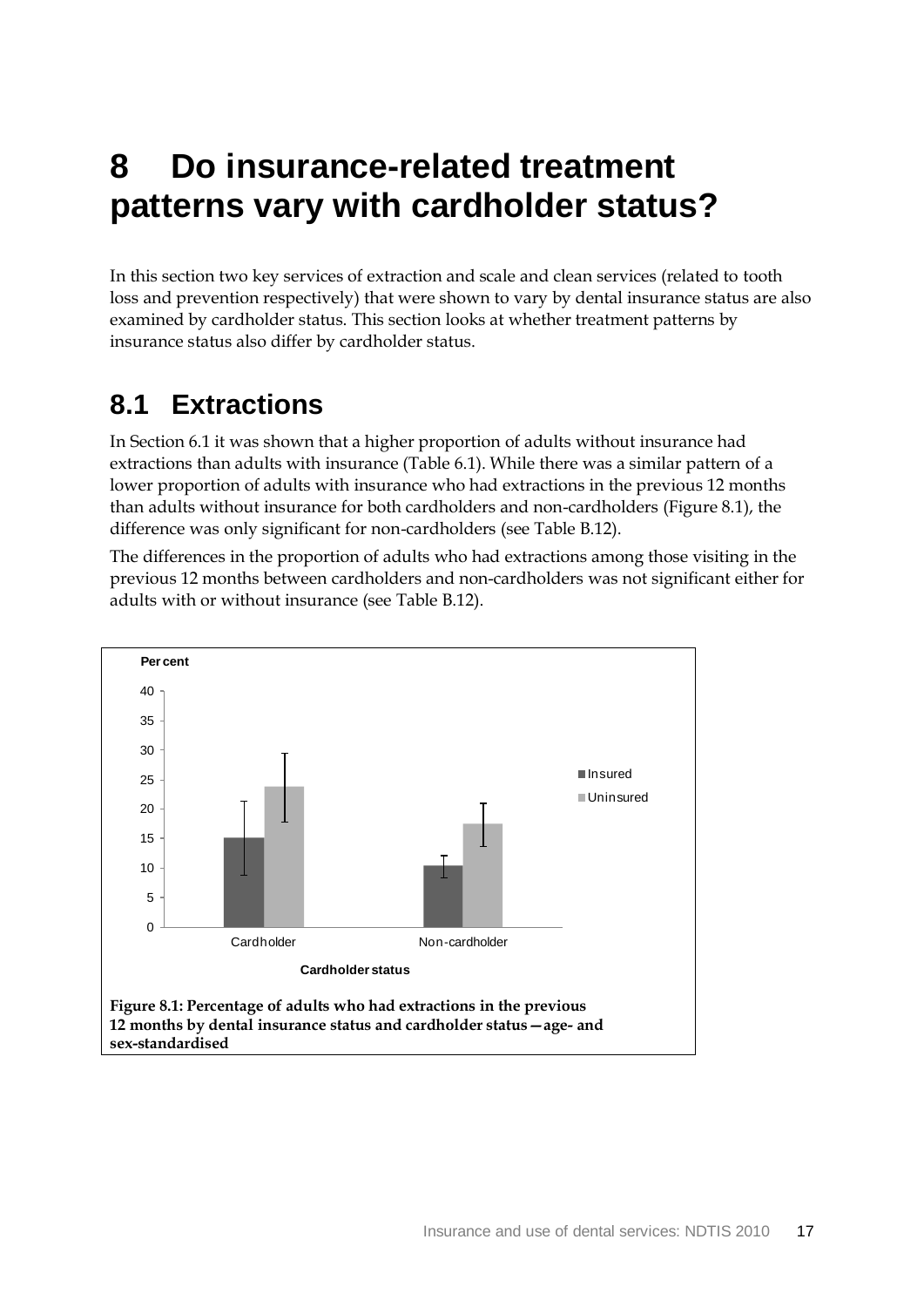# 8 Do insurance-related treatment patterns vary with cardholder status?

In this section two key services of extraction and scale and clean services (related to tooth loss and prevention respectively) that were shown to vary by dental insurance status are also examined by cardholder status. This section looks at whether treatment patterns by insurance status also differ by cardholder status.

## 8.1 Extractions

In Section 6.1 it was shown that a higher proportion of adults without insurance had extractions than adults with insurance (Table 6.1). While there was a similar pattern of a lower proportion of adults with insurance who had extractions in the previous 12 months than adults without insurance for both cardholders and non-cardholders (Figure 8.1), the difference was only significant for non-cardholders (see Table B.12).

The differences in the proportion of adults who had extractions among those visiting in the previous 12 months between cardholders and non-cardholders was not significant either for adults with or without insurance (see Table B.12).

**Figure 8.1: Percentage of adults who had extractions in the previous 12 months by dental insurance status and cardholder status—age- and sex-standardised**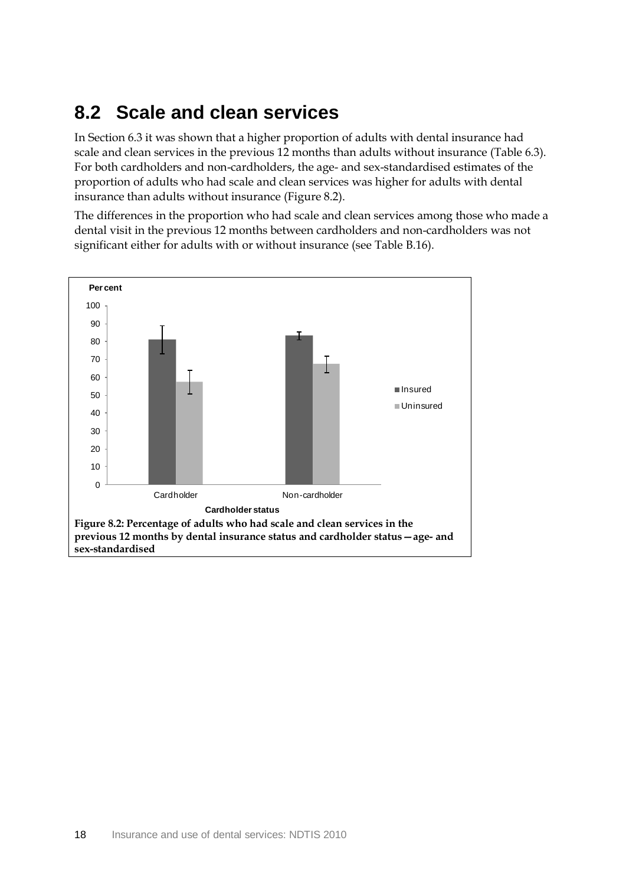## 8.2 Scale and clean services

In Section 6.3 it was shown that a higher proportion of adults with dental insurance had scale and clean services in the previous 12 months than adults without insurance (Table 6.3). For both cardholders and non-cardholders, the age- and sex-standardised estimates of the proportion of adults who had scale and clean services was higher for adults with dental insurance than adults without insurance (Figure 8.2).

The differences in the proportion who had scale and clean services among those who made a dental visit in the previous 12 months between cardholders and non-cardholders was not significant either for adults with or without insurance (see Table B.16).

**Figure 8.2: Percentage of adults who had scale and clean services in the previous 12 months by dental insurance status and cardholder status—age- and sex-standardised**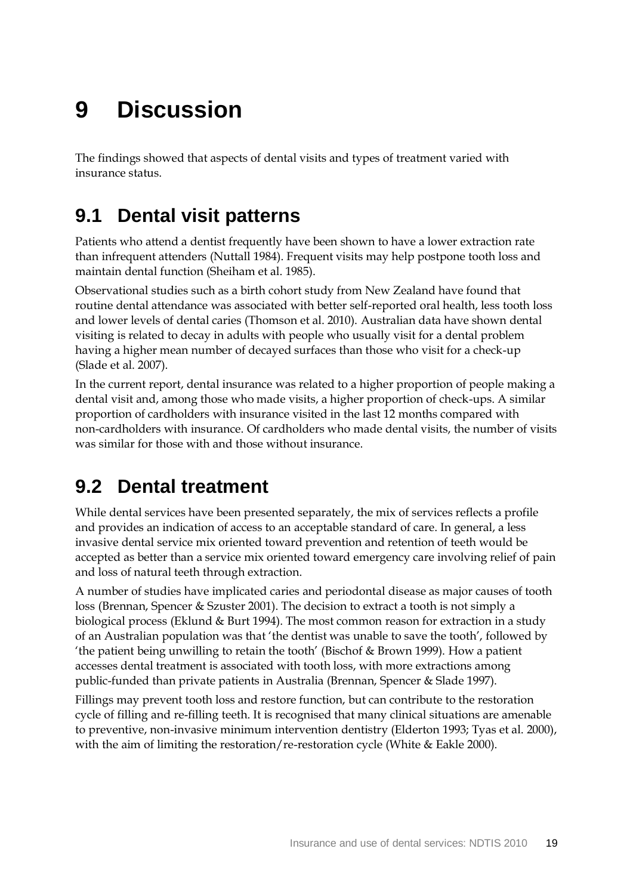# 9 Discussion

The findings showed that aspects of dental visits and types of treatment varied with insurance status.

## 9.1 Dental visit patterns

Patients who attend a dentist frequently have been shown to have a lower extraction rate than infrequent attenders (Nuttall 1984). Frequent visits may help postpone tooth loss and maintain dental function (Sheiham et al. 1985).

Observational studies such as a birth cohort study from New Zealand have found that routine dental attendance was associated with better self-reported oral health, less tooth loss and lower levels of dental caries (Thomson et al. 2010). Australian data have shown dental visiting is related to decay in adults with people who usually visit for a dental problem having a higher mean number of decayed surfaces than those who visit for a check-up (Slade et al. 2007).

In the current report, dental insurance was related to a higher proportion of people making a dental visit and, among those who made visits, a higher proportion of check-ups. A similar proportion of cardholders with insurance visited in the last 12 months compared with non-cardholders with insurance. Of cardholders who made dental visits, the number of visits was similar for those with and those without insurance.

## 9.2 Dental treatment

While dental services have been presented separately, the mix of services reflects a profile and provides an indication of access to an acceptable standard of care. In general, a less invasive dental service mix oriented toward prevention and retention of teeth would be accepted as better than a service mix oriented toward emergency care involving relief of pain and loss of natural teeth through extraction.

A number of studies have implicated caries and periodontal disease as major causes of tooth loss (Brennan, Spencer & Szuster 2001). The decision to extract a tooth is not simply a biological process (Eklund & Burt 1994). The most common reason for extraction in a study of an Australian population was that 'the dentist was unable to save the tooth', followed by 'the patient being unwilling to retain the tooth' (Bischof & Brown 1999). How a patient accesses dental treatment is associated with tooth loss, with more extractions among public-funded than private patients in Australia (Brennan, Spencer & Slade 1997).

Fillings may prevent tooth loss and restore function, but can contribute to the restoration cycle of filling and re-filling teeth. It is recognised that many clinical situations are amenable to preventive, non-invasive minimum intervention dentistry (Elderton 1993; Tyas et al. 2000), with the aim of limiting the restoration/re-restoration cycle (White & Eakle 2000).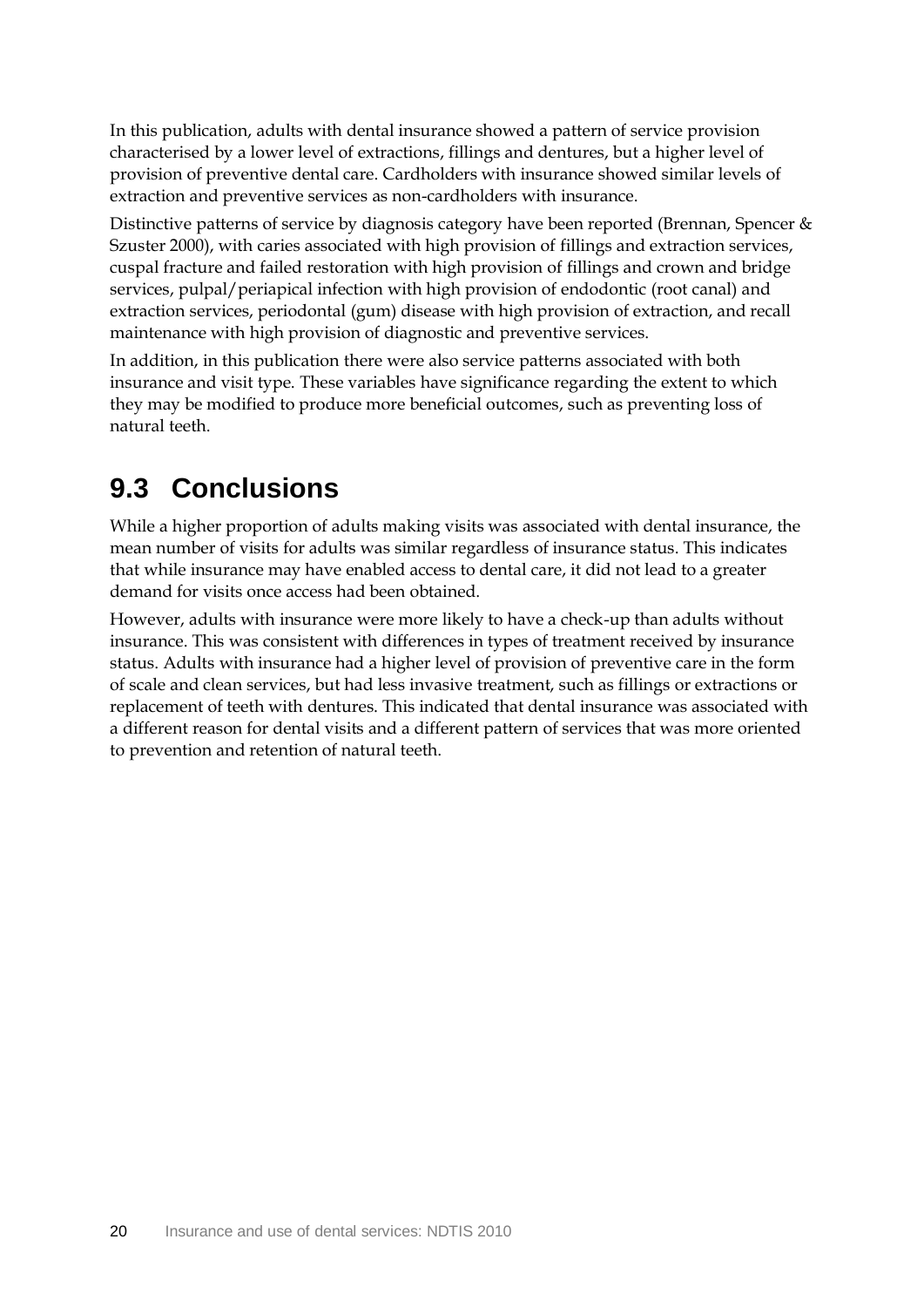In this publication, adults with dental insurance showed a pattern of service provision characterised by a lower level of extractions, fillings and dentures, but a higher level of provision of preventive dental care. Cardholders with insurance showed similar levels of extraction and preventive services as non-cardholders with insurance.

Distinctive patterns of service by diagnosis category have been reported (Brennan, Spencer & Szuster 2000), with caries associated with high provision of fillings and extraction services, cuspal fracture and failed restoration with high provision of fillings and crown and bridge services, pulpal/periapical infection with high provision of endodontic (root canal) and extraction services, periodontal (gum) disease with high provision of extraction, and recall maintenance with high provision of diagnostic and preventive services.

In addition, in this publication there were also service patterns associated with both insurance and visit type. These variables have significance regarding the extent to which they may be modified to produce more beneficial outcomes, such as preventing loss of natural teeth.

## 9.3 Conclusions

While a higher proportion of adults making visits was associated with dental insurance, the mean number of visits for adults was similar regardless of insurance status. This indicates that while insurance may have enabled access to dental care, it did not lead to a greater demand for visits once access had been obtained.

However, adults with insurance were more likely to have a check-up than adults without insurance. This was consistent with differences in types of treatment received by insurance status. Adults with insurance had a higher level of provision of preventive care in the form of scale and clean services, but had less invasive treatment, such as fillings or extractions or replacement of teeth with dentures. This indicated that dental insurance was associated with a different reason for dental visits and a different pattern of services that was more oriented to prevention and retention of natural teeth.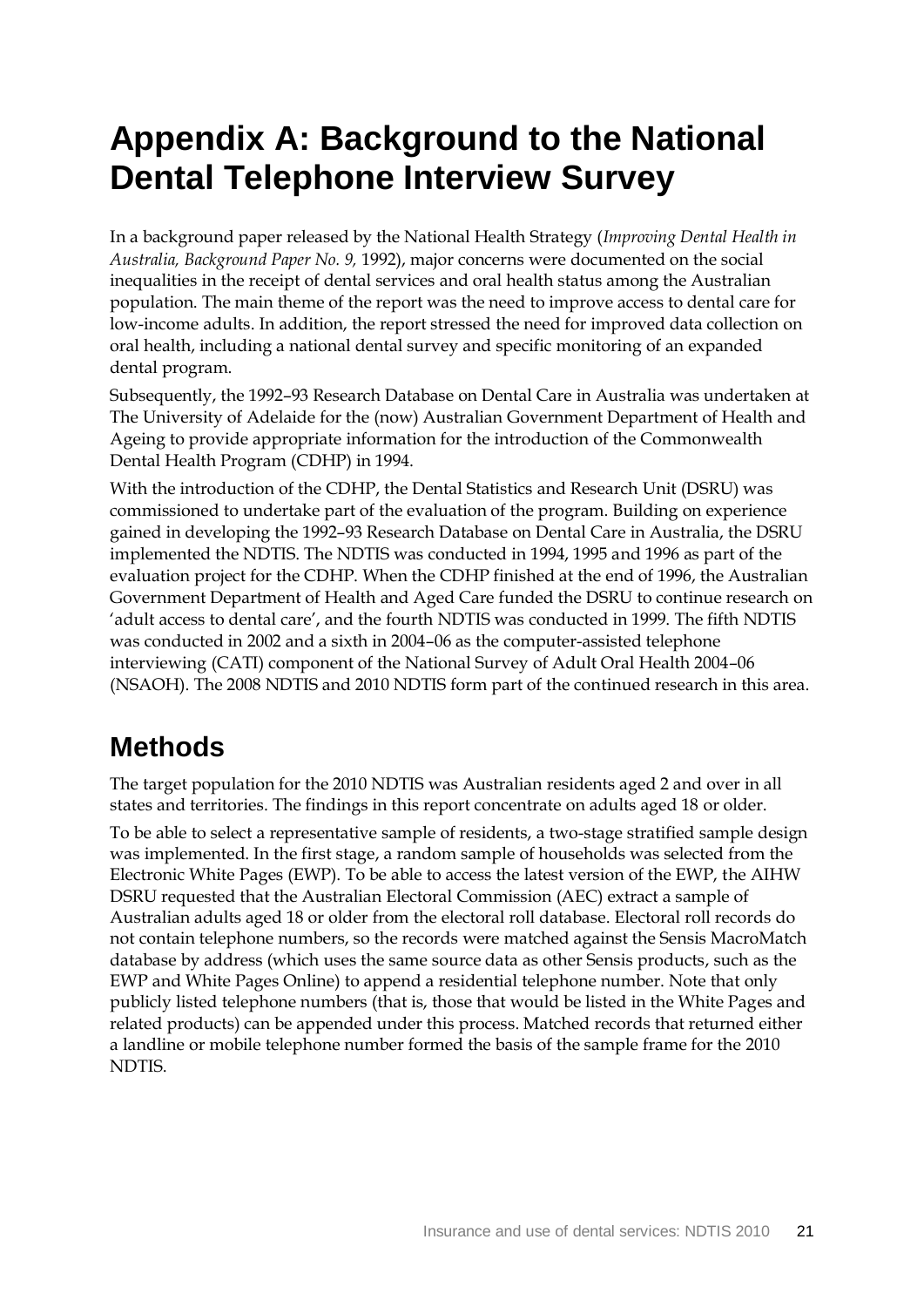# Appendix A: Background to the National Dental Telephone Interview Survey

In a background paper released by the National Health Strategy (*Improving Dental Health in Australia, Background Paper No. 9,* 1992), major concerns were documented on the social inequalities in the receipt of dental services and oral health status among the Australian population. The main theme of the report was the need to improve access to dental care for low-income adults. In addition, the report stressed the need for improved data collection on oral health, including a national dental survey and specific monitoring of an expanded dental program.

Subsequently, the 1992–93 Research Database on Dental Care in Australia was undertaken at The University of Adelaide for the (now) Australian Government Department of Health and Ageing to provide appropriate information for the introduction of the Commonwealth Dental Health Program (CDHP) in 1994.

With the introduction of the CDHP, the Dental Statistics and Research Unit (DSRU) was commissioned to undertake part of the evaluation of the program. Building on experience gained in developing the 1992–93 Research Database on Dental Care in Australia, the DSRU implemented the NDTIS. The NDTIS was conducted in 1994, 1995 and 1996 as part of the evaluation project for the CDHP. When the CDHP finished at the end of 1996, the Australian Government Department of Health and Aged Care funded the DSRU to continue research on 'adult access to dental care', and the fourth NDTIS was conducted in 1999. The fifth NDTIS was conducted in 2002 and a sixth in 2004–06 as the computer-assisted telephone interviewing (CATI) component of the National Survey of Adult Oral Health 2004–06 (NSAOH). The 2008 NDTIS and 2010 NDTIS form part of the continued research in this area.

## Methods

The target population for the 2010 NDTIS was Australian residents aged 2 and over in all states and territories. The findings in this report concentrate on adults aged 18 or older.

To be able to select a representative sample of residents, a two-stage stratified sample design was implemented. In the first stage, a random sample of households was selected from the Electronic White Pages (EWP). To be able to access the latest version of the EWP, the AIHW DSRU requested that the Australian Electoral Commission (AEC) extract a sample of Australian adults aged 18 or older from the electoral roll database. Electoral roll records do not contain telephone numbers, so the records were matched against the Sensis MacroMatch database by address (which uses the same source data as other Sensis products, such as the EWP and White Pages Online) to append a residential telephone number. Note that only publicly listed telephone numbers (that is, those that would be listed in the White Pages and related products) can be appended under this process. Matched records that returned either a landline or mobile telephone number formed the basis of the sample frame for the 2010 NDTIS.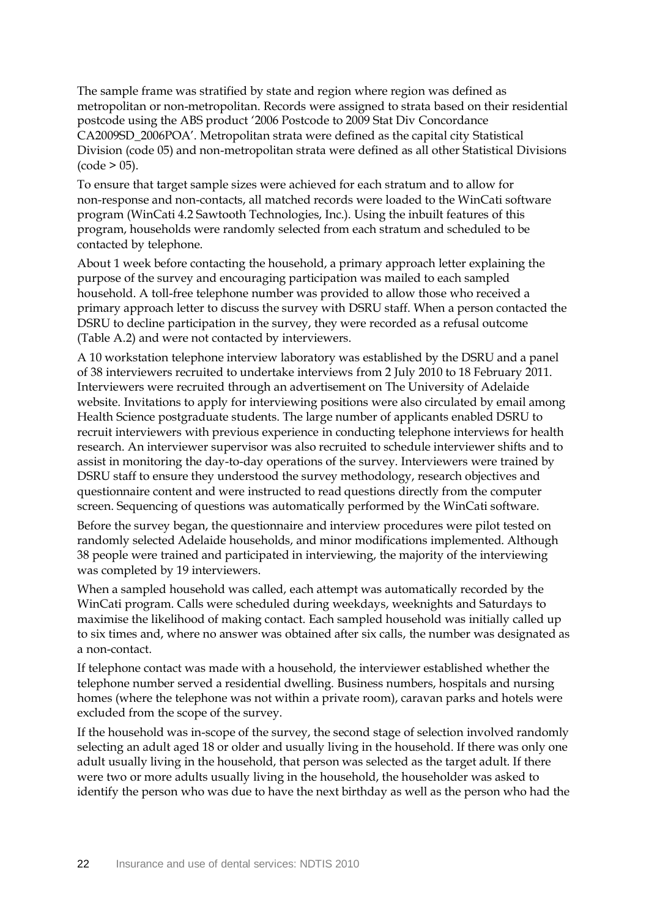The sample frame was stratified by state and region where region was defined as metropolitan or non-metropolitan. Records were assigned to strata based on their residential postcode using the ABS product '2006 Postcode to 2009 Stat Div Concordance CA2009SD_2006POA'. Metropolitan strata were defined as the capital city Statistical Division (code 05) and non-metropolitan strata were defined as all other Statistical Divisions (code > 05).

To ensure that target sample sizes were achieved for each stratum and to allow for non-response and non-contacts, all matched records were loaded to the WinCati software program (WinCati 4.2 Sawtooth Technologies, Inc.). Using the inbuilt features of this program, households were randomly selected from each stratum and scheduled to be contacted by telephone.

About 1 week before contacting the household, a primary approach letter explaining the purpose of the survey and encouraging participation was mailed to each sampled household. A toll-free telephone number was provided to allow those who received a primary approach letter to discuss the survey with DSRU staff. When a person contacted the DSRU to decline participation in the survey, they were recorded as a refusal outcome (Table A.2) and were not contacted by interviewers.

A 10 workstation telephone interview laboratory was established by the DSRU and a panel of 38 interviewers recruited to undertake interviews from 2 July 2010 to 18 February 2011. Interviewers were recruited through an advertisement on The University of Adelaide website. Invitations to apply for interviewing positions were also circulated by email among Health Science postgraduate students. The large number of applicants enabled DSRU to recruit interviewers with previous experience in conducting telephone interviews for health research. An interviewer supervisor was also recruited to schedule interviewer shifts and to assist in monitoring the day-to-day operations of the survey. Interviewers were trained by DSRU staff to ensure they understood the survey methodology, research objectives and questionnaire content and were instructed to read questions directly from the computer screen. Sequencing of questions was automatically performed by the WinCati software.

Before the survey began, the questionnaire and interview procedures were pilot tested on randomly selected Adelaide households, and minor modifications implemented. Although 38 people were trained and participated in interviewing, the majority of the interviewing was completed by 19 interviewers.

When a sampled household was called, each attempt was automatically recorded by the WinCati program. Calls were scheduled during weekdays, weeknights and Saturdays to maximise the likelihood of making contact. Each sampled household was initially called up to six times and, where no answer was obtained after six calls, the number was designated as a non-contact.

If telephone contact was made with a household, the interviewer established whether the telephone number served a residential dwelling. Business numbers, hospitals and nursing homes (where the telephone was not within a private room), caravan parks and hotels were excluded from the scope of the survey.

If the household was in-scope of the survey, the second stage of selection involved randomly selecting an adult aged 18 or older and usually living in the household. If there was only one adult usually living in the household, that person was selected as the target adult. If there were two or more adults usually living in the household, the householder was asked to identify the person who was due to have the next birthday as well as the person who had the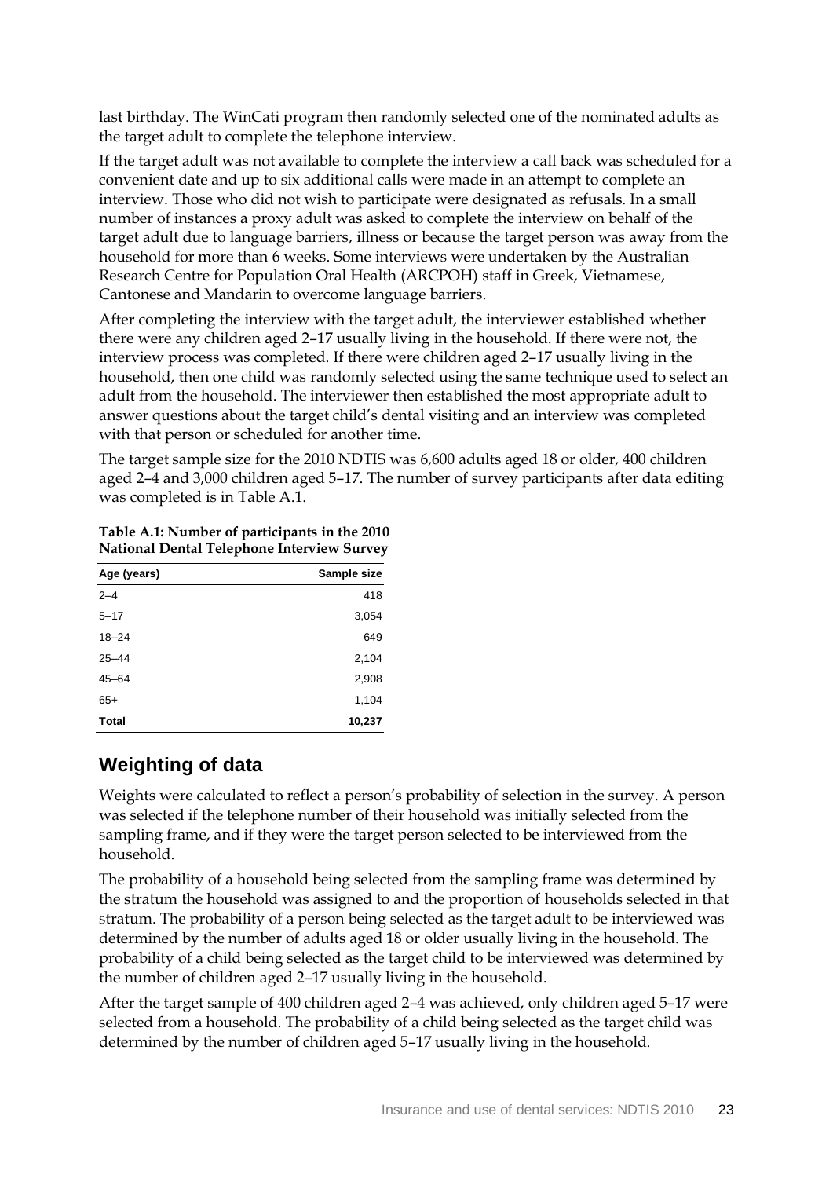last birthday. The WinCati program then randomly selected one of the nominated adults as the target adult to complete the telephone interview.

If the target adult was not available to complete the interview a call back was scheduled for a convenient date and up to six additional calls were made in an attempt to complete an interview. Those who did not wish to participate were designated as refusals. In a small number of instances a proxy adult was asked to complete the interview on behalf of the target adult due to language barriers, illness or because the target person was away from the household for more than 6 weeks. Some interviews were undertaken by the Australian Research Centre for Population Oral Health (ARCPOH) staff in Greek, Vietnamese, Cantonese and Mandarin to overcome language barriers.

After completing the interview with the target adult, the interviewer established whether there were any children aged 2–17 usually living in the household. If there were not, the interview process was completed. If there were children aged 2–17 usually living in the household, then one child was randomly selected using the same technique used to select an adult from the household. The interviewer then established the most appropriate adult to answer questions about the target child's dental visiting and an interview was completed with that person or scheduled for another time.

The target sample size for the 2010 NDTIS was 6,600 adults aged 18 or older, 400 children aged 2–4 and 3,000 children aged 5–17. The number of survey participants after data editing was completed is in Table A.1.

**Table A.1: Number of participants in the 2010 National Dental Telephone Interview Survey**

| Age (years) | Sample size |
|---|---|
| 2–4 | 418 |
| 5–17 | 3,054 |
| 18–24 | 649 |
| 25–44 | 2,104 |
| 45–64 | 2,908 |
| 65+ | 1,104 |
| **Total** | **10,237** |

## Weighting of data

Weights were calculated to reflect a person's probability of selection in the survey. A person was selected if the telephone number of their household was initially selected from the sampling frame, and if they were the target person selected to be interviewed from the household.

The probability of a household being selected from the sampling frame was determined by the stratum the household was assigned to and the proportion of households selected in that stratum. The probability of a person being selected as the target adult to be interviewed was determined by the number of adults aged 18 or older usually living in the household. The probability of a child being selected as the target child to be interviewed was determined by the number of children aged 2–17 usually living in the household.

After the target sample of 400 children aged 2–4 was achieved, only children aged 5–17 were selected from a household. The probability of a child being selected as the target child was determined by the number of children aged 5–17 usually living in the household.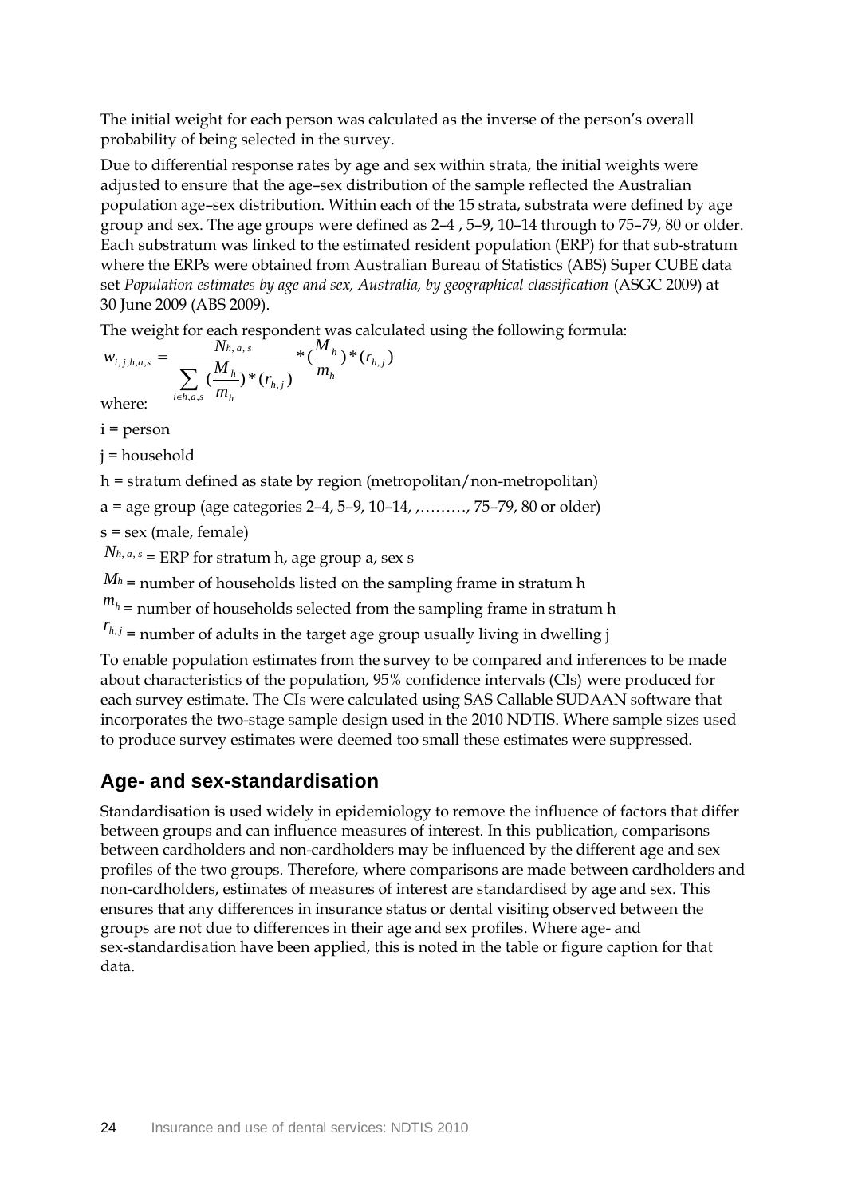The initial weight for each person was calculated as the inverse of the person's overall probability of being selected in the survey.

Due to differential response rates by age and sex within strata, the initial weights were adjusted to ensure that the age–sex distribution of the sample reflected the Australian population age–sex distribution. Within each of the 15 strata, substrata were defined by age group and sex. The age groups were defined as 2–4 , 5–9, 10–14 through to 75–79, 80 or older. Each substratum was linked to the estimated resident population (ERP) for that sub-stratum where the ERPs were obtained from Australian Bureau of Statistics (ABS) Super CUBE data set *Population estimates by age and sex, Australia, by geographical classification* (ASGC 2009) at 30 June 2009 (ABS 2009).

The weight for each respondent was calculated using the following formula:

$$w_{i,j,h,a,s} = \frac{N_{h,a,s}}{\sum_{i \in h,a,s} (\frac{M_h}{m_h}) * (r_{h,j})} * (\frac{M_h}{m_h}) * (r_{h,j})$$

where:

i = person

j = household

h = stratum defined as state by region (metropolitan/non-metropolitan)

a = age group (age categories 2–4, 5–9, 10–14, ,………, 75–79, 80 or older)

s = sex (male, female)

$N_{h,a,s}$ = ERP for stratum h, age group a, sex s

$M_h$ = number of households listed on the sampling frame in stratum h

$m_h$ = number of households selected from the sampling frame in stratum h

$r_{h,j}$ = number of adults in the target age group usually living in dwelling j

To enable population estimates from the survey to be compared and inferences to be made about characteristics of the population, 95% confidence intervals (CIs) were produced for each survey estimate. The CIs were calculated using SAS Callable SUDAAN software that incorporates the two-stage sample design used in the 2010 NDTIS. Where sample sizes used to produce survey estimates were deemed too small these estimates were suppressed.

## Age- and sex-standardisation

Standardisation is used widely in epidemiology to remove the influence of factors that differ between groups and can influence measures of interest. In this publication, comparisons between cardholders and non-cardholders may be influenced by the different age and sex profiles of the two groups. Therefore, where comparisons are made between cardholders and non-cardholders, estimates of measures of interest are standardised by age and sex. This ensures that any differences in insurance status or dental visiting observed between the groups are not due to differences in their age and sex profiles. Where age- and sex-standardisation have been applied, this is noted in the table or figure caption for that data.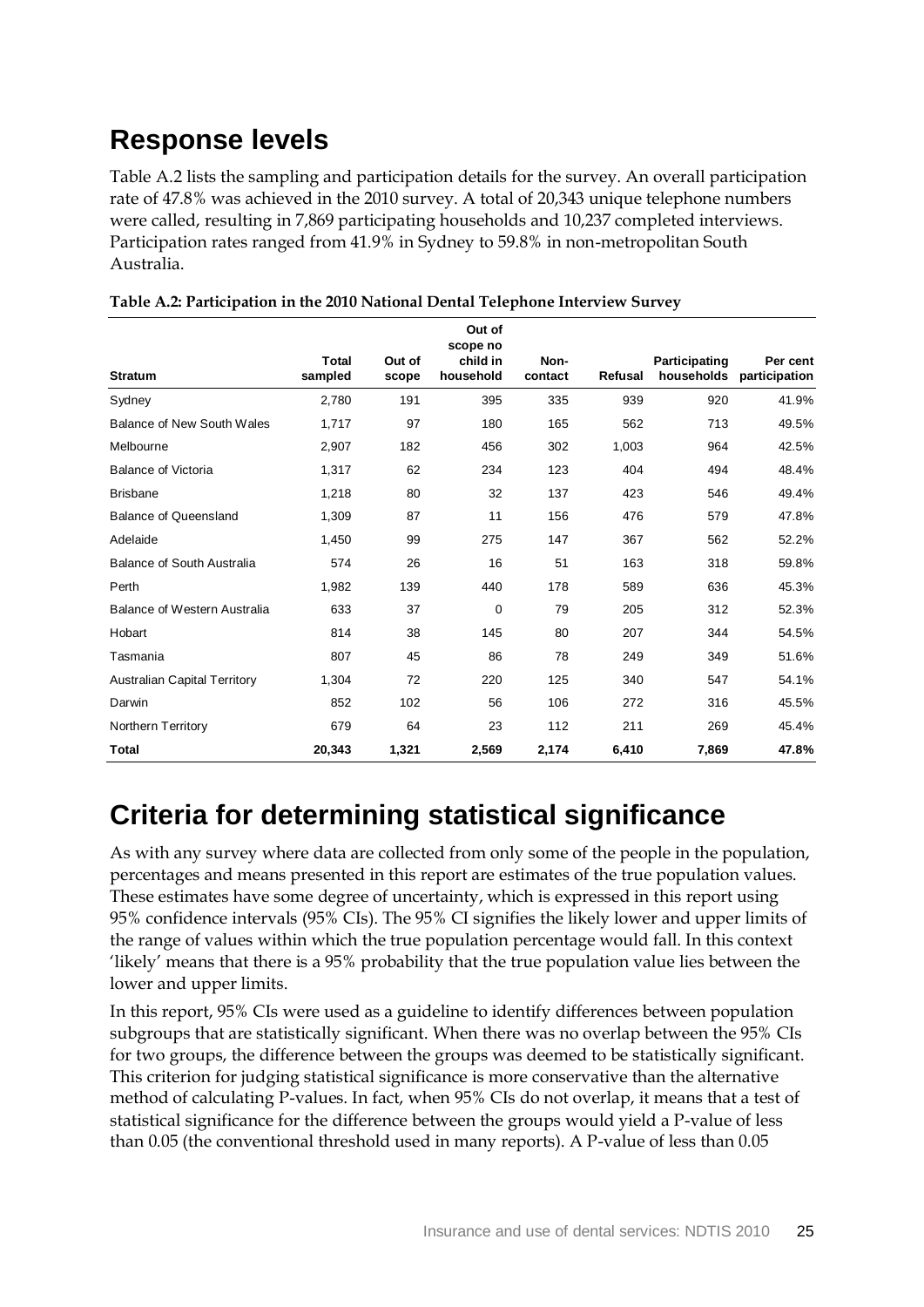## Response levels

Table A.2 lists the sampling and participation details for the survey. An overall participation rate of 47.8% was achieved in the 2010 survey. A total of 20,343 unique telephone numbers were called, resulting in 7,869 participating households and 10,237 completed interviews. Participation rates ranged from 41.9% in Sydney to 59.8% in non-metropolitan South Australia.

**Table A.2: Participation in the 2010 National Dental Telephone Interview Survey**

| Stratum | Total sampled | Out of scope | Out of scope no child in household | Non-contact | Refusal | Participating households | Per cent participation |
|---|---|---|---|---|---|---|---|
| Sydney | 2,780 | 191 | 395 | 335 | 939 | 920 | 41.9% |
| Balance of New South Wales | 1,717 | 97 | 180 | 165 | 562 | 713 | 49.5% |
| Melbourne | 2,907 | 182 | 456 | 302 | 1,003 | 964 | 42.5% |
| Balance of Victoria | 1,317 | 62 | 234 | 123 | 404 | 494 | 48.4% |
| Brisbane | 1,218 | 80 | 32 | 137 | 423 | 546 | 49.4% |
| Balance of Queensland | 1,309 | 87 | 11 | 156 | 476 | 579 | 47.8% |
| Adelaide | 1,450 | 99 | 275 | 147 | 367 | 562 | 52.2% |
| Balance of South Australia | 574 | 26 | 16 | 51 | 163 | 318 | 59.8% |
| Perth | 1,982 | 139 | 440 | 178 | 589 | 636 | 45.3% |
| Balance of Western Australia | 633 | 37 | 0 | 79 | 205 | 312 | 52.3% |
| Hobart | 814 | 38 | 145 | 80 | 207 | 344 | 54.5% |
| Tasmania | 807 | 45 | 86 | 78 | 249 | 349 | 51.6% |
| Australian Capital Territory | 1,304 | 72 | 220 | 125 | 340 | 547 | 54.1% |
| Darwin | 852 | 102 | 56 | 106 | 272 | 316 | 45.5% |
| Northern Territory | 679 | 64 | 23 | 112 | 211 | 269 | 45.4% |
| **Total** | **20,343** | **1,321** | **2,569** | **2,174** | **6,410** | **7,869** | **47.8%** |

## Criteria for determining statistical significance

As with any survey where data are collected from only some of the people in the population, percentages and means presented in this report are estimates of the true population values. These estimates have some degree of uncertainty, which is expressed in this report using 95% confidence intervals (95% CIs). The 95% CI signifies the likely lower and upper limits of the range of values within which the true population percentage would fall. In this context 'likely' means that there is a 95% probability that the true population value lies between the lower and upper limits.

In this report, 95% CIs were used as a guideline to identify differences between population subgroups that are statistically significant. When there was no overlap between the 95% CIs for two groups, the difference between the groups was deemed to be statistically significant. This criterion for judging statistical significance is more conservative than the alternative method of calculating P-values. In fact, when 95% CIs do not overlap, it means that a test of statistical significance for the difference between the groups would yield a P-value of less than 0.05 (the conventional threshold used in many reports). A P-value of less than 0.05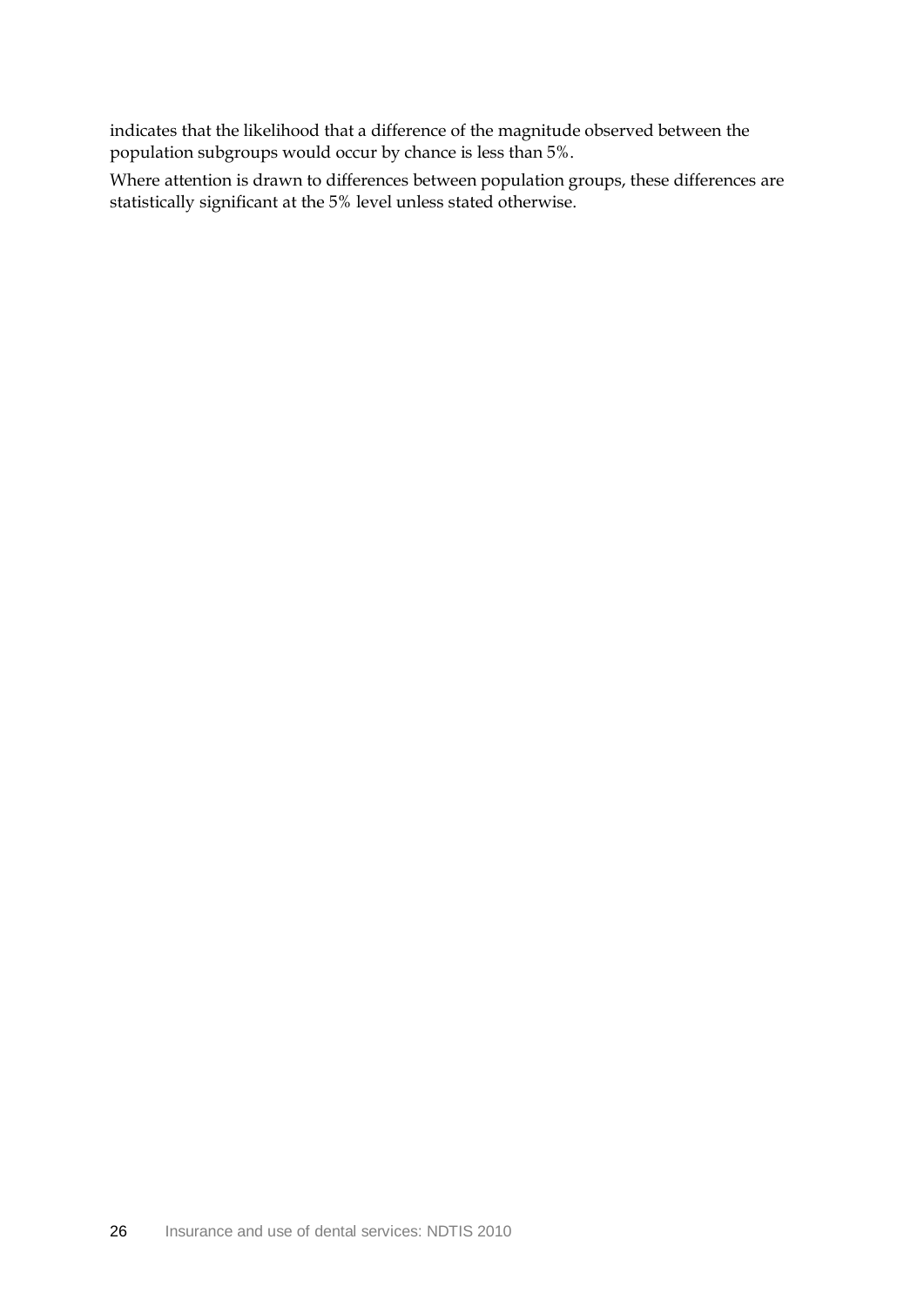indicates that the likelihood that a difference of the magnitude observed between the population subgroups would occur by chance is less than 5%.

Where attention is drawn to differences between population groups, these differences are statistically significant at the 5% level unless stated otherwise.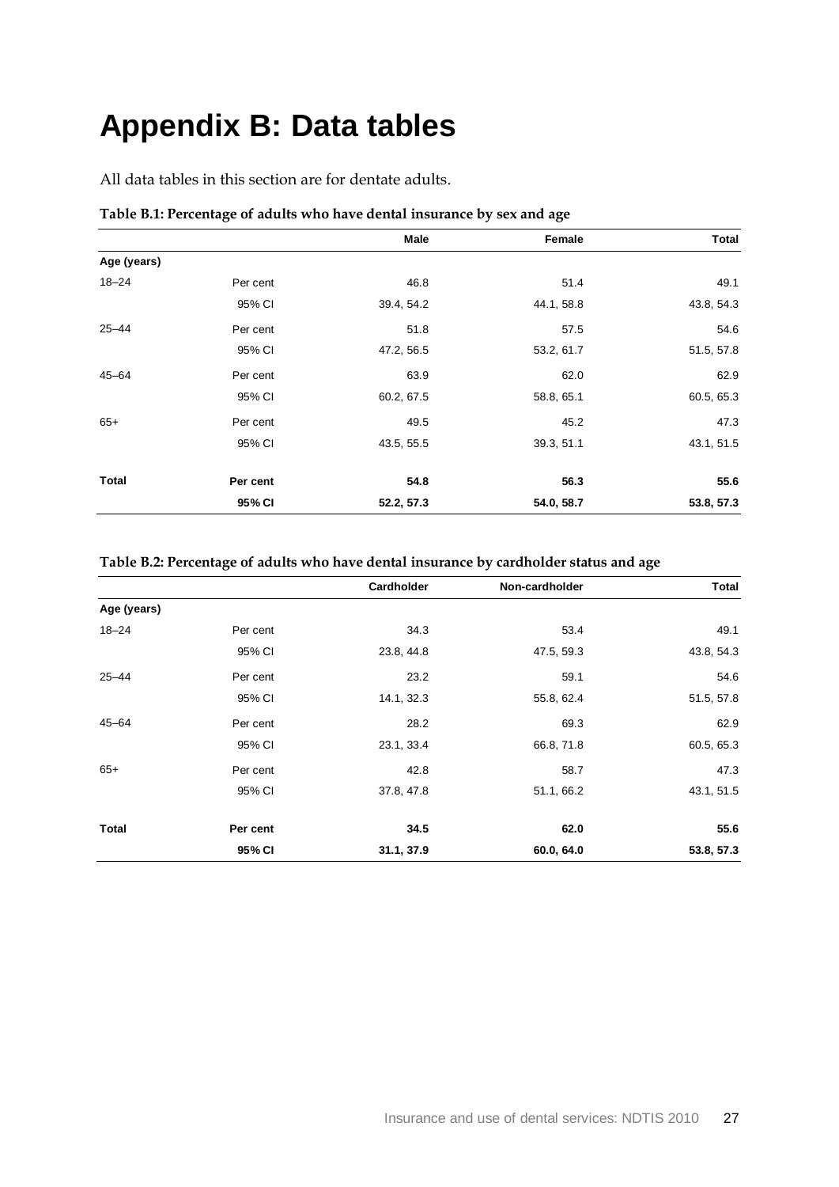# Appendix B: Data tables

All data tables in this section are for dentate adults.

**Table B.1: Percentage of adults who have dental insurance by sex and age**

| | | Male | Female | Total |
|---|---|---|---|---|
| **Age (years)** | | | | |
| 18–24 | Per cent | 46.8 | 51.4 | 49.1 |
| | 95% CI | 39.4, 54.2 | 44.1, 58.8 | 43.8, 54.3 |
| 25–44 | Per cent | 51.8 | 57.5 | 54.6 |
| | 95% CI | 47.2, 56.5 | 53.2, 61.7 | 51.5, 57.8 |
| 45–64 | Per cent | 63.9 | 62.0 | 62.9 |
| | 95% CI | 60.2, 67.5 | 58.8, 65.1 | 60.5, 65.3 |
| 65+ | Per cent | 49.5 | 45.2 | 47.3 |
| | 95% CI | 43.5, 55.5 | 39.3, 51.1 | 43.1, 51.5 |
| **Total** | **Per cent** | **54.8** | **56.3** | **55.6** |
| | **95% CI** | **52.2, 57.3** | **54.0, 58.7** | **53.8, 57.3** |

**Table B.2: Percentage of adults who have dental insurance by cardholder status and age**

| | | Cardholder | Non-cardholder | Total |
|---|---|---|---|---|
| **Age (years)** | | | | |
| 18–24 | Per cent | 34.3 | 53.4 | 49.1 |
| | 95% CI | 23.8, 44.8 | 47.5, 59.3 | 43.8, 54.3 |
| 25–44 | Per cent | 23.2 | 59.1 | 54.6 |
| | 95% CI | 14.1, 32.3 | 55.8, 62.4 | 51.5, 57.8 |
| 45–64 | Per cent | 28.2 | 69.3 | 62.9 |
| | 95% CI | 23.1, 33.4 | 66.8, 71.8 | 60.5, 65.3 |
| 65+ | Per cent | 42.8 | 58.7 | 47.3 |
| | 95% CI | 37.8, 47.8 | 51.1, 66.2 | 43.1, 51.5 |
| **Total** | **Per cent** | **34.5** | **62.0** | **55.6** |
| | **95% CI** | **31.1, 37.9** | **60.0, 64.0** | **53.8, 57.3** |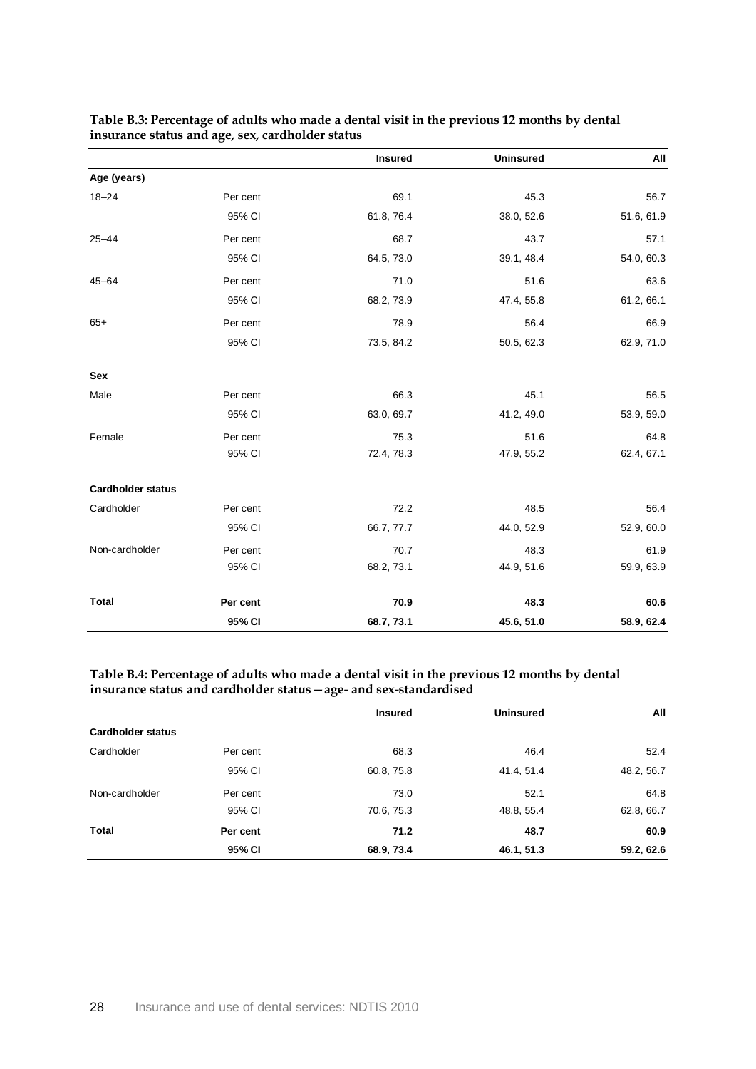**Table B.3: Percentage of adults who made a dental visit in the previous 12 months by dental insurance status and age, sex, cardholder status**

| | | Insured | Uninsured | All |
|---|---|---|---|---|
| **Age (years)** | | | | |
| 18–24 | Per cent | 69.1 | 45.3 | 56.7 |
| | 95% CI | 61.8, 76.4 | 38.0, 52.6 | 51.6, 61.9 |
| 25–44 | Per cent | 68.7 | 43.7 | 57.1 |
| | 95% CI | 64.5, 73.0 | 39.1, 48.4 | 54.0, 60.3 |
| 45–64 | Per cent | 71.0 | 51.6 | 63.6 |
| | 95% CI | 68.2, 73.9 | 47.4, 55.8 | 61.2, 66.1 |
| 65+ | Per cent | 78.9 | 56.4 | 66.9 |
| | 95% CI | 73.5, 84.2 | 50.5, 62.3 | 62.9, 71.0 |
| **Sex** | | | | |
| Male | Per cent | 66.3 | 45.1 | 56.5 |
| | 95% CI | 63.0, 69.7 | 41.2, 49.0 | 53.9, 59.0 |
| Female | Per cent | 75.3 | 51.6 | 64.8 |
| | 95% CI | 72.4, 78.3 | 47.9, 55.2 | 62.4, 67.1 |
| **Cardholder status** | | | | |
| Cardholder | Per cent | 72.2 | 48.5 | 56.4 |
| | 95% CI | 66.7, 77.7 | 44.0, 52.9 | 52.9, 60.0 |
| Non-cardholder | Per cent | 70.7 | 48.3 | 61.9 |
| | 95% CI | 68.2, 73.1 | 44.9, 51.6 | 59.9, 63.9 |
| **Total** | **Per cent** | **70.9** | **48.3** | **60.6** |
| | **95% CI** | **68.7, 73.1** | **45.6, 51.0** | **58.9, 62.4** |

**Table B.4: Percentage of adults who made a dental visit in the previous 12 months by dental insurance status and cardholder status—age- and sex-standardised**

| | | Insured | Uninsured | All |
|---|---|---|---|---|
| **Cardholder status** | | | | |
| Cardholder | Per cent | 68.3 | 46.4 | 52.4 |
| | 95% CI | 60.8, 75.8 | 41.4, 51.4 | 48.2, 56.7 |
| Non-cardholder | Per cent | 73.0 | 52.1 | 64.8 |
| | 95% CI | 70.6, 75.3 | 48.8, 55.4 | 62.8, 66.7 |
| **Total** | **Per cent** | **71.2** | **48.7** | **60.9** |
| | **95% CI** | **68.9, 73.4** | **46.1, 51.3** | **59.2, 62.6** |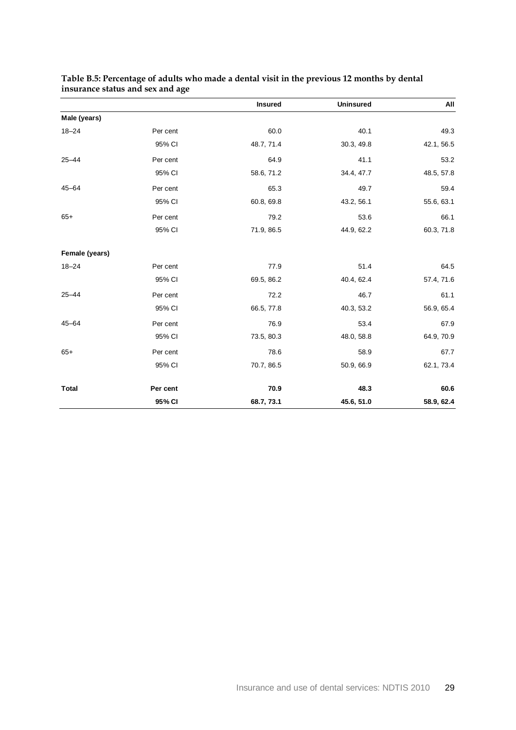**Table B.5: Percentage of adults who made a dental visit in the previous 12 months by dental insurance status and sex and age**

| | | Insured | Uninsured | All |
|---|---|---|---|---|
| **Male (years)** | | | | |
| 18–24 | Per cent | 60.0 | 40.1 | 49.3 |
| | 95% CI | 48.7, 71.4 | 30.3, 49.8 | 42.1, 56.5 |
| 25–44 | Per cent | 64.9 | 41.1 | 53.2 |
| | 95% CI | 58.6, 71.2 | 34.4, 47.7 | 48.5, 57.8 |
| 45–64 | Per cent | 65.3 | 49.7 | 59.4 |
| | 95% CI | 60.8, 69.8 | 43.2, 56.1 | 55.6, 63.1 |
| 65+ | Per cent | 79.2 | 53.6 | 66.1 |
| | 95% CI | 71.9, 86.5 | 44.9, 62.2 | 60.3, 71.8 |
| **Female (years)** | | | | |
| 18–24 | Per cent | 77.9 | 51.4 | 64.5 |
| | 95% CI | 69.5, 86.2 | 40.4, 62.4 | 57.4, 71.6 |
| 25–44 | Per cent | 72.2 | 46.7 | 61.1 |
| | 95% CI | 66.5, 77.8 | 40.3, 53.2 | 56.9, 65.4 |
| 45–64 | Per cent | 76.9 | 53.4 | 67.9 |
| | 95% CI | 73.5, 80.3 | 48.0, 58.8 | 64.9, 70.9 |
| 65+ | Per cent | 78.6 | 58.9 | 67.7 |
| | 95% CI | 70.7, 86.5 | 50.9, 66.9 | 62.1, 73.4 |
| **Total** | **Per cent** | **70.9** | **48.3** | **60.6** |
| | **95% CI** | **68.7, 73.1** | **45.6, 51.0** | **58.9, 62.4** |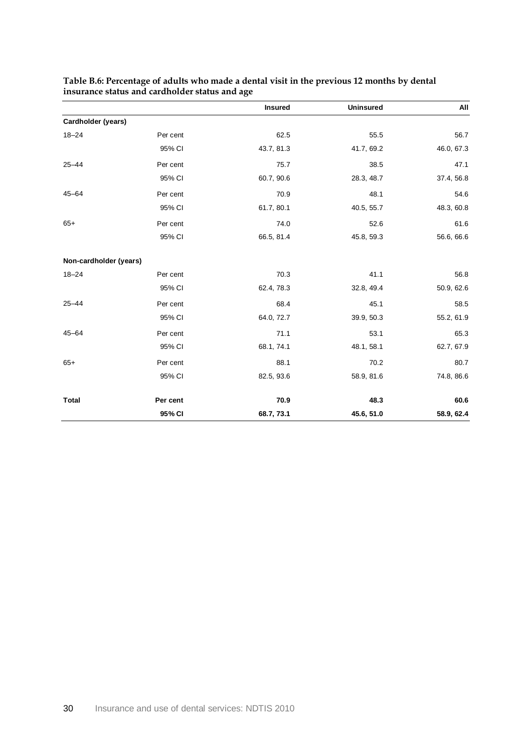**Table B.6: Percentage of adults who made a dental visit in the previous 12 months by dental insurance status and cardholder status and age**

| | | Insured | Uninsured | All |
|---|---|---|---|---|
| **Cardholder (years)** | | | | |
| 18–24 | Per cent | 62.5 | 55.5 | 56.7 |
| | 95% CI | 43.7, 81.3 | 41.7, 69.2 | 46.0, 67.3 |
| 25–44 | Per cent | 75.7 | 38.5 | 47.1 |
| | 95% CI | 60.7, 90.6 | 28.3, 48.7 | 37.4, 56.8 |
| 45–64 | Per cent | 70.9 | 48.1 | 54.6 |
| | 95% CI | 61.7, 80.1 | 40.5, 55.7 | 48.3, 60.8 |
| 65+ | Per cent | 74.0 | 52.6 | 61.6 |
| | 95% CI | 66.5, 81.4 | 45.8, 59.3 | 56.6, 66.6 |
| **Non-cardholder (years)** | | | | |
| 18–24 | Per cent | 70.3 | 41.1 | 56.8 |
| | 95% CI | 62.4, 78.3 | 32.8, 49.4 | 50.9, 62.6 |
| 25–44 | Per cent | 68.4 | 45.1 | 58.5 |
| | 95% CI | 64.0, 72.7 | 39.9, 50.3 | 55.2, 61.9 |
| 45–64 | Per cent | 71.1 | 53.1 | 65.3 |
| | 95% CI | 68.1, 74.1 | 48.1, 58.1 | 62.7, 67.9 |
| 65+ | Per cent | 88.1 | 70.2 | 80.7 |
| | 95% CI | 82.5, 93.6 | 58.9, 81.6 | 74.8, 86.6 |
| **Total** | **Per cent** | **70.9** | **48.3** | **60.6** |
| | **95% CI** | **68.7, 73.1** | **45.6, 51.0** | **58.9, 62.4** |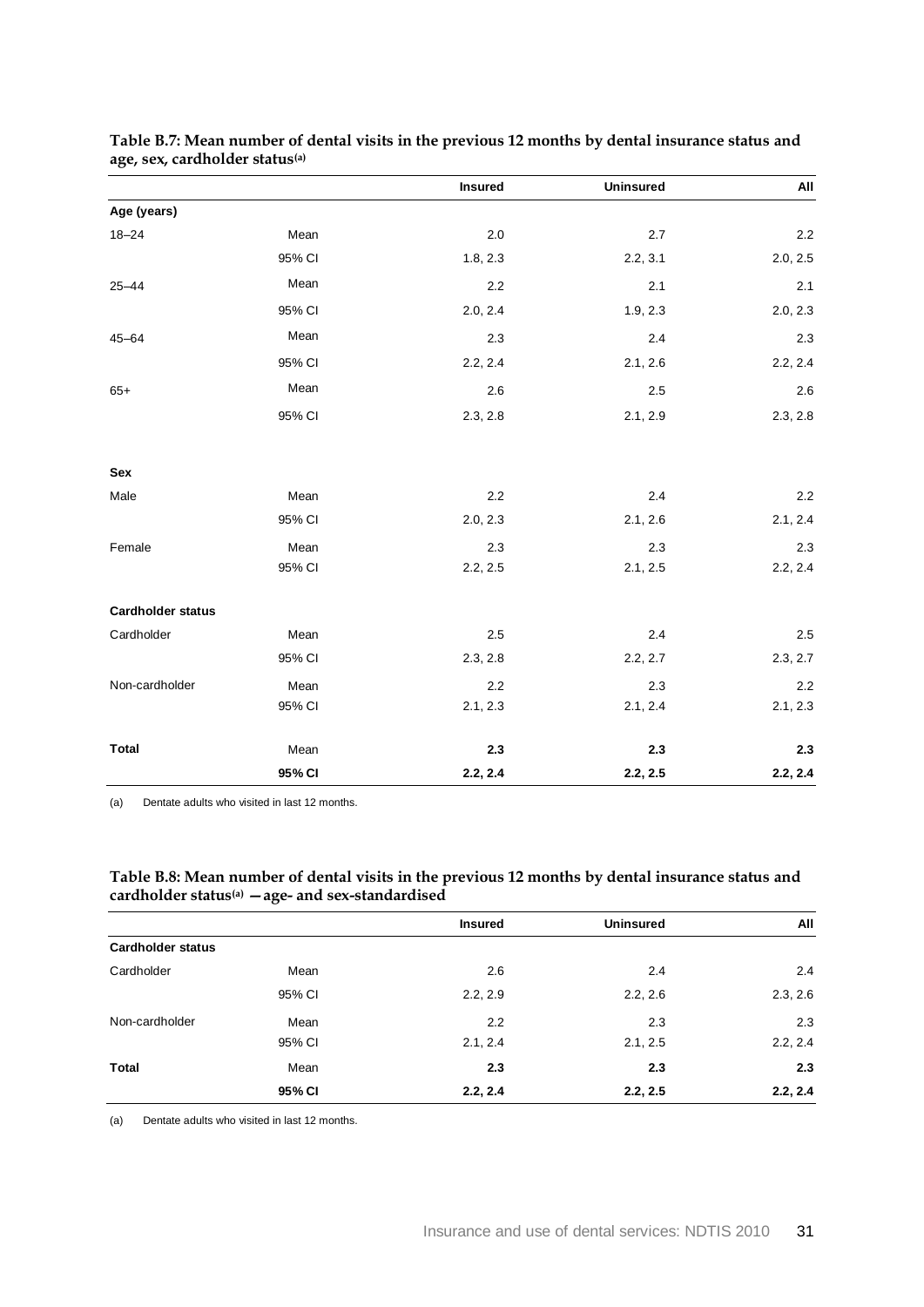**Table B.7: Mean number of dental visits in the previous 12 months by dental insurance status and age, sex, cardholder status[(a)]**

| | | Insured | Uninsured | All |
|---|---|---|---|---|
| **Age (years)** | | | | |
| 18–24 | Mean | 2.0 | 2.7 | 2.2 |
| | 95% CI | 1.8, 2.3 | 2.2, 3.1 | 2.0, 2.5 |
| 25–44 | Mean | 2.2 | 2.1 | 2.1 |
| | 95% CI | 2.0, 2.4 | 1.9, 2.3 | 2.0, 2.3 |
| 45–64 | Mean | 2.3 | 2.4 | 2.3 |
| | 95% CI | 2.2, 2.4 | 2.1, 2.6 | 2.2, 2.4 |
| 65+ | Mean | 2.6 | 2.5 | 2.6 |
| | 95% CI | 2.3, 2.8 | 2.1, 2.9 | 2.3, 2.8 |
| **Sex** | | | | |
| Male | Mean | 2.2 | 2.4 | 2.2 |
| | 95% CI | 2.0, 2.3 | 2.1, 2.6 | 2.1, 2.4 |
| Female | Mean | 2.3 | 2.3 | 2.3 |
| | 95% CI | 2.2, 2.5 | 2.1, 2.5 | 2.2, 2.4 |
| **Cardholder status** | | | | |
| Cardholder | Mean | 2.5 | 2.4 | 2.5 |
| | 95% CI | 2.3, 2.8 | 2.2, 2.7 | 2.3, 2.7 |
| Non-cardholder | Mean | 2.2 | 2.3 | 2.2 |
| | 95% CI | 2.1, 2.3 | 2.1, 2.4 | 2.1, 2.3 |
| **Total** | Mean | **2.3** | **2.3** | **2.3** |
| | **95% CI** | **2.2, 2.4** | **2.2, 2.5** | **2.2, 2.4** |

(a) Dentate adults who visited in last 12 months.

**Table B.8: Mean number of dental visits in the previous 12 months by dental insurance status and cardholder status[(a)] —age- and sex-standardised**

| | | Insured | Uninsured | All |
|---|---|---|---|---|
| **Cardholder status** | | | | |
| Cardholder | Mean | 2.6 | 2.4 | 2.4 |
| | 95% CI | 2.2, 2.9 | 2.2, 2.6 | 2.3, 2.6 |
| Non-cardholder | Mean | 2.2 | 2.3 | 2.3 |
| | 95% CI | 2.1, 2.4 | 2.1, 2.5 | 2.2, 2.4 |
| **Total** | Mean | **2.3** | **2.3** | **2.3** |
| | **95% CI** | **2.2, 2.4** | **2.2, 2.5** | **2.2, 2.4** |

(a) Dentate adults who visited in last 12 months.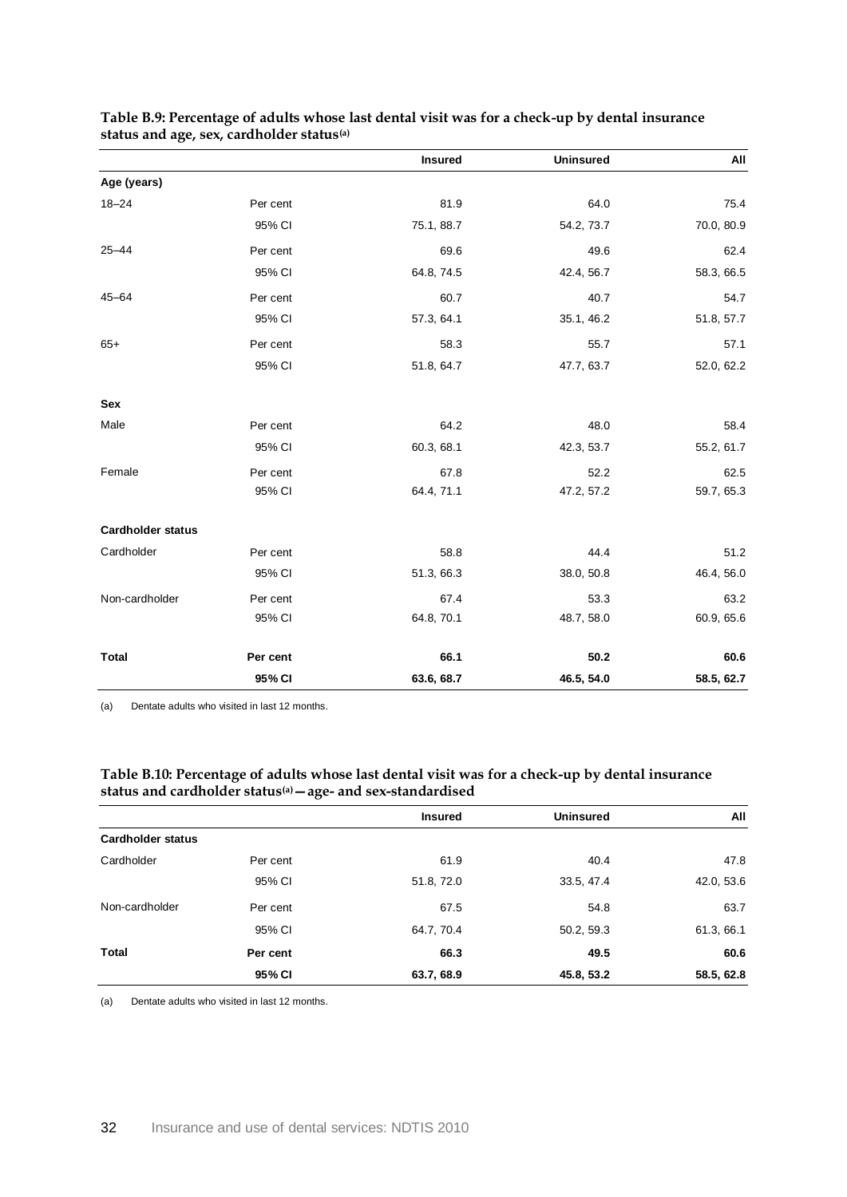**Table B.9: Percentage of adults whose last dental visit was for a check-up by dental insurance status and age, sex, cardholder status[(a)]**

| | | Insured | Uninsured | All |
|---|---|---|---|---|
| **Age (years)** | | | | |
| 18–24 | Per cent | 81.9 | 64.0 | 75.4 |
| | 95% CI | 75.1, 88.7 | 54.2, 73.7 | 70.0, 80.9 |
| 25–44 | Per cent | 69.6 | 49.6 | 62.4 |
| | 95% CI | 64.8, 74.5 | 42.4, 56.7 | 58.3, 66.5 |
| 45–64 | Per cent | 60.7 | 40.7 | 54.7 |
| | 95% CI | 57.3, 64.1 | 35.1, 46.2 | 51.8, 57.7 |
| 65+ | Per cent | 58.3 | 55.7 | 57.1 |
| | 95% CI | 51.8, 64.7 | 47.7, 63.7 | 52.0, 62.2 |
| **Sex** | | | | |
| Male | Per cent | 64.2 | 48.0 | 58.4 |
| | 95% CI | 60.3, 68.1 | 42.3, 53.7 | 55.2, 61.7 |
| Female | Per cent | 67.8 | 52.2 | 62.5 |
| | 95% CI | 64.4, 71.1 | 47.2, 57.2 | 59.7, 65.3 |
| **Cardholder status** | | | | |
| Cardholder | Per cent | 58.8 | 44.4 | 51.2 |
| | 95% CI | 51.3, 66.3 | 38.0, 50.8 | 46.4, 56.0 |
| Non-cardholder | Per cent | 67.4 | 53.3 | 63.2 |
| | 95% CI | 64.8, 70.1 | 48.7, 58.0 | 60.9, 65.6 |
| **Total** | **Per cent** | **66.1** | **50.2** | **60.6** |
| | **95% CI** | **63.6, 68.7** | **46.5, 54.0** | **58.5, 62.7** |

(a) Dentate adults who visited in last 12 months.

**Table B.10: Percentage of adults whose last dental visit was for a check-up by dental insurance status and cardholder status[(a)]—age- and sex-standardised**

| | | Insured | Uninsured | All |
|---|---|---|---|---|
| **Cardholder status** | | | | |
| Cardholder | Per cent | 61.9 | 40.4 | 47.8 |
| | 95% CI | 51.8, 72.0 | 33.5, 47.4 | 42.0, 53.6 |
| Non-cardholder | Per cent | 67.5 | 54.8 | 63.7 |
| | 95% CI | 64.7, 70.4 | 50.2, 59.3 | 61.3, 66.1 |
| **Total** | **Per cent** | **66.3** | **49.5** | **60.6** |
| | **95% CI** | **63.7, 68.9** | **45.8, 53.2** | **58.5, 62.8** |

(a) Dentate adults who visited in last 12 months.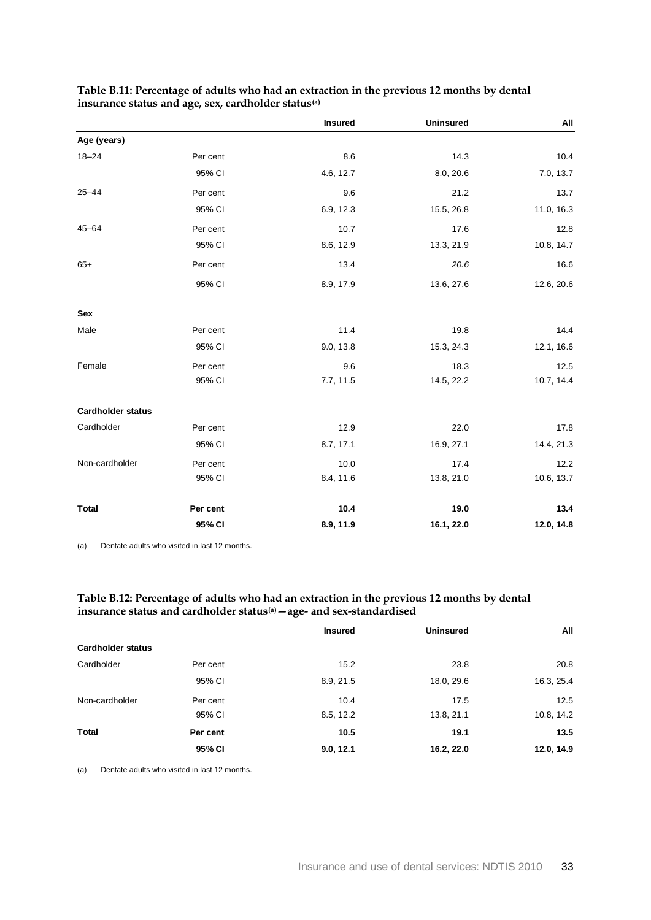**Table B.11: Percentage of adults who had an extraction in the previous 12 months by dental insurance status and age, sex, cardholder status[(a)]**

| | | Insured | Uninsured | All |
|---|---|---|---|---|
| **Age (years)** | | | | |
| 18–24 | Per cent | 8.6 | 14.3 | 10.4 |
| | 95% CI | 4.6, 12.7 | 8.0, 20.6 | 7.0, 13.7 |
| 25–44 | Per cent | 9.6 | 21.2 | 13.7 |
| | 95% CI | 6.9, 12.3 | 15.5, 26.8 | 11.0, 16.3 |
| 45–64 | Per cent | 10.7 | 17.6 | 12.8 |
| | 95% CI | 8.6, 12.9 | 13.3, 21.9 | 10.8, 14.7 |
| 65+ | Per cent | 13.4 | *20.6* | 16.6 |
| | 95% CI | 8.9, 17.9 | 13.6, 27.6 | 12.6, 20.6 |
| **Sex** | | | | |
| Male | Per cent | 11.4 | 19.8 | 14.4 |
| | 95% CI | 9.0, 13.8 | 15.3, 24.3 | 12.1, 16.6 |
| Female | Per cent | 9.6 | 18.3 | 12.5 |
| | 95% CI | 7.7, 11.5 | 14.5, 22.2 | 10.7, 14.4 |
| **Cardholder status** | | | | |
| Cardholder | Per cent | 12.9 | 22.0 | 17.8 |
| | 95% CI | 8.7, 17.1 | 16.9, 27.1 | 14.4, 21.3 |
| Non-cardholder | Per cent | 10.0 | 17.4 | 12.2 |
| | 95% CI | 8.4, 11.6 | 13.8, 21.0 | 10.6, 13.7 |
| **Total** | **Per cent** | **10.4** | **19.0** | **13.4** |
| | **95% CI** | **8.9, 11.9** | **16.1, 22.0** | **12.0, 14.8** |

(a) Dentate adults who visited in last 12 months.

**Table B.12: Percentage of adults who had an extraction in the previous 12 months by dental insurance status and cardholder status[(a)]—age- and sex-standardised**

| | | Insured | Uninsured | All |
|---|---|---|---|---|
| **Cardholder status** | | | | |
| Cardholder | Per cent | 15.2 | 23.8 | 20.8 |
| | 95% CI | 8.9, 21.5 | 18.0, 29.6 | 16.3, 25.4 |
| Non-cardholder | Per cent | 10.4 | 17.5 | 12.5 |
| | 95% CI | 8.5, 12.2 | 13.8, 21.1 | 10.8, 14.2 |
| **Total** | **Per cent** | **10.5** | **19.1** | **13.5** |
| | **95% CI** | **9.0, 12.1** | **16.2, 22.0** | **12.0, 14.9** |

(a) Dentate adults who visited in last 12 months.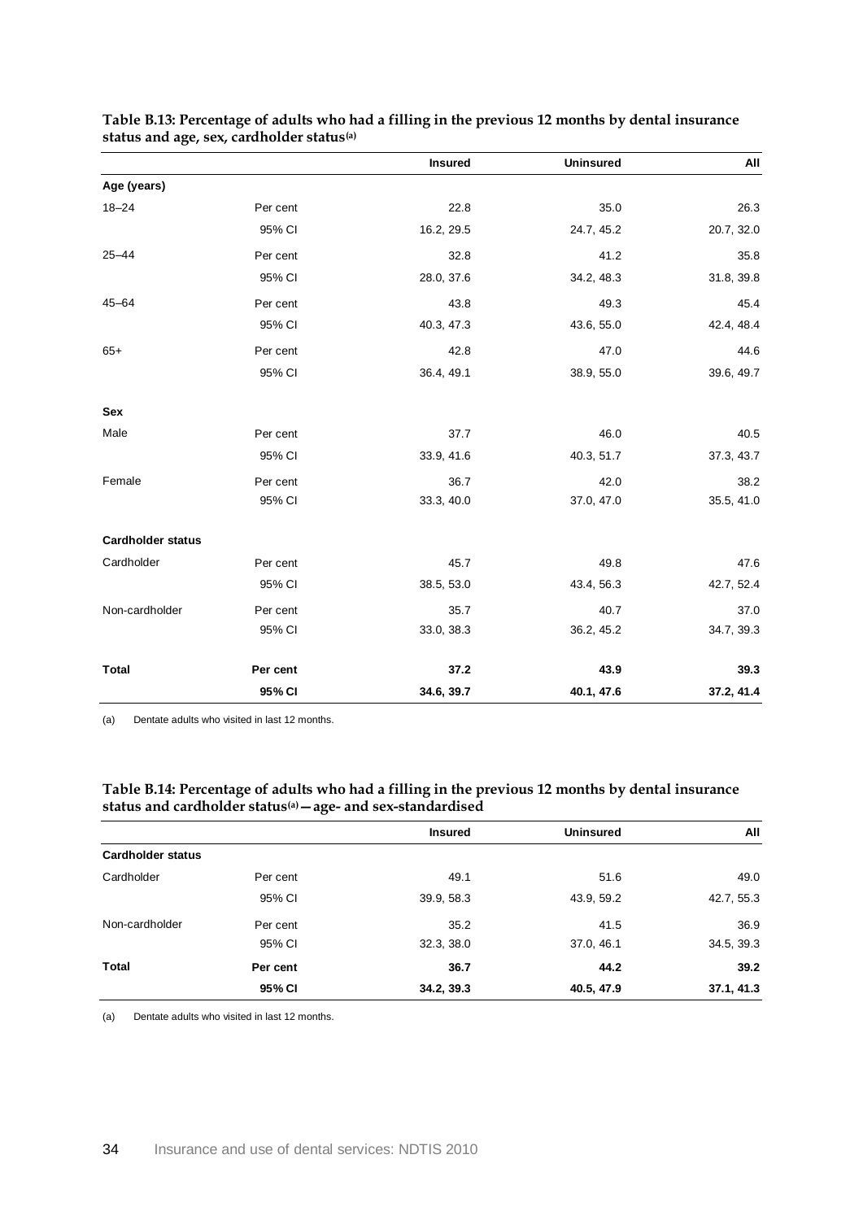**Table B.13: Percentage of adults who had a filling in the previous 12 months by dental insurance status and age, sex, cardholder status[(a)]**

| | | Insured | Uninsured | All |
|---|---|---|---|---|
| **Age (years)** | | | | |
| 18–24 | Per cent | 22.8 | 35.0 | 26.3 |
| | 95% CI | 16.2, 29.5 | 24.7, 45.2 | 20.7, 32.0 |
| 25–44 | Per cent | 32.8 | 41.2 | 35.8 |
| | 95% CI | 28.0, 37.6 | 34.2, 48.3 | 31.8, 39.8 |
| 45–64 | Per cent | 43.8 | 49.3 | 45.4 |
| | 95% CI | 40.3, 47.3 | 43.6, 55.0 | 42.4, 48.4 |
| 65+ | Per cent | 42.8 | 47.0 | 44.6 |
| | 95% CI | 36.4, 49.1 | 38.9, 55.0 | 39.6, 49.7 |
| **Sex** | | | | |
| Male | Per cent | 37.7 | 46.0 | 40.5 |
| | 95% CI | 33.9, 41.6 | 40.3, 51.7 | 37.3, 43.7 |
| Female | Per cent | 36.7 | 42.0 | 38.2 |
| | 95% CI | 33.3, 40.0 | 37.0, 47.0 | 35.5, 41.0 |
| **Cardholder status** | | | | |
| Cardholder | Per cent | 45.7 | 49.8 | 47.6 |
| | 95% CI | 38.5, 53.0 | 43.4, 56.3 | 42.7, 52.4 |
| Non-cardholder | Per cent | 35.7 | 40.7 | 37.0 |
| | 95% CI | 33.0, 38.3 | 36.2, 45.2 | 34.7, 39.3 |
| **Total** | **Per cent** | **37.2** | **43.9** | **39.3** |
| | **95% CI** | **34.6, 39.7** | **40.1, 47.6** | **37.2, 41.4** |

(a) Dentate adults who visited in last 12 months.

**Table B.14: Percentage of adults who had a filling in the previous 12 months by dental insurance status and cardholder status[(a)]—age- and sex-standardised**

| | | Insured | Uninsured | All |
|---|---|---|---|---|
| **Cardholder status** | | | | |
| Cardholder | Per cent | 49.1 | 51.6 | 49.0 |
| | 95% CI | 39.9, 58.3 | 43.9, 59.2 | 42.7, 55.3 |
| Non-cardholder | Per cent | 35.2 | 41.5 | 36.9 |
| | 95% CI | 32.3, 38.0 | 37.0, 46.1 | 34.5, 39.3 |
| **Total** | **Per cent** | **36.7** | **44.2** | **39.2** |
| | **95% CI** | **34.2, 39.3** | **40.5, 47.9** | **37.1, 41.3** |

(a) Dentate adults who visited in last 12 months.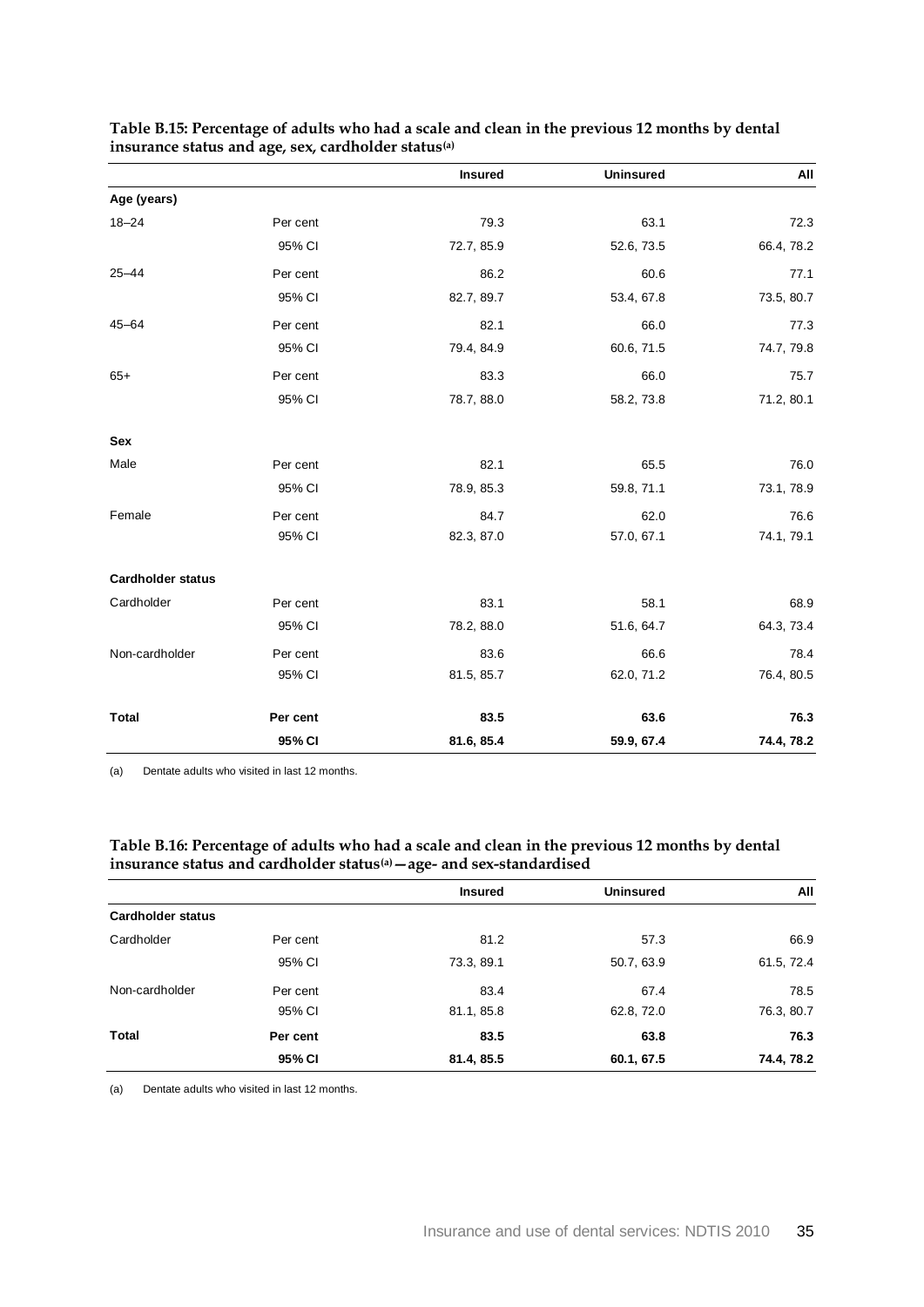**Table B.15: Percentage of adults who had a scale and clean in the previous 12 months by dental insurance status and age, sex, cardholder status[(a)]**

| | | Insured | Uninsured | All |
|---|---|---|---|---|
| **Age (years)** | | | | |
| 18–24 | Per cent | 79.3 | 63.1 | 72.3 |
| | 95% CI | 72.7, 85.9 | 52.6, 73.5 | 66.4, 78.2 |
| 25–44 | Per cent | 86.2 | 60.6 | 77.1 |
| | 95% CI | 82.7, 89.7 | 53.4, 67.8 | 73.5, 80.7 |
| 45–64 | Per cent | 82.1 | 66.0 | 77.3 |
| | 95% CI | 79.4, 84.9 | 60.6, 71.5 | 74.7, 79.8 |
| 65+ | Per cent | 83.3 | 66.0 | 75.7 |
| | 95% CI | 78.7, 88.0 | 58.2, 73.8 | 71.2, 80.1 |
| **Sex** | | | | |
| Male | Per cent | 82.1 | 65.5 | 76.0 |
| | 95% CI | 78.9, 85.3 | 59.8, 71.1 | 73.1, 78.9 |
| Female | Per cent | 84.7 | 62.0 | 76.6 |
| | 95% CI | 82.3, 87.0 | 57.0, 67.1 | 74.1, 79.1 |
| **Cardholder status** | | | | |
| Cardholder | Per cent | 83.1 | 58.1 | 68.9 |
| | 95% CI | 78.2, 88.0 | 51.6, 64.7 | 64.3, 73.4 |
| Non-cardholder | Per cent | 83.6 | 66.6 | 78.4 |
| | 95% CI | 81.5, 85.7 | 62.0, 71.2 | 76.4, 80.5 |
| **Total** | **Per cent** | **83.5** | **63.6** | **76.3** |
| | **95% CI** | **81.6, 85.4** | **59.9, 67.4** | **74.4, 78.2** |

(a) Dentate adults who visited in last 12 months.

**Table B.16: Percentage of adults who had a scale and clean in the previous 12 months by dental insurance status and cardholder status[(a)]—age- and sex-standardised**

| | | Insured | Uninsured | All |
|---|---|---|---|---|
| **Cardholder status** | | | | |
| Cardholder | Per cent | 81.2 | 57.3 | 66.9 |
| | 95% CI | 73.3, 89.1 | 50.7, 63.9 | 61.5, 72.4 |
| Non-cardholder | Per cent | 83.4 | 67.4 | 78.5 |
| | 95% CI | 81.1, 85.8 | 62.8, 72.0 | 76.3, 80.7 |
| **Total** | **Per cent** | **83.5** | **63.8** | **76.3** |
| | **95% CI** | **81.4, 85.5** | **60.1, 67.5** | **74.4, 78.2** |

(a) Dentate adults who visited in last 12 months.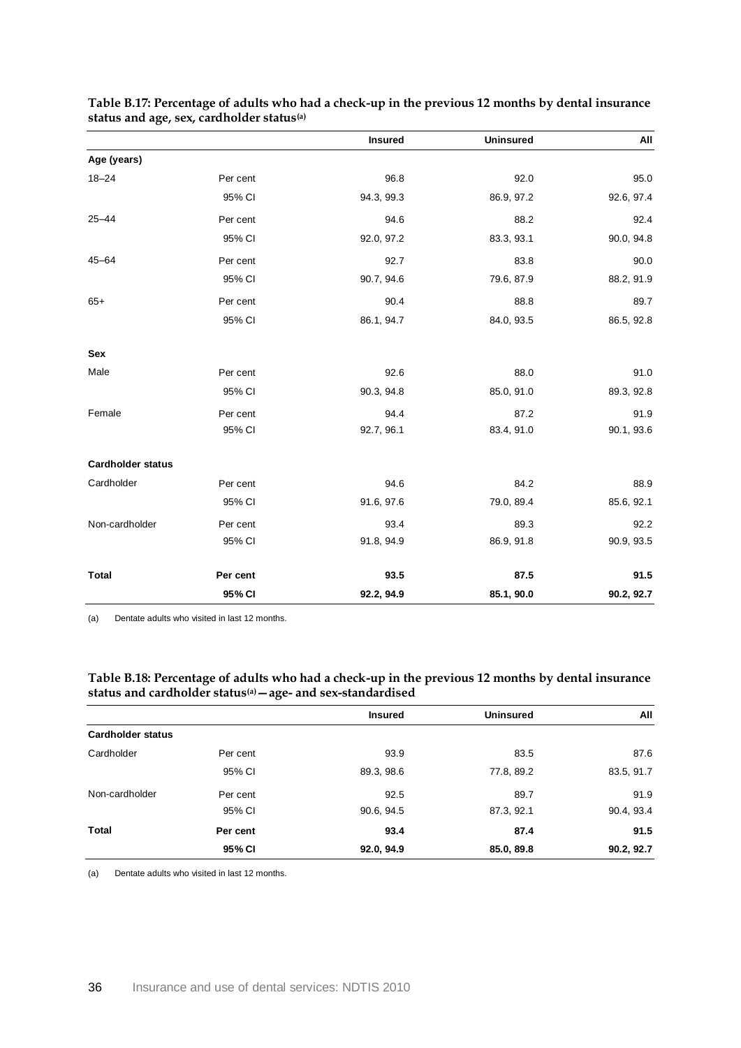**Table B.17: Percentage of adults who had a check-up in the previous 12 months by dental insurance status and age, sex, cardholder status[(a)]**

| | | Insured | Uninsured | All |
|---|---|---|---|---|
| **Age (years)** | | | | |
| 18–24 | Per cent | 96.8 | 92.0 | 95.0 |
| | 95% CI | 94.3, 99.3 | 86.9, 97.2 | 92.6, 97.4 |
| 25–44 | Per cent | 94.6 | 88.2 | 92.4 |
| | 95% CI | 92.0, 97.2 | 83.3, 93.1 | 90.0, 94.8 |
| 45–64 | Per cent | 92.7 | 83.8 | 90.0 |
| | 95% CI | 90.7, 94.6 | 79.6, 87.9 | 88.2, 91.9 |
| 65+ | Per cent | 90.4 | 88.8 | 89.7 |
| | 95% CI | 86.1, 94.7 | 84.0, 93.5 | 86.5, 92.8 |
| **Sex** | | | | |
| Male | Per cent | 92.6 | 88.0 | 91.0 |
| | 95% CI | 90.3, 94.8 | 85.0, 91.0 | 89.3, 92.8 |
| Female | Per cent | 94.4 | 87.2 | 91.9 |
| | 95% CI | 92.7, 96.1 | 83.4, 91.0 | 90.1, 93.6 |
| **Cardholder status** | | | | |
| Cardholder | Per cent | 94.6 | 84.2 | 88.9 |
| | 95% CI | 91.6, 97.6 | 79.0, 89.4 | 85.6, 92.1 |
| Non-cardholder | Per cent | 93.4 | 89.3 | 92.2 |
| | 95% CI | 91.8, 94.9 | 86.9, 91.8 | 90.9, 93.5 |
| **Total** | **Per cent** | **93.5** | **87.5** | **91.5** |
| | **95% CI** | **92.2, 94.9** | **85.1, 90.0** | **90.2, 92.7** |

(a) Dentate adults who visited in last 12 months.

**Table B.18: Percentage of adults who had a check-up in the previous 12 months by dental insurance status and cardholder status[(a)]—age- and sex-standardised**

| | | Insured | Uninsured | All |
|---|---|---|---|---|
| **Cardholder status** | | | | |
| Cardholder | Per cent | 93.9 | 83.5 | 87.6 |
| | 95% CI | 89.3, 98.6 | 77.8, 89.2 | 83.5, 91.7 |
| Non-cardholder | Per cent | 92.5 | 89.7 | 91.9 |
| | 95% CI | 90.6, 94.5 | 87.3, 92.1 | 90.4, 93.4 |
| **Total** | **Per cent** | **93.4** | **87.4** | **91.5** |
| | **95% CI** | **92.0, 94.9** | **85.0, 89.8** | **90.2, 92.7** |

(a) Dentate adults who visited in last 12 months.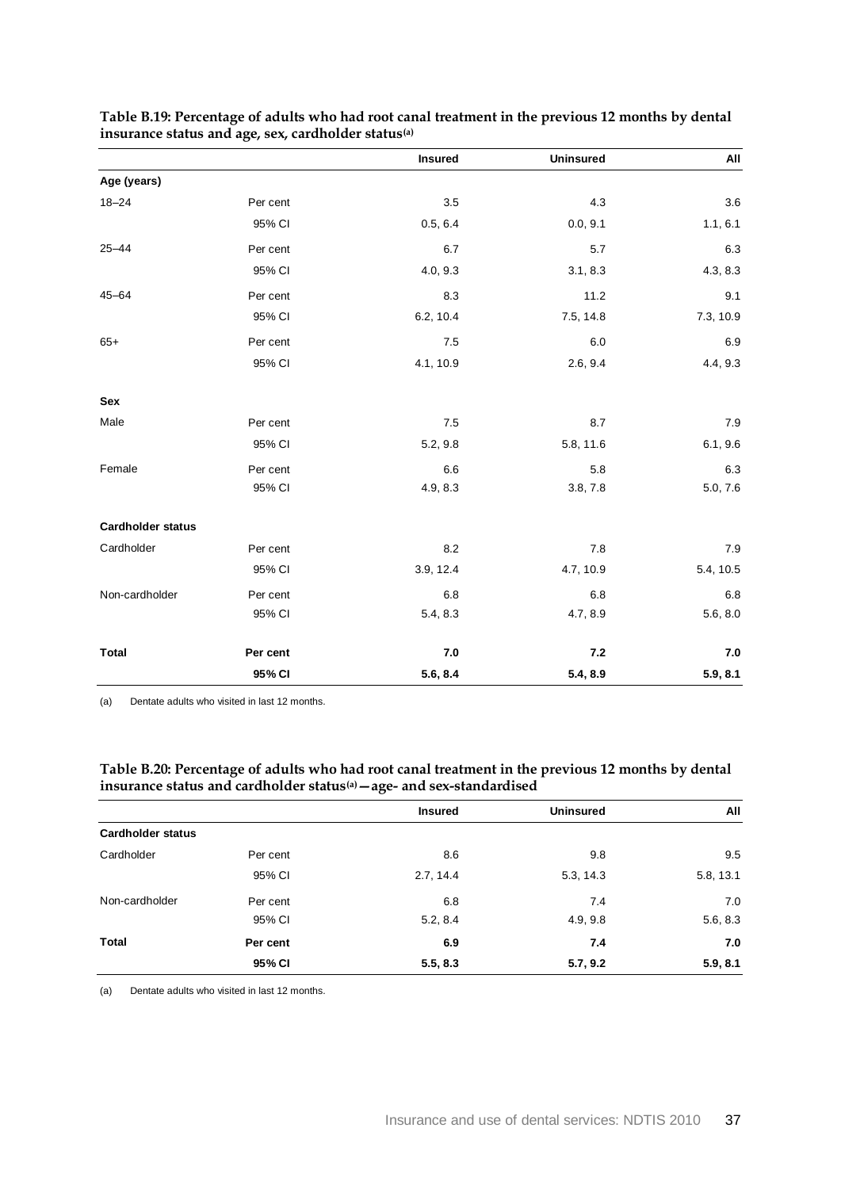**Table B.19: Percentage of adults who had root canal treatment in the previous 12 months by dental insurance status and age, sex, cardholder status(a)**

| | | Insured | Uninsured | All |
|---|---|---|---|---|
| **Age (years)** | | | | |
| 18–24 | Per cent | 3.5 | 4.3 | 3.6 |
| | 95% CI | 0.5, 6.4 | 0.0, 9.1 | 1.1, 6.1 |
| 25–44 | Per cent | 6.7 | 5.7 | 6.3 |
| | 95% CI | 4.0, 9.3 | 3.1, 8.3 | 4.3, 8.3 |
| 45–64 | Per cent | 8.3 | 11.2 | 9.1 |
| | 95% CI | 6.2, 10.4 | 7.5, 14.8 | 7.3, 10.9 |
| 65+ | Per cent | 7.5 | 6.0 | 6.9 |
| | 95% CI | 4.1, 10.9 | 2.6, 9.4 | 4.4, 9.3 |
| **Sex** | | | | |
| Male | Per cent | 7.5 | 8.7 | 7.9 |
| | 95% CI | 5.2, 9.8 | 5.8, 11.6 | 6.1, 9.6 |
| Female | Per cent | 6.6 | 5.8 | 6.3 |
| | 95% CI | 4.9, 8.3 | 3.8, 7.8 | 5.0, 7.6 |
| **Cardholder status** | | | | |
| Cardholder | Per cent | 8.2 | 7.8 | 7.9 |
| | 95% CI | 3.9, 12.4 | 4.7, 10.9 | 5.4, 10.5 |
| Non-cardholder | Per cent | 6.8 | 6.8 | 6.8 |
| | 95% CI | 5.4, 8.3 | 4.7, 8.9 | 5.6, 8.0 |
| **Total** | **Per cent** | **7.0** | **7.2** | **7.0** |
| | **95% CI** | **5.6, 8.4** | **5.4, 8.9** | **5.9, 8.1** |

(a) Dentate adults who visited in last 12 months.

**Table B.20: Percentage of adults who had root canal treatment in the previous 12 months by dental insurance status and cardholder status(a)—age- and sex-standardised**

| | | Insured | Uninsured | All |
|---|---|---|---|---|
| **Cardholder status** | | | | |
| Cardholder | Per cent | 8.6 | 9.8 | 9.5 |
| | 95% CI | 2.7, 14.4 | 5.3, 14.3 | 5.8, 13.1 |
| Non-cardholder | Per cent | 6.8 | 7.4 | 7.0 |
| | 95% CI | 5.2, 8.4 | 4.9, 9.8 | 5.6, 8.3 |
| **Total** | **Per cent** | **6.9** | **7.4** | **7.0** |
| | **95% CI** | **5.5, 8.3** | **5.7, 9.2** | **5.9, 8.1** |

(a) Dentate adults who visited in last 12 months.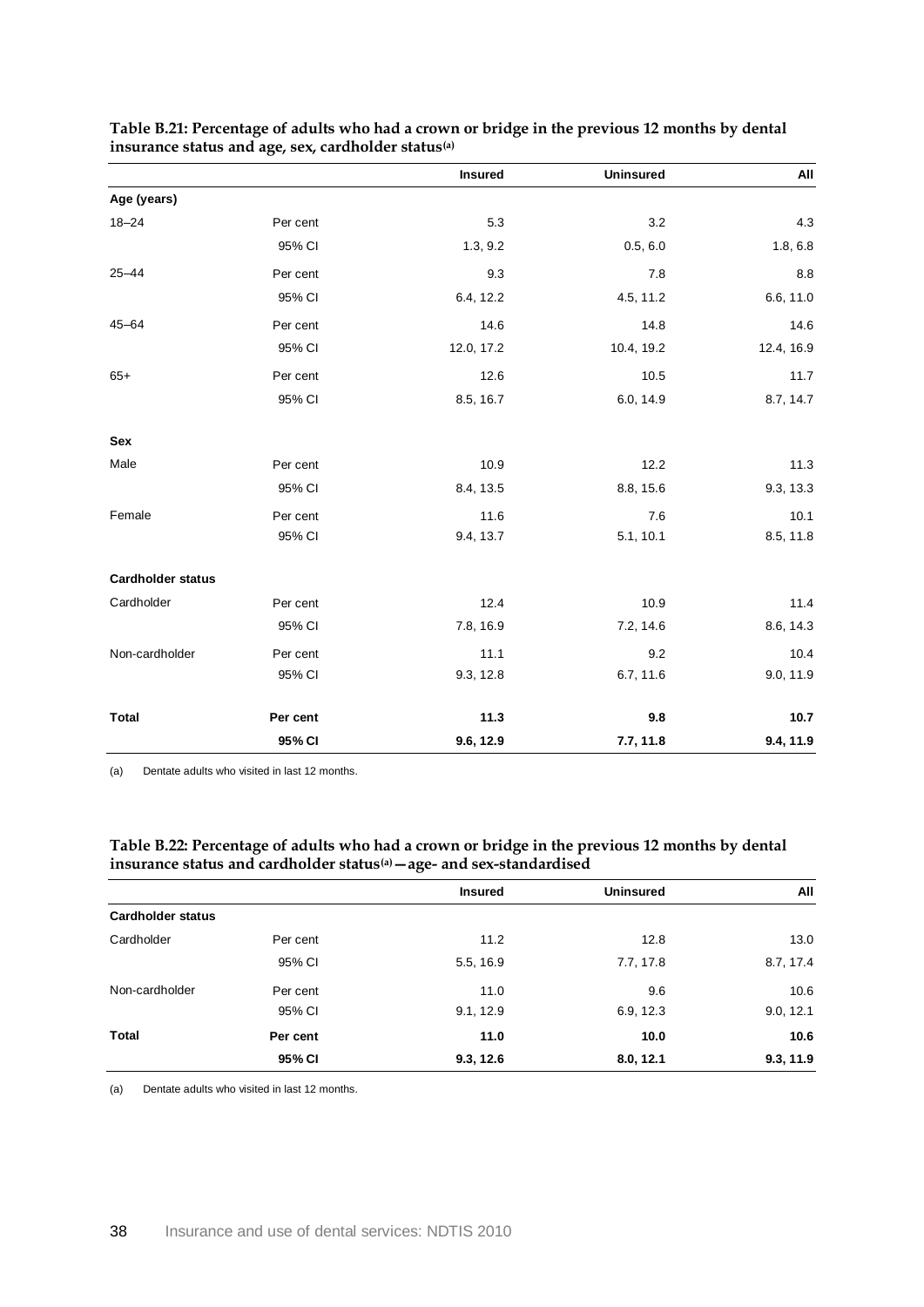**Table B.21: Percentage of adults who had a crown or bridge in the previous 12 months by dental insurance status and age, sex, cardholder status[(a)]**

| | | Insured | Uninsured | All |
|---|---|---|---|---|
| **Age (years)** | | | | |
| 18–24 | Per cent | 5.3 | 3.2 | 4.3 |
| | 95% CI | 1.3, 9.2 | 0.5, 6.0 | 1.8, 6.8 |
| 25–44 | Per cent | 9.3 | 7.8 | 8.8 |
| | 95% CI | 6.4, 12.2 | 4.5, 11.2 | 6.6, 11.0 |
| 45–64 | Per cent | 14.6 | 14.8 | 14.6 |
| | 95% CI | 12.0, 17.2 | 10.4, 19.2 | 12.4, 16.9 |
| 65+ | Per cent | 12.6 | 10.5 | 11.7 |
| | 95% CI | 8.5, 16.7 | 6.0, 14.9 | 8.7, 14.7 |
| **Sex** | | | | |
| Male | Per cent | 10.9 | 12.2 | 11.3 |
| | 95% CI | 8.4, 13.5 | 8.8, 15.6 | 9.3, 13.3 |
| Female | Per cent | 11.6 | 7.6 | 10.1 |
| | 95% CI | 9.4, 13.7 | 5.1, 10.1 | 8.5, 11.8 |
| **Cardholder status** | | | | |
| Cardholder | Per cent | 12.4 | 10.9 | 11.4 |
| | 95% CI | 7.8, 16.9 | 7.2, 14.6 | 8.6, 14.3 |
| Non-cardholder | Per cent | 11.1 | 9.2 | 10.4 |
| | 95% CI | 9.3, 12.8 | 6.7, 11.6 | 9.0, 11.9 |
| **Total** | **Per cent** | **11.3** | **9.8** | **10.7** |
| | **95% CI** | **9.6, 12.9** | **7.7, 11.8** | **9.4, 11.9** |

(a) Dentate adults who visited in last 12 months.

**Table B.22: Percentage of adults who had a crown or bridge in the previous 12 months by dental insurance status and cardholder status[(a)]—age- and sex-standardised**

| | | Insured | Uninsured | All |
|---|---|---|---|---|
| **Cardholder status** | | | | |
| Cardholder | Per cent | 11.2 | 12.8 | 13.0 |
| | 95% CI | 5.5, 16.9 | 7.7, 17.8 | 8.7, 17.4 |
| Non-cardholder | Per cent | 11.0 | 9.6 | 10.6 |
| | 95% CI | 9.1, 12.9 | 6.9, 12.3 | 9.0, 12.1 |
| **Total** | **Per cent** | **11.0** | **10.0** | **10.6** |
| | **95% CI** | **9.3, 12.6** | **8.0, 12.1** | **9.3, 11.9** |

(a) Dentate adults who visited in last 12 months.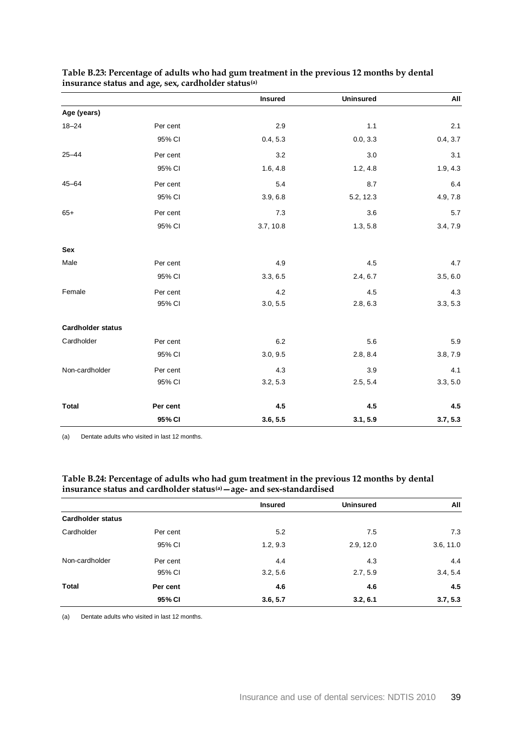**Table B.23: Percentage of adults who had gum treatment in the previous 12 months by dental insurance status and age, sex, cardholder status[(a)]**

| | | Insured | Uninsured | All |
|---|---|---|---|---|
| **Age (years)** | | | | |
| 18–24 | Per cent | 2.9 | 1.1 | 2.1 |
| | 95% CI | 0.4, 5.3 | 0.0, 3.3 | 0.4, 3.7 |
| 25–44 | Per cent | 3.2 | 3.0 | 3.1 |
| | 95% CI | 1.6, 4.8 | 1.2, 4.8 | 1.9, 4.3 |
| 45–64 | Per cent | 5.4 | 8.7 | 6.4 |
| | 95% CI | 3.9, 6.8 | 5.2, 12.3 | 4.9, 7.8 |
| 65+ | Per cent | 7.3 | 3.6 | 5.7 |
| | 95% CI | 3.7, 10.8 | 1.3, 5.8 | 3.4, 7.9 |
| **Sex** | | | | |
| Male | Per cent | 4.9 | 4.5 | 4.7 |
| | 95% CI | 3.3, 6.5 | 2.4, 6.7 | 3.5, 6.0 |
| Female | Per cent | 4.2 | 4.5 | 4.3 |
| | 95% CI | 3.0, 5.5 | 2.8, 6.3 | 3.3, 5.3 |
| **Cardholder status** | | | | |
| Cardholder | Per cent | 6.2 | 5.6 | 5.9 |
| | 95% CI | 3.0, 9.5 | 2.8, 8.4 | 3.8, 7.9 |
| Non-cardholder | Per cent | 4.3 | 3.9 | 4.1 |
| | 95% CI | 3.2, 5.3 | 2.5, 5.4 | 3.3, 5.0 |
| **Total** | **Per cent** | **4.5** | **4.5** | **4.5** |
| | **95% CI** | **3.6, 5.5** | **3.1, 5.9** | **3.7, 5.3** |

(a) Dentate adults who visited in last 12 months.

**Table B.24: Percentage of adults who had gum treatment in the previous 12 months by dental insurance status and cardholder status[(a)]—age- and sex-standardised**

| | | Insured | Uninsured | All |
|---|---|---|---|---|
| **Cardholder status** | | | | |
| Cardholder | Per cent | 5.2 | 7.5 | 7.3 |
| | 95% CI | 1.2, 9.3 | 2.9, 12.0 | 3.6, 11.0 |
| Non-cardholder | Per cent | 4.4 | 4.3 | 4.4 |
| | 95% CI | 3.2, 5.6 | 2.7, 5.9 | 3.4, 5.4 |
| **Total** | **Per cent** | **4.6** | **4.6** | **4.5** |
| | **95% CI** | **3.6, 5.7** | **3.2, 6.1** | **3.7, 5.3** |

(a) Dentate adults who visited in last 12 months.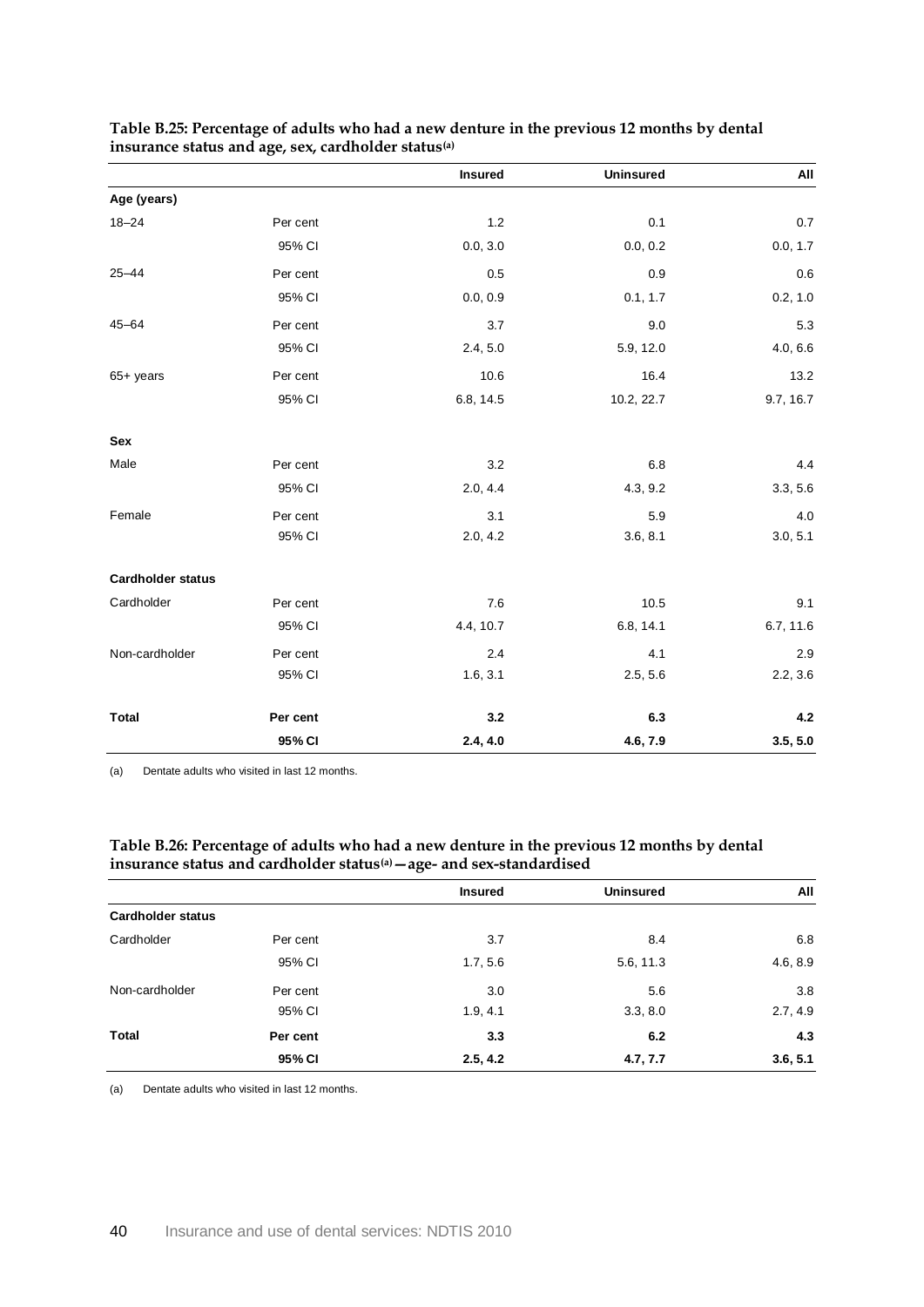**Table B.25: Percentage of adults who had a new denture in the previous 12 months by dental insurance status and age, sex, cardholder status[(a)]**

| | | Insured | Uninsured | All |
|---|---|---|---|---|
| **Age (years)** | | | | |
| 18–24 | Per cent | 1.2 | 0.1 | 0.7 |
| | 95% CI | 0.0, 3.0 | 0.0, 0.2 | 0.0, 1.7 |
| 25–44 | Per cent | 0.5 | 0.9 | 0.6 |
| | 95% CI | 0.0, 0.9 | 0.1, 1.7 | 0.2, 1.0 |
| 45–64 | Per cent | 3.7 | 9.0 | 5.3 |
| | 95% CI | 2.4, 5.0 | 5.9, 12.0 | 4.0, 6.6 |
| 65+ years | Per cent | 10.6 | 16.4 | 13.2 |
| | 95% CI | 6.8, 14.5 | 10.2, 22.7 | 9.7, 16.7 |
| **Sex** | | | | |
| Male | Per cent | 3.2 | 6.8 | 4.4 |
| | 95% CI | 2.0, 4.4 | 4.3, 9.2 | 3.3, 5.6 |
| Female | Per cent | 3.1 | 5.9 | 4.0 |
| | 95% CI | 2.0, 4.2 | 3.6, 8.1 | 3.0, 5.1 |
| **Cardholder status** | | | | |
| Cardholder | Per cent | 7.6 | 10.5 | 9.1 |
| | 95% CI | 4.4, 10.7 | 6.8, 14.1 | 6.7, 11.6 |
| Non-cardholder | Per cent | 2.4 | 4.1 | 2.9 |
| | 95% CI | 1.6, 3.1 | 2.5, 5.6 | 2.2, 3.6 |
| **Total** | **Per cent** | **3.2** | **6.3** | **4.2** |
| | **95% CI** | **2.4, 4.0** | **4.6, 7.9** | **3.5, 5.0** |

(a) Dentate adults who visited in last 12 months.

**Table B.26: Percentage of adults who had a new denture in the previous 12 months by dental insurance status and cardholder status[(a)]—age- and sex-standardised**

| | | Insured | Uninsured | All |
|---|---|---|---|---|
| **Cardholder status** | | | | |
| Cardholder | Per cent | 3.7 | 8.4 | 6.8 |
| | 95% CI | 1.7, 5.6 | 5.6, 11.3 | 4.6, 8.9 |
| Non-cardholder | Per cent | 3.0 | 5.6 | 3.8 |
| | 95% CI | 1.9, 4.1 | 3.3, 8.0 | 2.7, 4.9 |
| **Total** | **Per cent** | **3.3** | **6.2** | **4.3** |
| | **95% CI** | **2.5, 4.2** | **4.7, 7.7** | **3.6, 5.1** |

(a) Dentate adults who visited in last 12 months.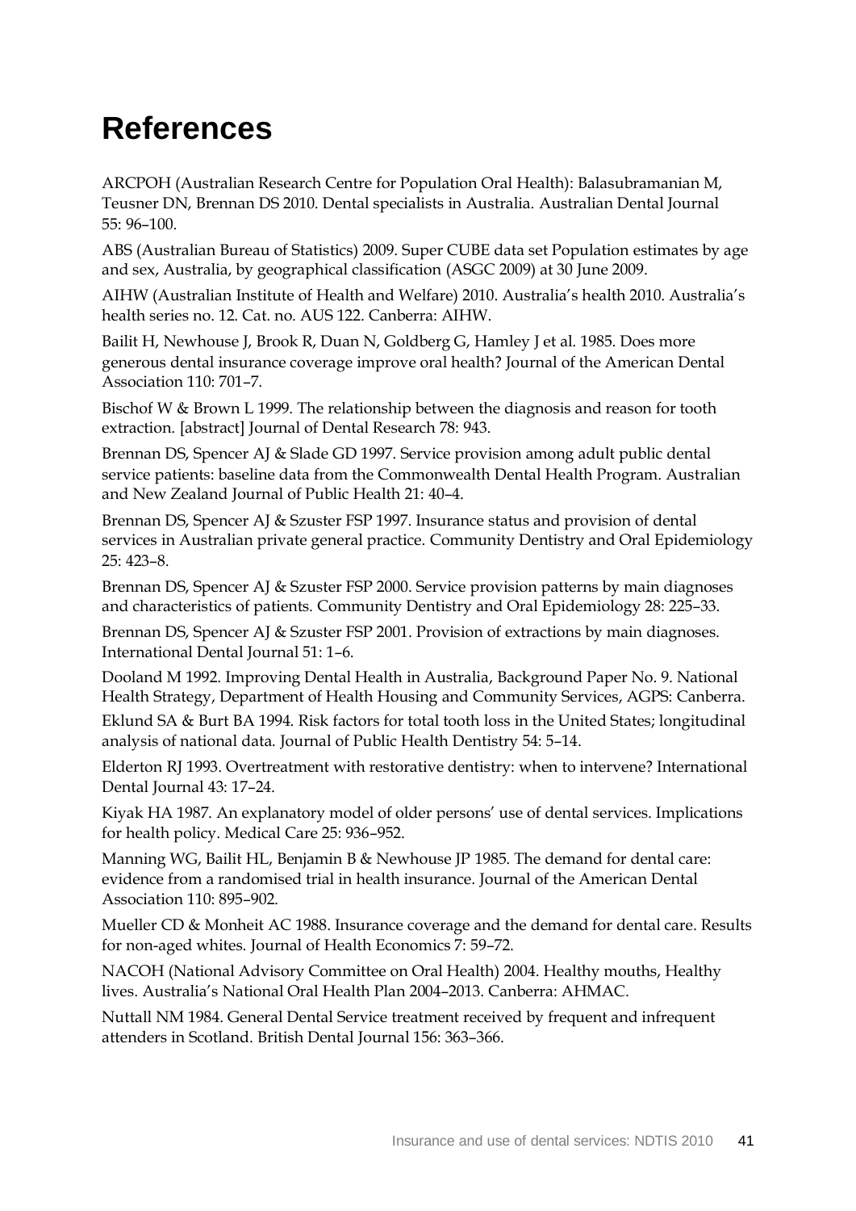# References

ARCPOH (Australian Research Centre for Population Oral Health): Balasubramanian M, Teusner DN, Brennan DS 2010. Dental specialists in Australia. Australian Dental Journal 55: 96–100.

ABS (Australian Bureau of Statistics) 2009. Super CUBE data set Population estimates by age and sex, Australia, by geographical classification (ASGC 2009) at 30 June 2009.

AIHW (Australian Institute of Health and Welfare) 2010. Australia's health 2010. Australia's health series no. 12. Cat. no. AUS 122. Canberra: AIHW.

Bailit H, Newhouse J, Brook R, Duan N, Goldberg G, Hamley J et al. 1985. Does more generous dental insurance coverage improve oral health? Journal of the American Dental Association 110: 701–7.

Bischof W & Brown L 1999. The relationship between the diagnosis and reason for tooth extraction. [abstract] Journal of Dental Research 78: 943.

Brennan DS, Spencer AJ & Slade GD 1997. Service provision among adult public dental service patients: baseline data from the Commonwealth Dental Health Program. Australian and New Zealand Journal of Public Health 21: 40–4.

Brennan DS, Spencer AJ & Szuster FSP 1997. Insurance status and provision of dental services in Australian private general practice. Community Dentistry and Oral Epidemiology 25: 423–8.

Brennan DS, Spencer AJ & Szuster FSP 2000. Service provision patterns by main diagnoses and characteristics of patients. Community Dentistry and Oral Epidemiology 28: 225–33.

Brennan DS, Spencer AJ & Szuster FSP 2001. Provision of extractions by main diagnoses. International Dental Journal 51: 1–6.

Dooland M 1992. Improving Dental Health in Australia, Background Paper No. 9. National Health Strategy, Department of Health Housing and Community Services, AGPS: Canberra.

Eklund SA & Burt BA 1994. Risk factors for total tooth loss in the United States; longitudinal analysis of national data. Journal of Public Health Dentistry 54: 5–14.

Elderton RJ 1993. Overtreatment with restorative dentistry: when to intervene? International Dental Journal 43: 17–24.

Kiyak HA 1987. An explanatory model of older persons' use of dental services. Implications for health policy. Medical Care 25: 936–952.

Manning WG, Bailit HL, Benjamin B & Newhouse JP 1985. The demand for dental care: evidence from a randomised trial in health insurance. Journal of the American Dental Association 110: 895–902.

Mueller CD & Monheit AC 1988. Insurance coverage and the demand for dental care. Results for non-aged whites. Journal of Health Economics 7: 59–72.

NACOH (National Advisory Committee on Oral Health) 2004. Healthy mouths, Healthy lives. Australia's National Oral Health Plan 2004–2013. Canberra: AHMAC.

Nuttall NM 1984. General Dental Service treatment received by frequent and infrequent attenders in Scotland. British Dental Journal 156: 363–366.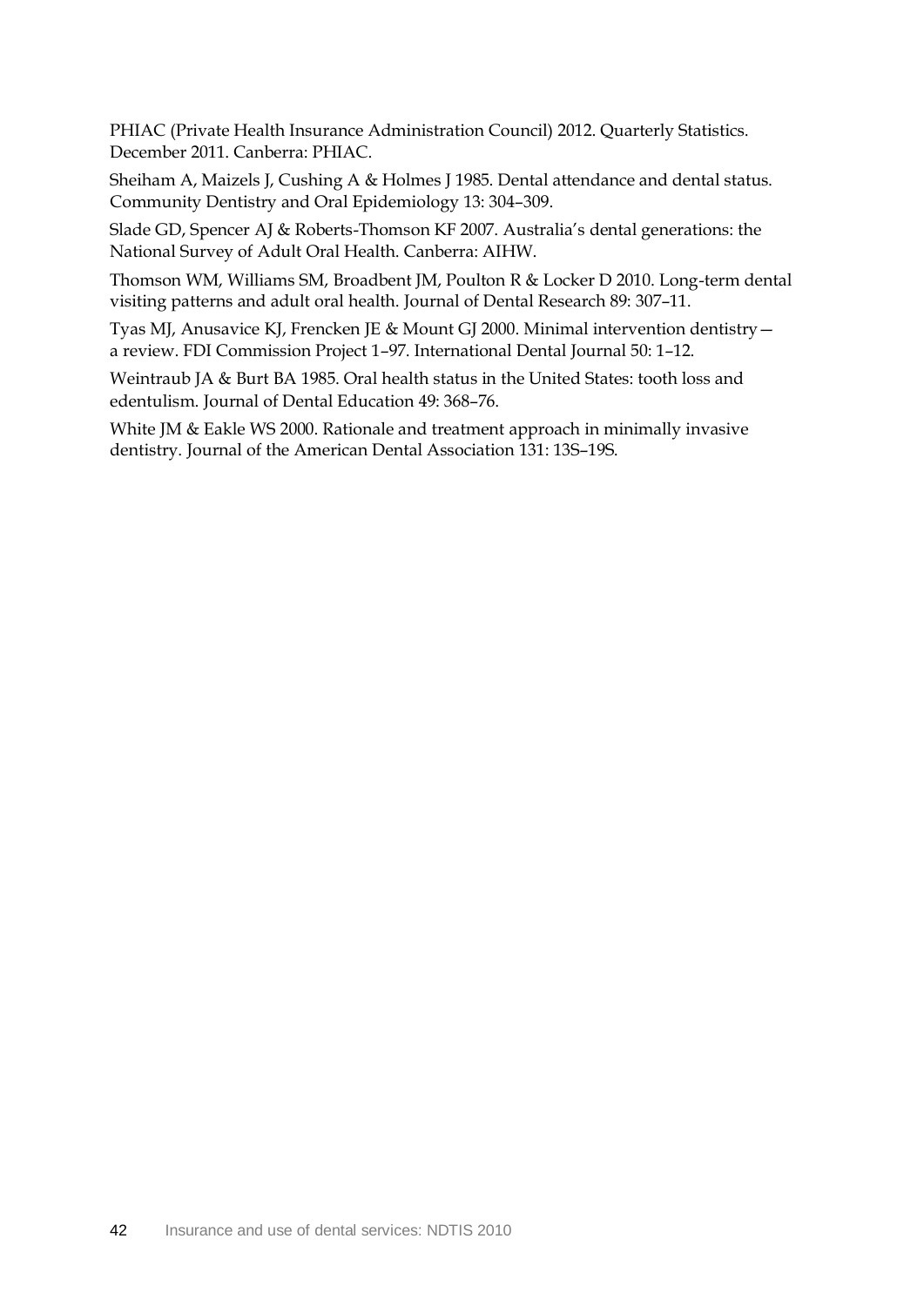PHIAC (Private Health Insurance Administration Council) 2012. Quarterly Statistics. December 2011. Canberra: PHIAC.

Sheiham A, Maizels J, Cushing A & Holmes J 1985. Dental attendance and dental status. Community Dentistry and Oral Epidemiology 13: 304–309.

Slade GD, Spencer AJ & Roberts-Thomson KF 2007. Australia's dental generations: the National Survey of Adult Oral Health. Canberra: AIHW.

Thomson WM, Williams SM, Broadbent JM, Poulton R & Locker D 2010. Long-term dental visiting patterns and adult oral health. Journal of Dental Research 89: 307–11.

Tyas MJ, Anusavice KJ, Frencken JE & Mount GJ 2000. Minimal intervention dentistry—a review. FDI Commission Project 1–97. International Dental Journal 50: 1–12.

Weintraub JA & Burt BA 1985. Oral health status in the United States: tooth loss and edentulism. Journal of Dental Education 49: 368–76.

White JM & Eakle WS 2000. Rationale and treatment approach in minimally invasive dentistry. Journal of the American Dental Association 131: 13S–19S.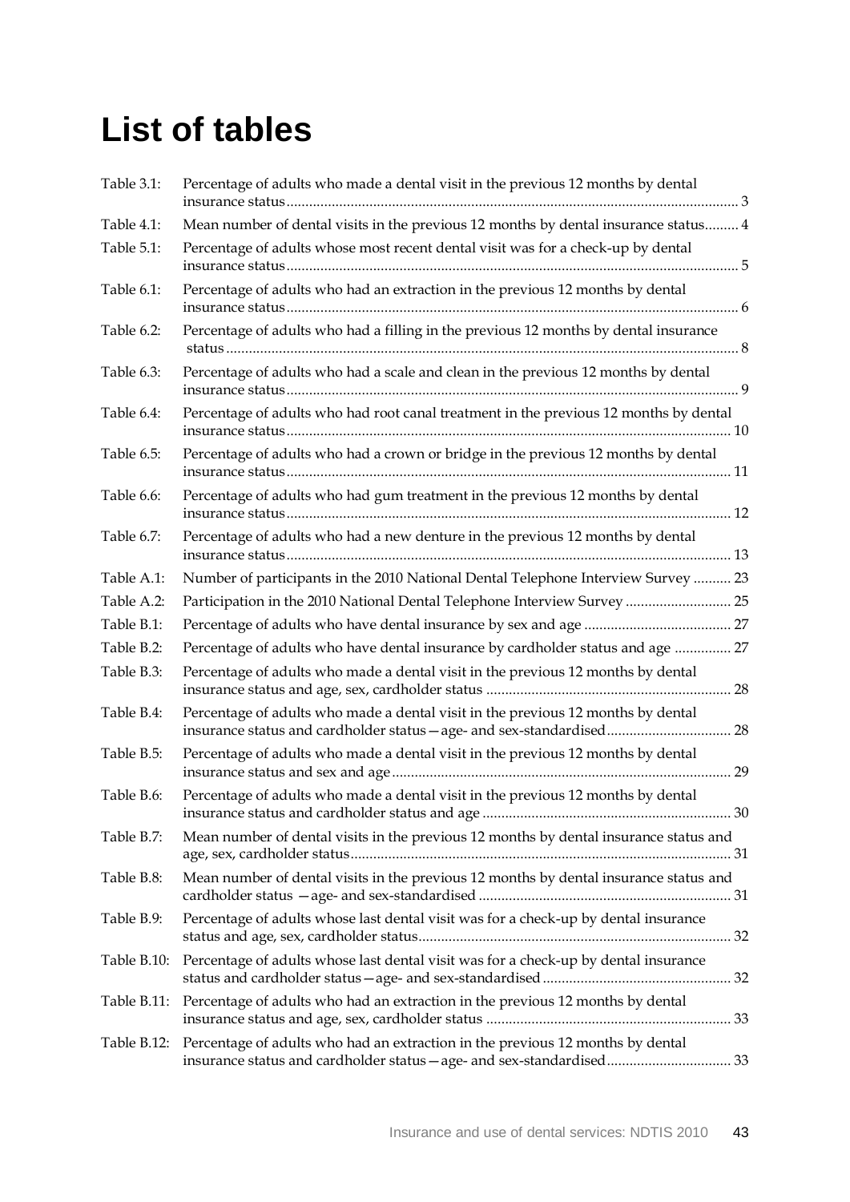# List of tables

| | | |
|---|---|---|
| Table 3.1: | Percentage of adults who made a dental visit in the previous 12 months by dental insurance status | 3 |
| Table 4.1: | Mean number of dental visits in the previous 12 months by dental insurance status | 4 |
| Table 5.1: | Percentage of adults whose most recent dental visit was for a check-up by dental insurance status | 5 |
| Table 6.1: | Percentage of adults who had an extraction in the previous 12 months by dental insurance status | 6 |
| Table 6.2: | Percentage of adults who had a filling in the previous 12 months by dental insurance status | 8 |
| Table 6.3: | Percentage of adults who had a scale and clean in the previous 12 months by dental insurance status | 9 |
| Table 6.4: | Percentage of adults who had root canal treatment in the previous 12 months by dental insurance status | 10 |
| Table 6.5: | Percentage of adults who had a crown or bridge in the previous 12 months by dental insurance status | 11 |
| Table 6.6: | Percentage of adults who had gum treatment in the previous 12 months by dental insurance status | 12 |
| Table 6.7: | Percentage of adults who had a new denture in the previous 12 months by dental insurance status | 13 |
| Table A.1: | Number of participants in the 2010 National Dental Telephone Interview Survey | 23 |
| Table A.2: | Participation in the 2010 National Dental Telephone Interview Survey | 25 |
| Table B.1: | Percentage of adults who have dental insurance by sex and age | 27 |
| Table B.2: | Percentage of adults who have dental insurance by cardholder status and age | 27 |
| Table B.3: | Percentage of adults who made a dental visit in the previous 12 months by dental insurance status and age, sex, cardholder status | 28 |
| Table B.4: | Percentage of adults who made a dental visit in the previous 12 months by dental insurance status and cardholder status—age- and sex-standardised | 28 |
| Table B.5: | Percentage of adults who made a dental visit in the previous 12 months by dental insurance status and sex and age | 29 |
| Table B.6: | Percentage of adults who made a dental visit in the previous 12 months by dental insurance status and cardholder status and age | 30 |
| Table B.7: | Mean number of dental visits in the previous 12 months by dental insurance status and age, sex, cardholder status | 31 |
| Table B.8: | Mean number of dental visits in the previous 12 months by dental insurance status and cardholder status —age- and sex-standardised | 31 |
| Table B.9: | Percentage of adults whose last dental visit was for a check-up by dental insurance status and age, sex, cardholder status | 32 |
| Table B.10: | Percentage of adults whose last dental visit was for a check-up by dental insurance status and cardholder status—age- and sex-standardised | 32 |
| Table B.11: | Percentage of adults who had an extraction in the previous 12 months by dental insurance status and age, sex, cardholder status | 33 |
| Table B.12: | Percentage of adults who had an extraction in the previous 12 months by dental insurance status and cardholder status—age- and sex-standardised | 33 |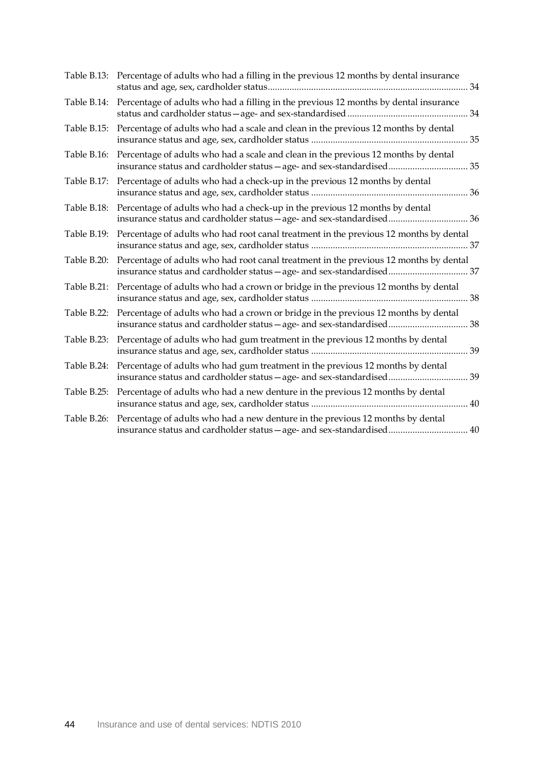Table B.13: Percentage of adults who had a filling in the previous 12 months by dental insurance status and age, sex, cardholder status .......... 34

Table B.14: Percentage of adults who had a filling in the previous 12 months by dental insurance status and cardholder status—age- and sex-standardised .......... 34

Table B.15: Percentage of adults who had a scale and clean in the previous 12 months by dental insurance status and age, sex, cardholder status .......... 35

Table B.16: Percentage of adults who had a scale and clean in the previous 12 months by dental insurance status and cardholder status—age- and sex-standardised .......... 35

Table B.17: Percentage of adults who had a check-up in the previous 12 months by dental insurance status and age, sex, cardholder status .......... 36

Table B.18: Percentage of adults who had a check-up in the previous 12 months by dental insurance status and cardholder status—age- and sex-standardised .......... 36

Table B.19: Percentage of adults who had root canal treatment in the previous 12 months by dental insurance status and age, sex, cardholder status .......... 37

Table B.20: Percentage of adults who had root canal treatment in the previous 12 months by dental insurance status and cardholder status—age- and sex-standardised .......... 37

Table B.21: Percentage of adults who had a crown or bridge in the previous 12 months by dental insurance status and age, sex, cardholder status .......... 38

Table B.22: Percentage of adults who had a crown or bridge in the previous 12 months by dental insurance status and cardholder status—age- and sex-standardised .......... 38

Table B.23: Percentage of adults who had gum treatment in the previous 12 months by dental insurance status and age, sex, cardholder status .......... 39

Table B.24: Percentage of adults who had gum treatment in the previous 12 months by dental insurance status and cardholder status—age- and sex-standardised .......... 39

Table B.25: Percentage of adults who had a new denture in the previous 12 months by dental insurance status and age, sex, cardholder status .......... 40

Table B.26: Percentage of adults who had a new denture in the previous 12 months by dental insurance status and cardholder status—age- and sex-standardised .......... 40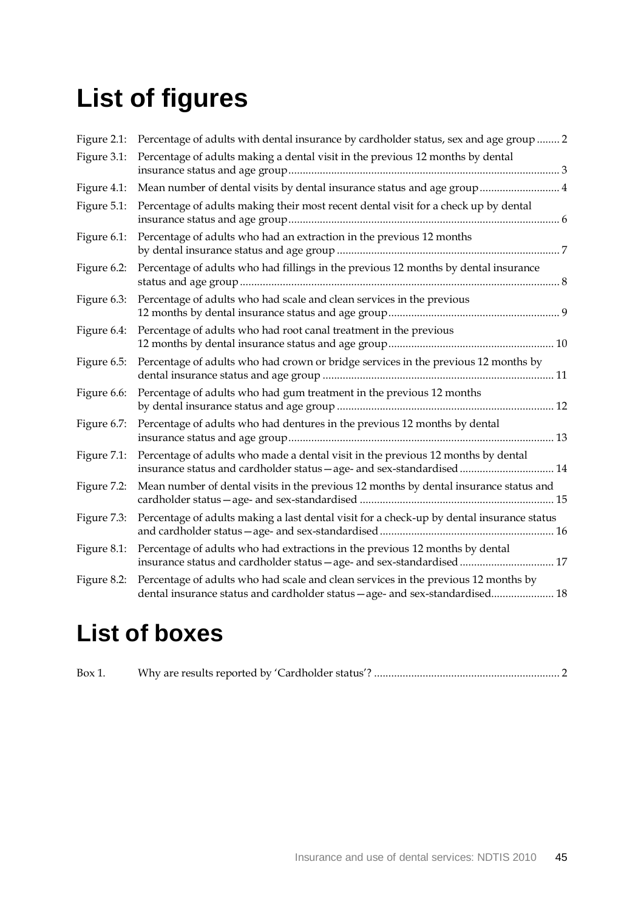# List of figures

Figure 2.1: Percentage of adults with dental insurance by cardholder status, sex and age group ........ 2

Figure 3.1: Percentage of adults making a dental visit in the previous 12 months by dental insurance status and age group ........ 3

Figure 4.1: Mean number of dental visits by dental insurance status and age group ........ 4

Figure 5.1: Percentage of adults making their most recent dental visit for a check up by dental insurance status and age group ........ 6

Figure 6.1: Percentage of adults who had an extraction in the previous 12 months by dental insurance status and age group ........ 7

Figure 6.2: Percentage of adults who had fillings in the previous 12 months by dental insurance status and age group ........ 8

Figure 6.3: Percentage of adults who had scale and clean services in the previous 12 months by dental insurance status and age group ........ 9

Figure 6.4: Percentage of adults who had root canal treatment in the previous 12 months by dental insurance status and age group ........ 10

Figure 6.5: Percentage of adults who had crown or bridge services in the previous 12 months by dental insurance status and age group ........ 11

Figure 6.6: Percentage of adults who had gum treatment in the previous 12 months by dental insurance status and age group ........ 12

Figure 6.7: Percentage of adults who had dentures in the previous 12 months by dental insurance status and age group ........ 13

Figure 7.1: Percentage of adults who made a dental visit in the previous 12 months by dental insurance status and cardholder status—age- and sex-standardised ........ 14

Figure 7.2: Mean number of dental visits in the previous 12 months by dental insurance status and cardholder status—age- and sex-standardised ........ 15

Figure 7.3: Percentage of adults making a last dental visit for a check-up by dental insurance status and cardholder status—age- and sex-standardised ........ 16

Figure 8.1: Percentage of adults who had extractions in the previous 12 months by dental insurance status and cardholder status—age- and sex-standardised ........ 17

Figure 8.2: Percentage of adults who had scale and clean services in the previous 12 months by dental insurance status and cardholder status—age- and sex-standardised ........ 18

# List of boxes

Box 1. Why are results reported by 'Cardholder status'? ........ 2